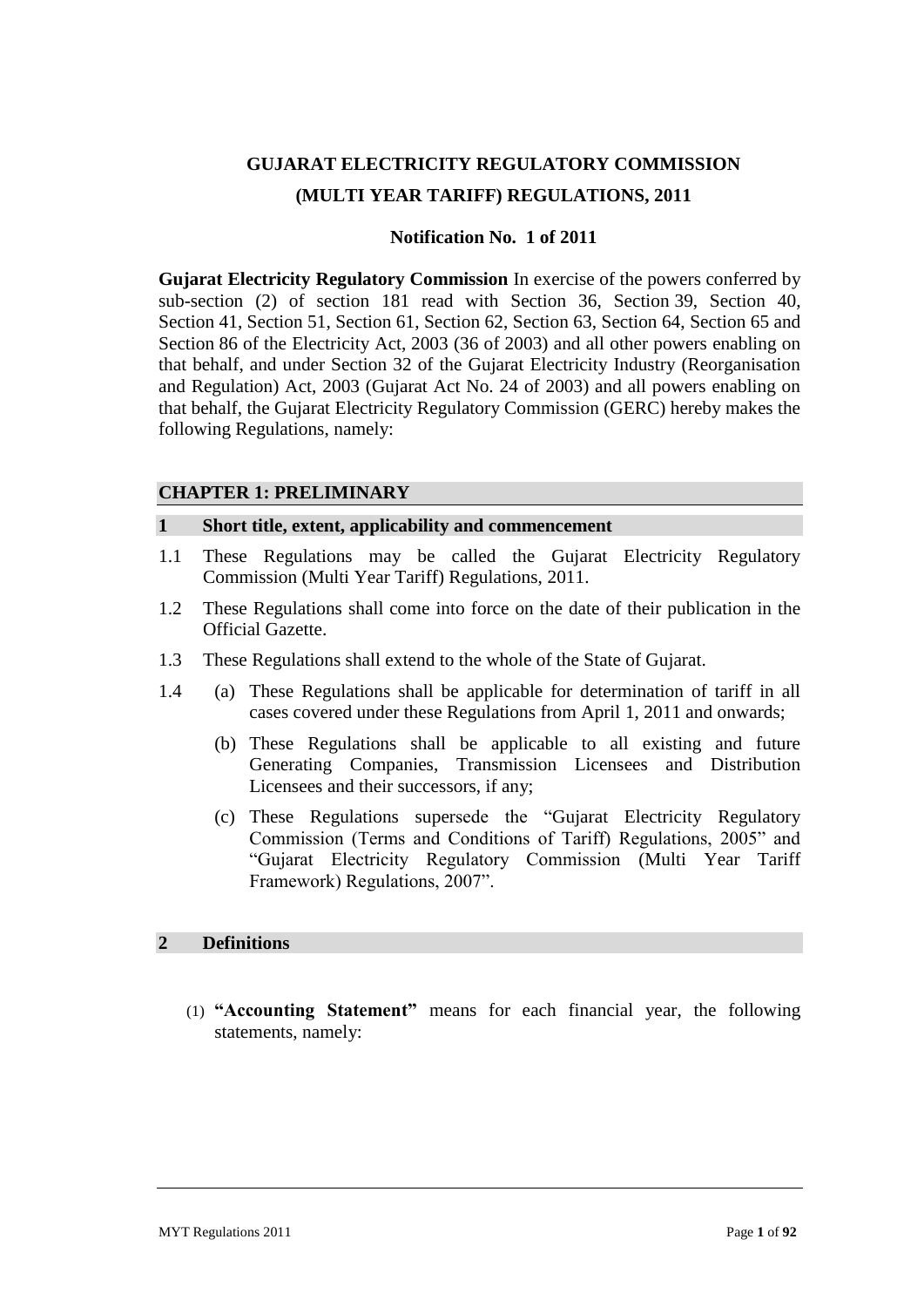# GUJARAT ELECTRICITY REGULATORY COMMISSION
# (MULTI YEAR TARIFF) REGULATIONS, 2011

### Notification No. 1 of 2011

**Gujarat Electricity Regulatory Commission** In exercise of the powers conferred by sub-section (2) of section 181 read with Section 36, Section 39, Section 40, Section 41, Section 51, Section 61, Section 62, Section 63, Section 64, Section 65 and Section 86 of the Electricity Act, 2003 (36 of 2003) and all other powers enabling on that behalf, and under Section 32 of the Gujarat Electricity Industry (Reorganisation and Regulation) Act, 2003 (Gujarat Act No. 24 of 2003) and all powers enabling on that behalf, the Gujarat Electricity Regulatory Commission (GERC) hereby makes the following Regulations, namely:

## CHAPTER 1: PRELIMINARY

### 1 Short title, extent, applicability and commencement

1.1 These Regulations may be called the Gujarat Electricity Regulatory Commission (Multi Year Tariff) Regulations, 2011.

1.2 These Regulations shall come into force on the date of their publication in the Official Gazette.

1.3 These Regulations shall extend to the whole of the State of Gujarat.

1.4 (a) These Regulations shall be applicable for determination of tariff in all cases covered under these Regulations from April 1, 2011 and onwards;

(b) These Regulations shall be applicable to all existing and future Generating Companies, Transmission Licensees and Distribution Licensees and their successors, if any;

(c) These Regulations supersede the "Gujarat Electricity Regulatory Commission (Terms and Conditions of Tariff) Regulations, 2005" and "Gujarat Electricity Regulatory Commission (Multi Year Tariff Framework) Regulations, 2007".

### 2 Definitions

(1) **"Accounting Statement"** means for each financial year, the following statements, namely: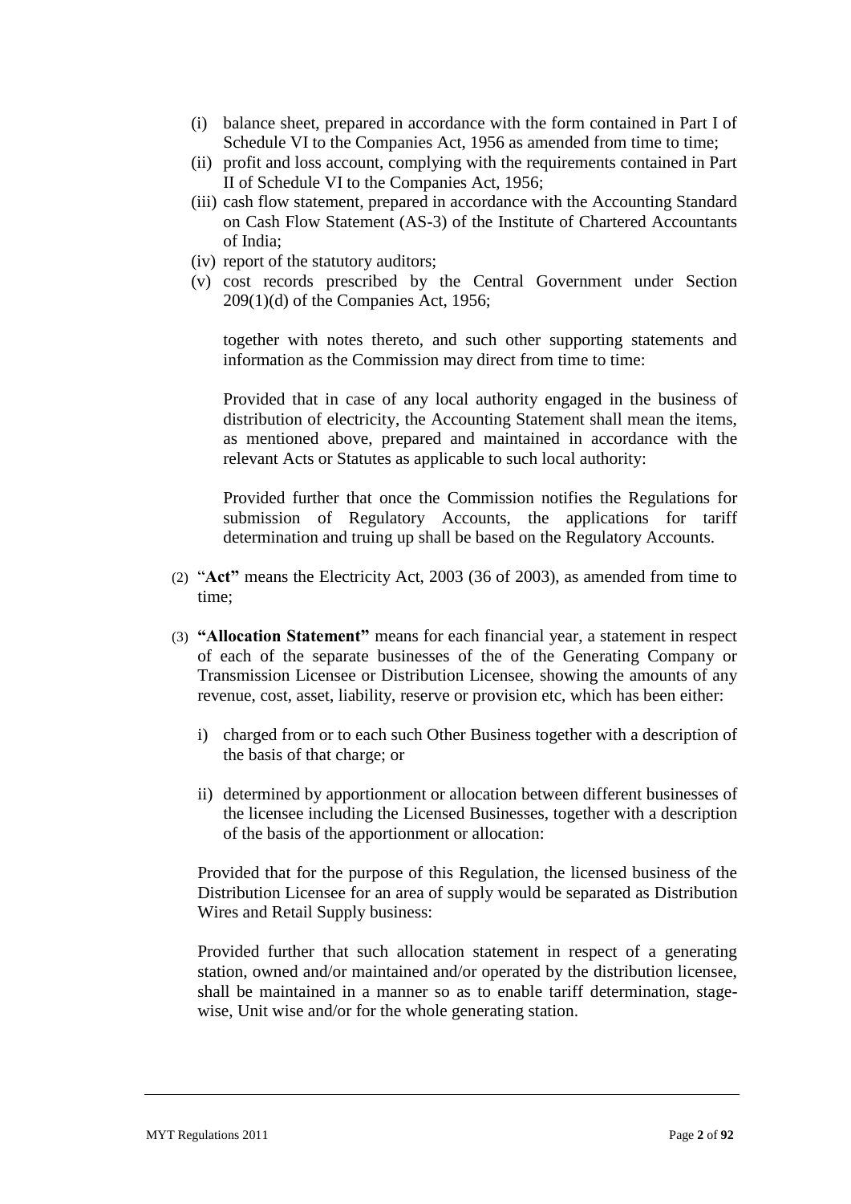(i) balance sheet, prepared in accordance with the form contained in Part I of Schedule VI to the Companies Act, 1956 as amended from time to time;

(ii) profit and loss account, complying with the requirements contained in Part II of Schedule VI to the Companies Act, 1956;

(iii) cash flow statement, prepared in accordance with the Accounting Standard on Cash Flow Statement (AS-3) of the Institute of Chartered Accountants of India;

(iv) report of the statutory auditors;

(v) cost records prescribed by the Central Government under Section 209(1)(d) of the Companies Act, 1956;

together with notes thereto, and such other supporting statements and information as the Commission may direct from time to time:

Provided that in case of any local authority engaged in the business of distribution of electricity, the Accounting Statement shall mean the items, as mentioned above, prepared and maintained in accordance with the relevant Acts or Statutes as applicable to such local authority:

Provided further that once the Commission notifies the Regulations for submission of Regulatory Accounts, the applications for tariff determination and truing up shall be based on the Regulatory Accounts.

(2) "**Act"** means the Electricity Act, 2003 (36 of 2003), as amended from time to time;

(3) **"Allocation Statement"** means for each financial year, a statement in respect of each of the separate businesses of the of the Generating Company or Transmission Licensee or Distribution Licensee, showing the amounts of any revenue, cost, asset, liability, reserve or provision etc, which has been either:

i) charged from or to each such Other Business together with a description of the basis of that charge; or

ii) determined by apportionment or allocation between different businesses of the licensee including the Licensed Businesses, together with a description of the basis of the apportionment or allocation:

Provided that for the purpose of this Regulation, the licensed business of the Distribution Licensee for an area of supply would be separated as Distribution Wires and Retail Supply business:

Provided further that such allocation statement in respect of a generating station, owned and/or maintained and/or operated by the distribution licensee, shall be maintained in a manner so as to enable tariff determination, stage-wise, Unit wise and/or for the whole generating station.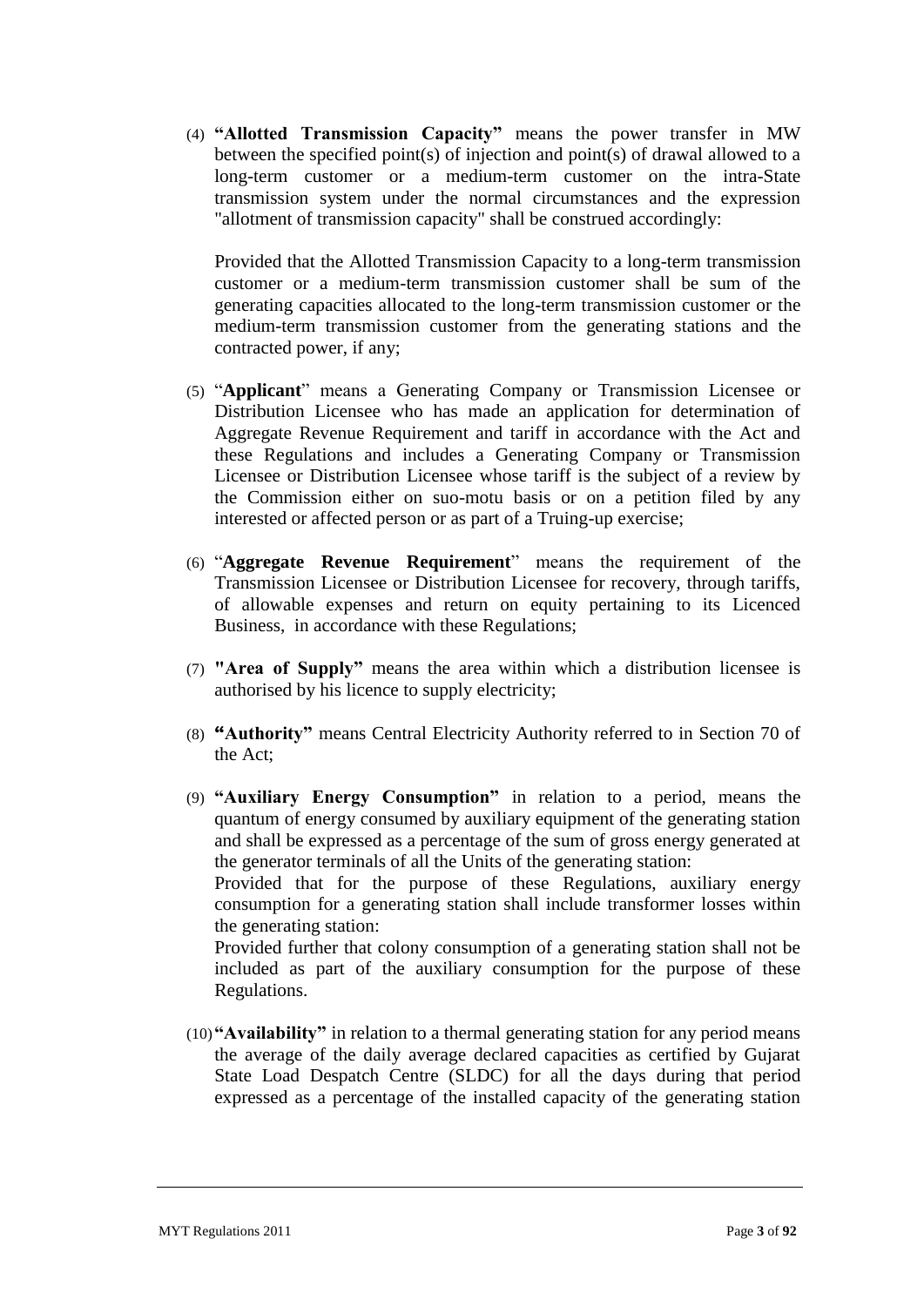(4) **"Allotted Transmission Capacity"** means the power transfer in MW between the specified point(s) of injection and point(s) of drawal allowed to a long-term customer or a medium-term customer on the intra-State transmission system under the normal circumstances and the expression "allotment of transmission capacity" shall be construed accordingly:

Provided that the Allotted Transmission Capacity to a long-term transmission customer or a medium-term transmission customer shall be sum of the generating capacities allocated to the long-term transmission customer or the medium-term transmission customer from the generating stations and the contracted power, if any;

(5) "**Applicant**" means a Generating Company or Transmission Licensee or Distribution Licensee who has made an application for determination of Aggregate Revenue Requirement and tariff in accordance with the Act and these Regulations and includes a Generating Company or Transmission Licensee or Distribution Licensee whose tariff is the subject of a review by the Commission either on suo-motu basis or on a petition filed by any interested or affected person or as part of a Truing-up exercise;

(6) "**Aggregate Revenue Requirement**" means the requirement of the Transmission Licensee or Distribution Licensee for recovery, through tariffs, of allowable expenses and return on equity pertaining to its Licenced Business, in accordance with these Regulations;

(7) **"Area of Supply"** means the area within which a distribution licensee is authorised by his licence to supply electricity;

(8) **"Authority"** means Central Electricity Authority referred to in Section 70 of the Act;

(9) **"Auxiliary Energy Consumption"** in relation to a period, means the quantum of energy consumed by auxiliary equipment of the generating station and shall be expressed as a percentage of the sum of gross energy generated at the generator terminals of all the Units of the generating station:
Provided that for the purpose of these Regulations, auxiliary energy consumption for a generating station shall include transformer losses within the generating station:
Provided further that colony consumption of a generating station shall not be included as part of the auxiliary consumption for the purpose of these Regulations.

(10) **"Availability"** in relation to a thermal generating station for any period means the average of the daily average declared capacities as certified by Gujarat State Load Despatch Centre (SLDC) for all the days during that period expressed as a percentage of the installed capacity of the generating station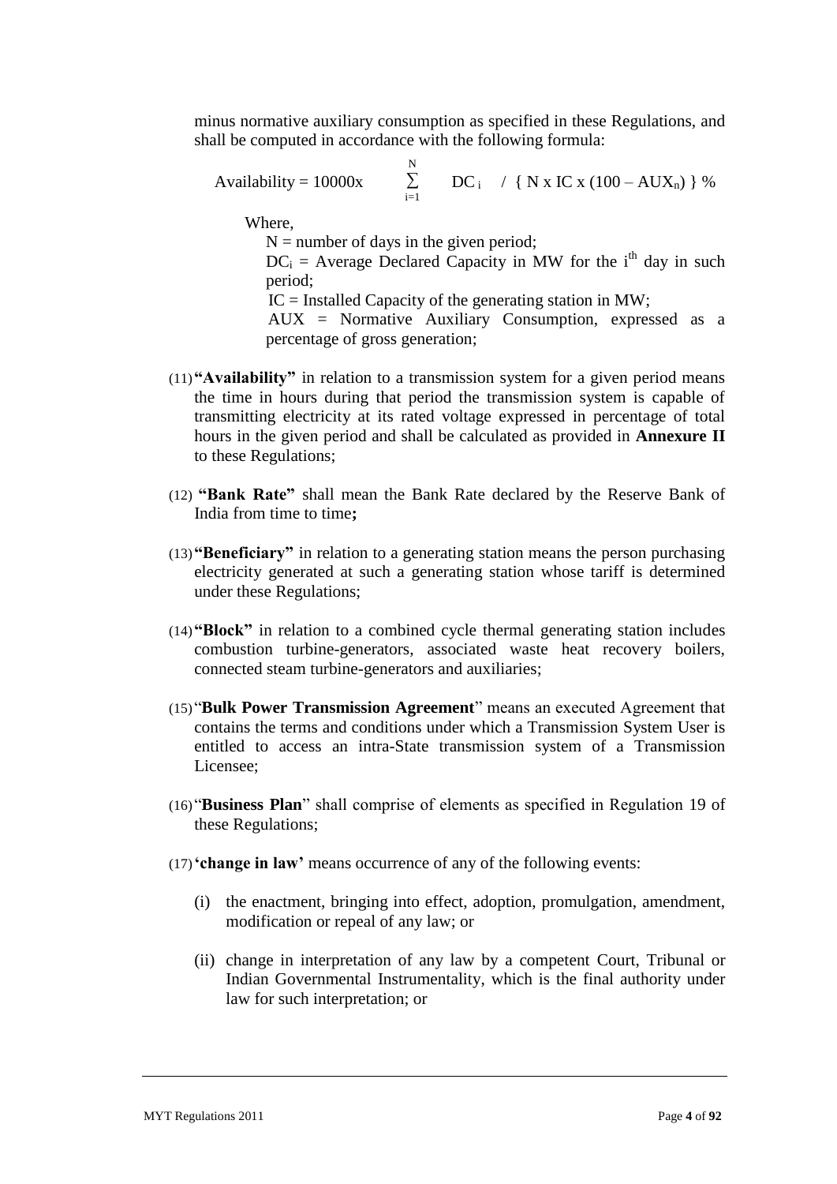minus normative auxiliary consumption as specified in these Regulations, and shall be computed in accordance with the following formula:

$$\text{Availability} = 10000\text{x} \sum_{i=1}^{N} DC_i \;/\; \{ N \times IC \times (100 - AUX_n) \} \%$$

Where,

$N$ = number of days in the given period;

$DC_i$ = Average Declared Capacity in MW for the $i^{th}$ day in such period;

IC = Installed Capacity of the generating station in MW;

AUX = Normative Auxiliary Consumption, expressed as a percentage of gross generation;

(11) **"Availability"** in relation to a transmission system for a given period means the time in hours during that period the transmission system is capable of transmitting electricity at its rated voltage expressed in percentage of total hours in the given period and shall be calculated as provided in **Annexure II** to these Regulations;

(12) **"Bank Rate"** shall mean the Bank Rate declared by the Reserve Bank of India from time to time**;**

(13) **"Beneficiary"** in relation to a generating station means the person purchasing electricity generated at such a generating station whose tariff is determined under these Regulations;

(14) **"Block"** in relation to a combined cycle thermal generating station includes combustion turbine-generators, associated waste heat recovery boilers, connected steam turbine-generators and auxiliaries;

(15) "**Bulk Power Transmission Agreement**" means an executed Agreement that contains the terms and conditions under which a Transmission System User is entitled to access an intra-State transmission system of a Transmission Licensee;

(16) "**Business Plan**" shall comprise of elements as specified in Regulation 19 of these Regulations;

(17) **'change in law'** means occurrence of any of the following events:

(i) the enactment, bringing into effect, adoption, promulgation, amendment, modification or repeal of any law; or

(ii) change in interpretation of any law by a competent Court, Tribunal or Indian Governmental Instrumentality, which is the final authority under law for such interpretation; or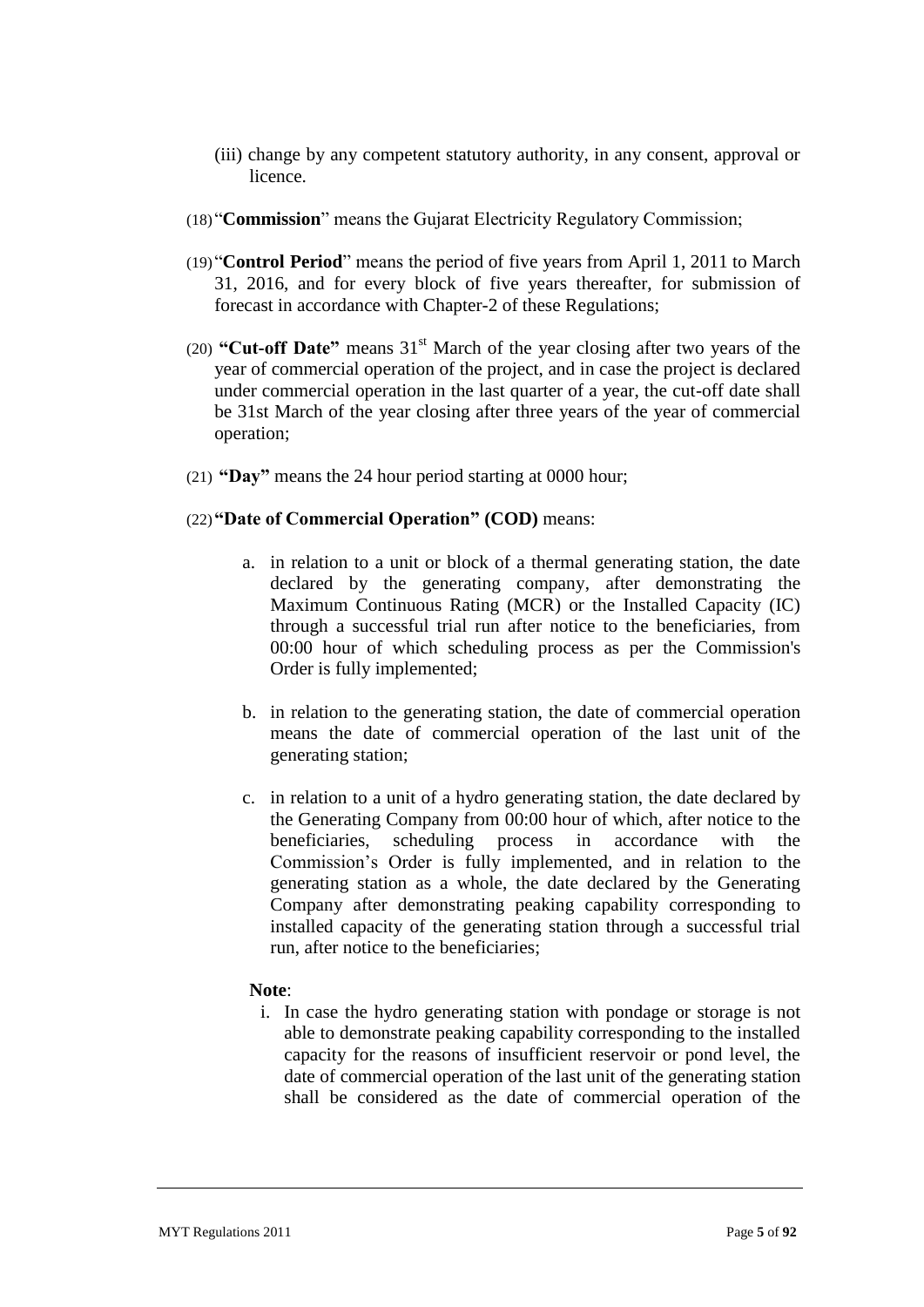(iii) change by any competent statutory authority, in any consent, approval or licence.

(18) "**Commission**" means the Gujarat Electricity Regulatory Commission;

(19) "**Control Period**" means the period of five years from April 1, 2011 to March 31, 2016, and for every block of five years thereafter, for submission of forecast in accordance with Chapter-2 of these Regulations;

(20) **"Cut-off Date"** means 31st March of the year closing after two years of the year of commercial operation of the project, and in case the project is declared under commercial operation in the last quarter of a year, the cut-off date shall be 31st March of the year closing after three years of the year of commercial operation;

(21) **"Day"** means the 24 hour period starting at 0000 hour;

(22) **"Date of Commercial Operation" (COD)** means:

a. in relation to a unit or block of a thermal generating station, the date declared by the generating company, after demonstrating the Maximum Continuous Rating (MCR) or the Installed Capacity (IC) through a successful trial run after notice to the beneficiaries, from 00:00 hour of which scheduling process as per the Commission's Order is fully implemented;

b. in relation to the generating station, the date of commercial operation means the date of commercial operation of the last unit of the generating station;

c. in relation to a unit of a hydro generating station, the date declared by the Generating Company from 00:00 hour of which, after notice to the beneficiaries, scheduling process in accordance with the Commission's Order is fully implemented, and in relation to the generating station as a whole, the date declared by the Generating Company after demonstrating peaking capability corresponding to installed capacity of the generating station through a successful trial run, after notice to the beneficiaries;

**Note**:

i. In case the hydro generating station with pondage or storage is not able to demonstrate peaking capability corresponding to the installed capacity for the reasons of insufficient reservoir or pond level, the date of commercial operation of the last unit of the generating station shall be considered as the date of commercial operation of the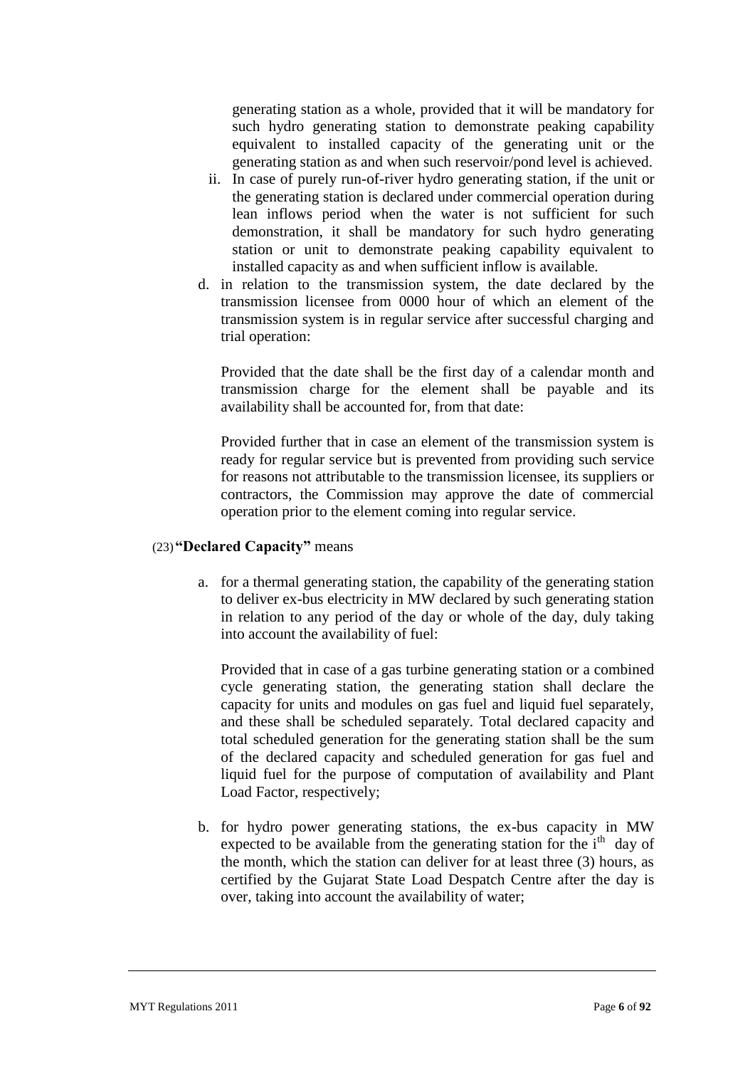generating station as a whole, provided that it will be mandatory for such hydro generating station to demonstrate peaking capability equivalent to installed capacity of the generating unit or the generating station as and when such reservoir/pond level is achieved.

ii. In case of purely run-of-river hydro generating station, if the unit or the generating station is declared under commercial operation during lean inflows period when the water is not sufficient for such demonstration, it shall be mandatory for such hydro generating station or unit to demonstrate peaking capability equivalent to installed capacity as and when sufficient inflow is available.

d. in relation to the transmission system, the date declared by the transmission licensee from 0000 hour of which an element of the transmission system is in regular service after successful charging and trial operation:

Provided that the date shall be the first day of a calendar month and transmission charge for the element shall be payable and its availability shall be accounted for, from that date:

Provided further that in case an element of the transmission system is ready for regular service but is prevented from providing such service for reasons not attributable to the transmission licensee, its suppliers or contractors, the Commission may approve the date of commercial operation prior to the element coming into regular service.

(23) **"Declared Capacity"** means

a. for a thermal generating station, the capability of the generating station to deliver ex-bus electricity in MW declared by such generating station in relation to any period of the day or whole of the day, duly taking into account the availability of fuel:

Provided that in case of a gas turbine generating station or a combined cycle generating station, the generating station shall declare the capacity for units and modules on gas fuel and liquid fuel separately, and these shall be scheduled separately. Total declared capacity and total scheduled generation for the generating station shall be the sum of the declared capacity and scheduled generation for gas fuel and liquid fuel for the purpose of computation of availability and Plant Load Factor, respectively;

b. for hydro power generating stations, the ex-bus capacity in MW expected to be available from the generating station for the $i^{th}$ day of the month, which the station can deliver for at least three (3) hours, as certified by the Gujarat State Load Despatch Centre after the day is over, taking into account the availability of water;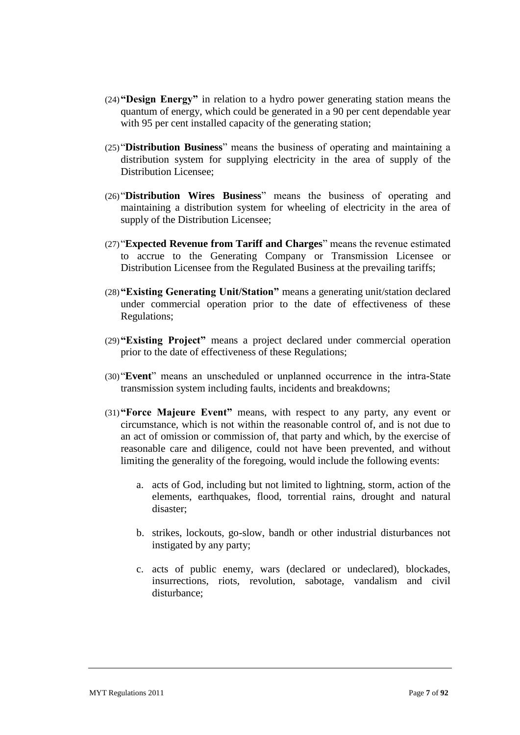(24) **"Design Energy"** in relation to a hydro power generating station means the quantum of energy, which could be generated in a 90 per cent dependable year with 95 per cent installed capacity of the generating station;

(25) "**Distribution Business**" means the business of operating and maintaining a distribution system for supplying electricity in the area of supply of the Distribution Licensee;

(26) "**Distribution Wires Business**" means the business of operating and maintaining a distribution system for wheeling of electricity in the area of supply of the Distribution Licensee;

(27) "**Expected Revenue from Tariff and Charges**" means the revenue estimated to accrue to the Generating Company or Transmission Licensee or Distribution Licensee from the Regulated Business at the prevailing tariffs;

(28) **"Existing Generating Unit/Station"** means a generating unit/station declared under commercial operation prior to the date of effectiveness of these Regulations;

(29) **"Existing Project"** means a project declared under commercial operation prior to the date of effectiveness of these Regulations;

(30) "**Event**" means an unscheduled or unplanned occurrence in the intra-State transmission system including faults, incidents and breakdowns;

(31) **"Force Majeure Event"** means, with respect to any party, any event or circumstance, which is not within the reasonable control of, and is not due to an act of omission or commission of, that party and which, by the exercise of reasonable care and diligence, could not have been prevented, and without limiting the generality of the foregoing, would include the following events:

   a. acts of God, including but not limited to lightning, storm, action of the elements, earthquakes, flood, torrential rains, drought and natural disaster;

   b. strikes, lockouts, go-slow, bandh or other industrial disturbances not instigated by any party;

   c. acts of public enemy, wars (declared or undeclared), blockades, insurrections, riots, revolution, sabotage, vandalism and civil disturbance;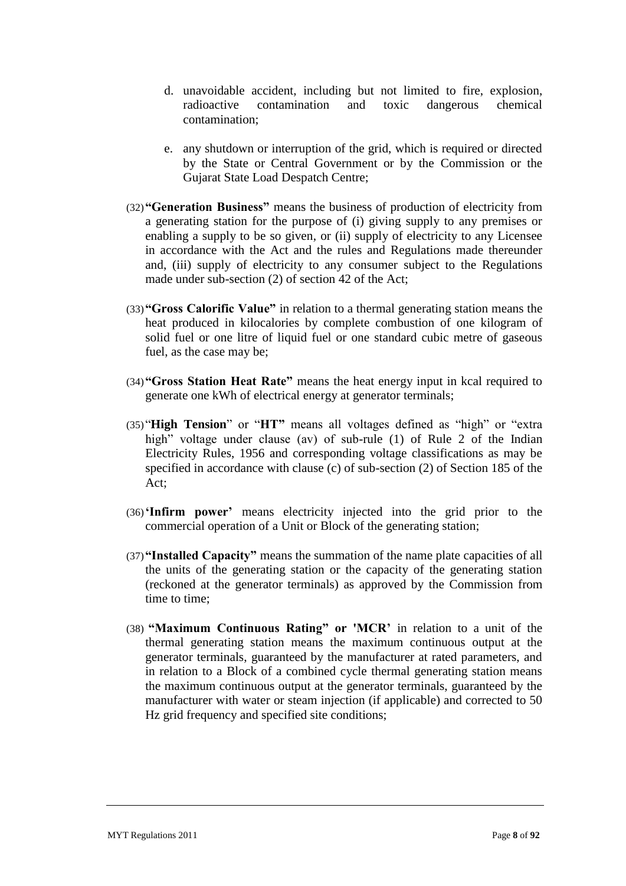d. unavoidable accident, including but not limited to fire, explosion, radioactive contamination and toxic dangerous chemical contamination;

e. any shutdown or interruption of the grid, which is required or directed by the State or Central Government or by the Commission or the Gujarat State Load Despatch Centre;

(32) **"Generation Business"** means the business of production of electricity from a generating station for the purpose of (i) giving supply to any premises or enabling a supply to be so given, or (ii) supply of electricity to any Licensee in accordance with the Act and the rules and Regulations made thereunder and, (iii) supply of electricity to any consumer subject to the Regulations made under sub-section (2) of section 42 of the Act;

(33) **"Gross Calorific Value"** in relation to a thermal generating station means the heat produced in kilocalories by complete combustion of one kilogram of solid fuel or one litre of liquid fuel or one standard cubic metre of gaseous fuel, as the case may be;

(34) **"Gross Station Heat Rate"** means the heat energy input in kcal required to generate one kWh of electrical energy at generator terminals;

(35) "**High Tension**" or "**HT"** means all voltages defined as "high" or "extra high" voltage under clause (av) of sub-rule (1) of Rule 2 of the Indian Electricity Rules, 1956 and corresponding voltage classifications as may be specified in accordance with clause (c) of sub-section (2) of Section 185 of the Act;

(36) **'Infirm power'** means electricity injected into the grid prior to the commercial operation of a Unit or Block of the generating station;

(37) **"Installed Capacity"** means the summation of the name plate capacities of all the units of the generating station or the capacity of the generating station (reckoned at the generator terminals) as approved by the Commission from time to time;

(38) **"Maximum Continuous Rating" or 'MCR'** in relation to a unit of the thermal generating station means the maximum continuous output at the generator terminals, guaranteed by the manufacturer at rated parameters, and in relation to a Block of a combined cycle thermal generating station means the maximum continuous output at the generator terminals, guaranteed by the manufacturer with water or steam injection (if applicable) and corrected to 50 Hz grid frequency and specified site conditions;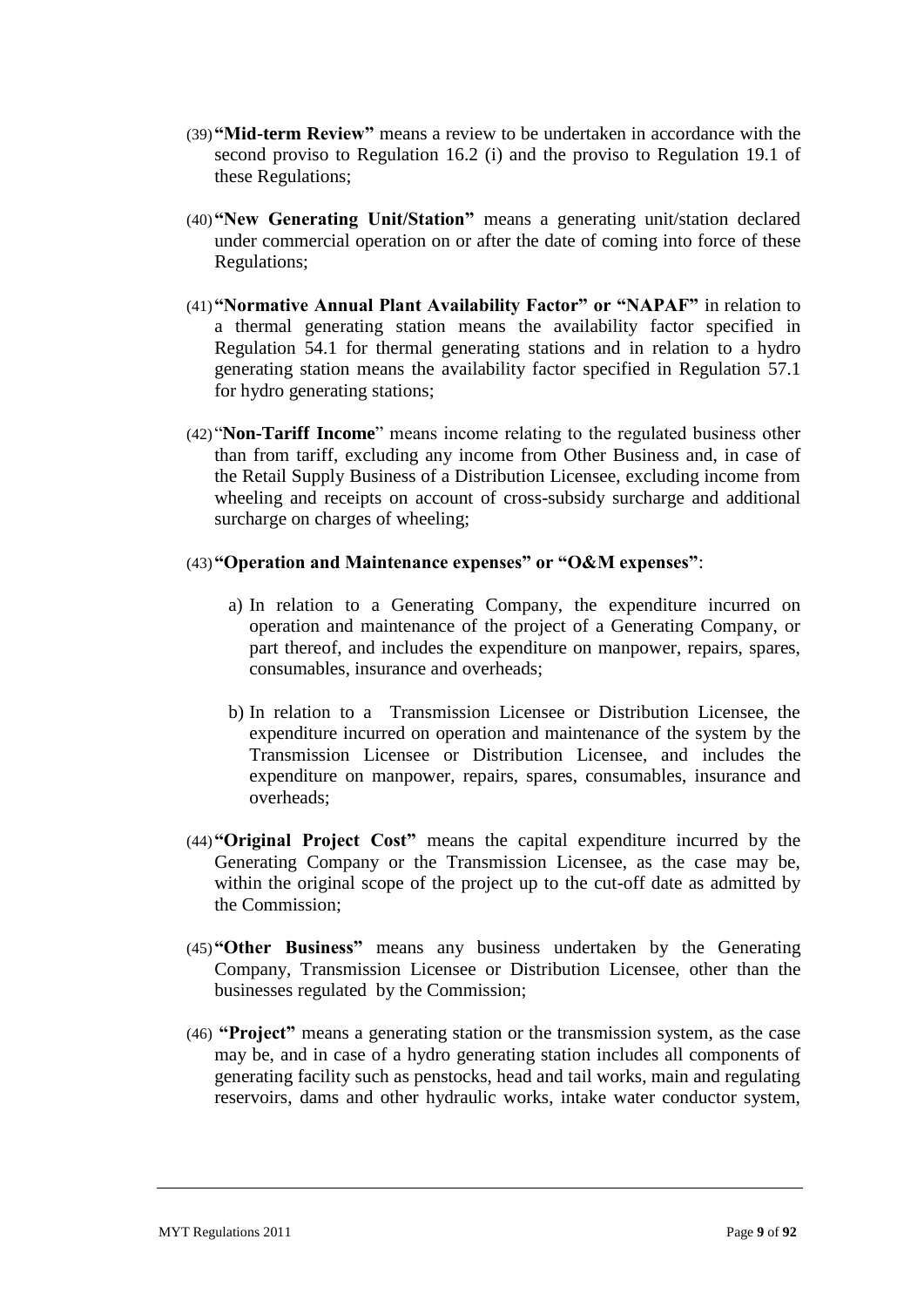(39) **"Mid-term Review"** means a review to be undertaken in accordance with the second proviso to Regulation 16.2 (i) and the proviso to Regulation 19.1 of these Regulations;

(40) **"New Generating Unit/Station"** means a generating unit/station declared under commercial operation on or after the date of coming into force of these Regulations;

(41) **"Normative Annual Plant Availability Factor" or "NAPAF"** in relation to a thermal generating station means the availability factor specified in Regulation 54.1 for thermal generating stations and in relation to a hydro generating station means the availability factor specified in Regulation 57.1 for hydro generating stations;

(42) "**Non-Tariff Income**" means income relating to the regulated business other than from tariff, excluding any income from Other Business and, in case of the Retail Supply Business of a Distribution Licensee, excluding income from wheeling and receipts on account of cross-subsidy surcharge and additional surcharge on charges of wheeling;

(43) **"Operation and Maintenance expenses" or "O&M expenses"**:

a) In relation to a Generating Company, the expenditure incurred on operation and maintenance of the project of a Generating Company, or part thereof, and includes the expenditure on manpower, repairs, spares, consumables, insurance and overheads;

b) In relation to a Transmission Licensee or Distribution Licensee, the expenditure incurred on operation and maintenance of the system by the Transmission Licensee or Distribution Licensee, and includes the expenditure on manpower, repairs, spares, consumables, insurance and overheads;

(44) **"Original Project Cost"** means the capital expenditure incurred by the Generating Company or the Transmission Licensee, as the case may be, within the original scope of the project up to the cut-off date as admitted by the Commission;

(45) **"Other Business"** means any business undertaken by the Generating Company, Transmission Licensee or Distribution Licensee, other than the businesses regulated by the Commission;

(46) **"Project"** means a generating station or the transmission system, as the case may be, and in case of a hydro generating station includes all components of generating facility such as penstocks, head and tail works, main and regulating reservoirs, dams and other hydraulic works, intake water conductor system,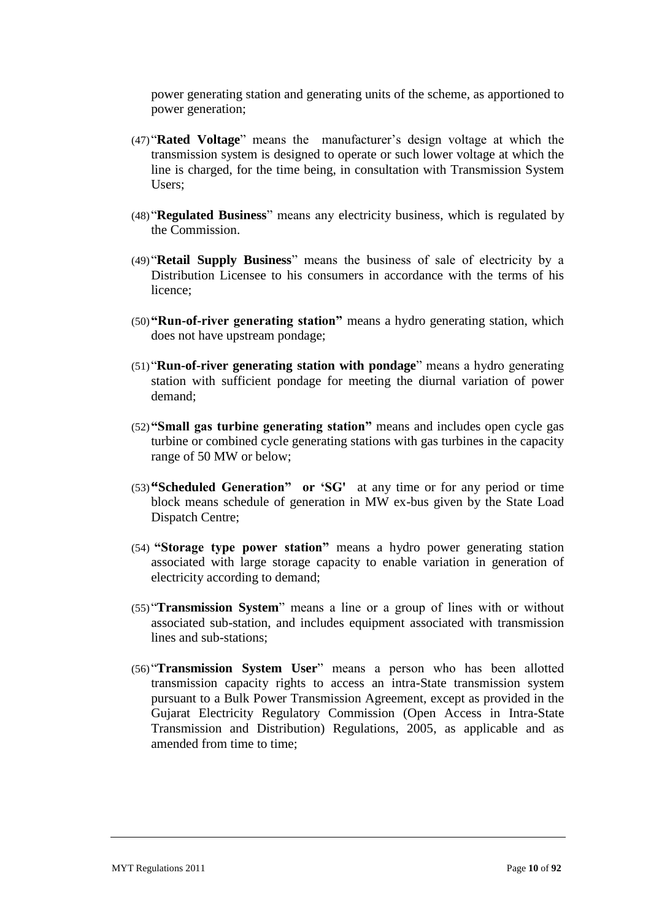power generating station and generating units of the scheme, as apportioned to power generation;

(47) "**Rated Voltage**" means the manufacturer's design voltage at which the transmission system is designed to operate or such lower voltage at which the line is charged, for the time being, in consultation with Transmission System Users;

(48) "**Regulated Business**" means any electricity business, which is regulated by the Commission.

(49) "**Retail Supply Business**" means the business of sale of electricity by a Distribution Licensee to his consumers in accordance with the terms of his licence;

(50) **"Run-of-river generating station"** means a hydro generating station, which does not have upstream pondage;

(51) "**Run-of-river generating station with pondage**" means a hydro generating station with sufficient pondage for meeting the diurnal variation of power demand;

(52) **"Small gas turbine generating station"** means and includes open cycle gas turbine or combined cycle generating stations with gas turbines in the capacity range of 50 MW or below;

(53) **"Scheduled Generation" or 'SG'** at any time or for any period or time block means schedule of generation in MW ex-bus given by the State Load Dispatch Centre;

(54) **"Storage type power station"** means a hydro power generating station associated with large storage capacity to enable variation in generation of electricity according to demand;

(55) "**Transmission System**" means a line or a group of lines with or without associated sub-station, and includes equipment associated with transmission lines and sub-stations;

(56) "**Transmission System User**" means a person who has been allotted transmission capacity rights to access an intra-State transmission system pursuant to a Bulk Power Transmission Agreement, except as provided in the Gujarat Electricity Regulatory Commission (Open Access in Intra-State Transmission and Distribution) Regulations, 2005, as applicable and as amended from time to time;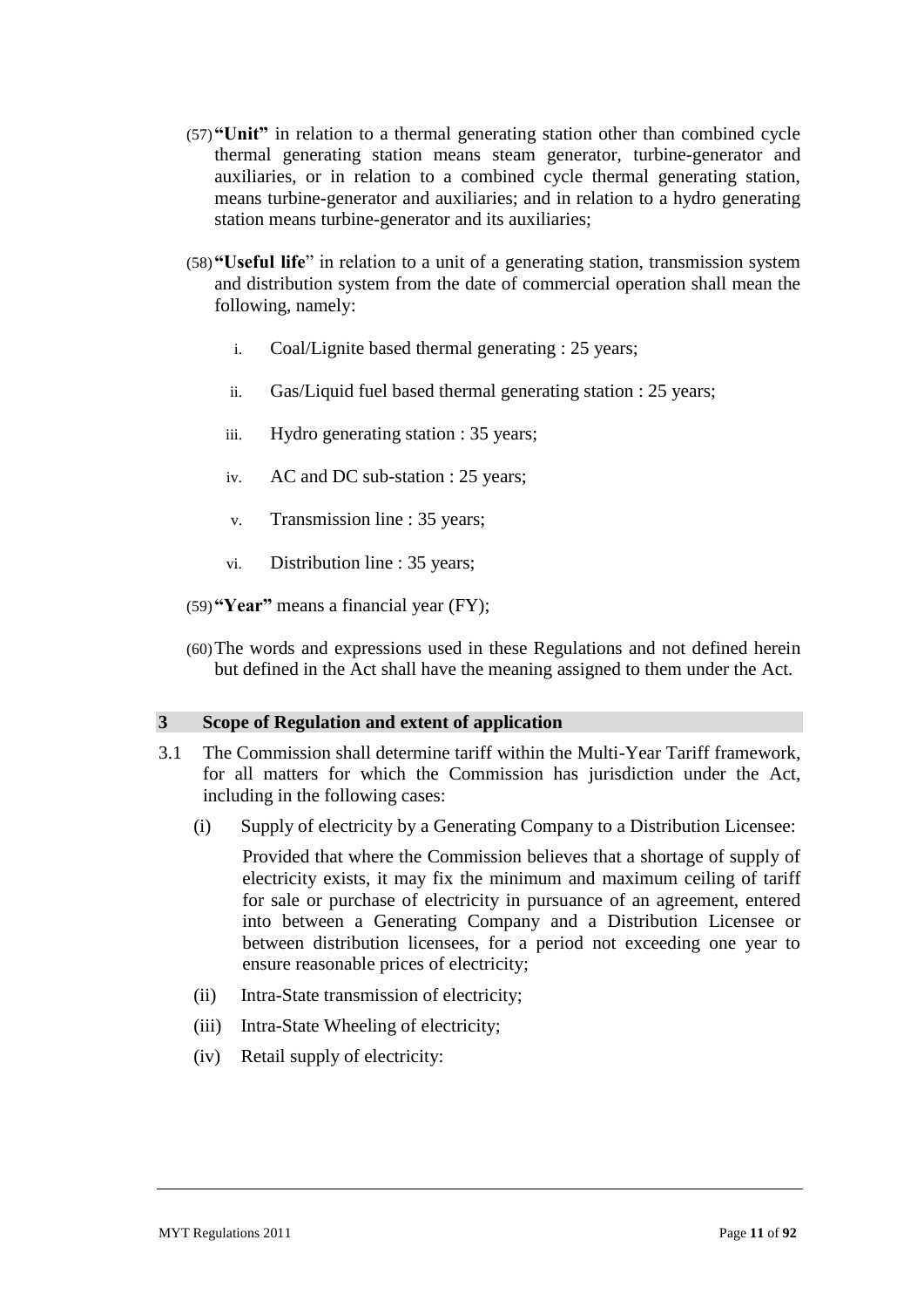(57) **"Unit"** in relation to a thermal generating station other than combined cycle thermal generating station means steam generator, turbine-generator and auxiliaries, or in relation to a combined cycle thermal generating station, means turbine-generator and auxiliaries; and in relation to a hydro generating station means turbine-generator and its auxiliaries;

(58) **"Useful life"** in relation to a unit of a generating station, transmission system and distribution system from the date of commercial operation shall mean the following, namely:

   i. Coal/Lignite based thermal generating : 25 years;

   ii. Gas/Liquid fuel based thermal generating station : 25 years;

   iii. Hydro generating station : 35 years;

   iv. AC and DC sub-station : 25 years;

   v. Transmission line : 35 years;

   vi. Distribution line : 35 years;

(59) **"Year"** means a financial year (FY);

(60) The words and expressions used in these Regulations and not defined herein but defined in the Act shall have the meaning assigned to them under the Act.

## 3 Scope of Regulation and extent of application

3.1 The Commission shall determine tariff within the Multi-Year Tariff framework, for all matters for which the Commission has jurisdiction under the Act, including in the following cases:

(i) Supply of electricity by a Generating Company to a Distribution Licensee:

Provided that where the Commission believes that a shortage of supply of electricity exists, it may fix the minimum and maximum ceiling of tariff for sale or purchase of electricity in pursuance of an agreement, entered into between a Generating Company and a Distribution Licensee or between distribution licensees, for a period not exceeding one year to ensure reasonable prices of electricity;

(ii) Intra-State transmission of electricity;

(iii) Intra-State Wheeling of electricity;

(iv) Retail supply of electricity: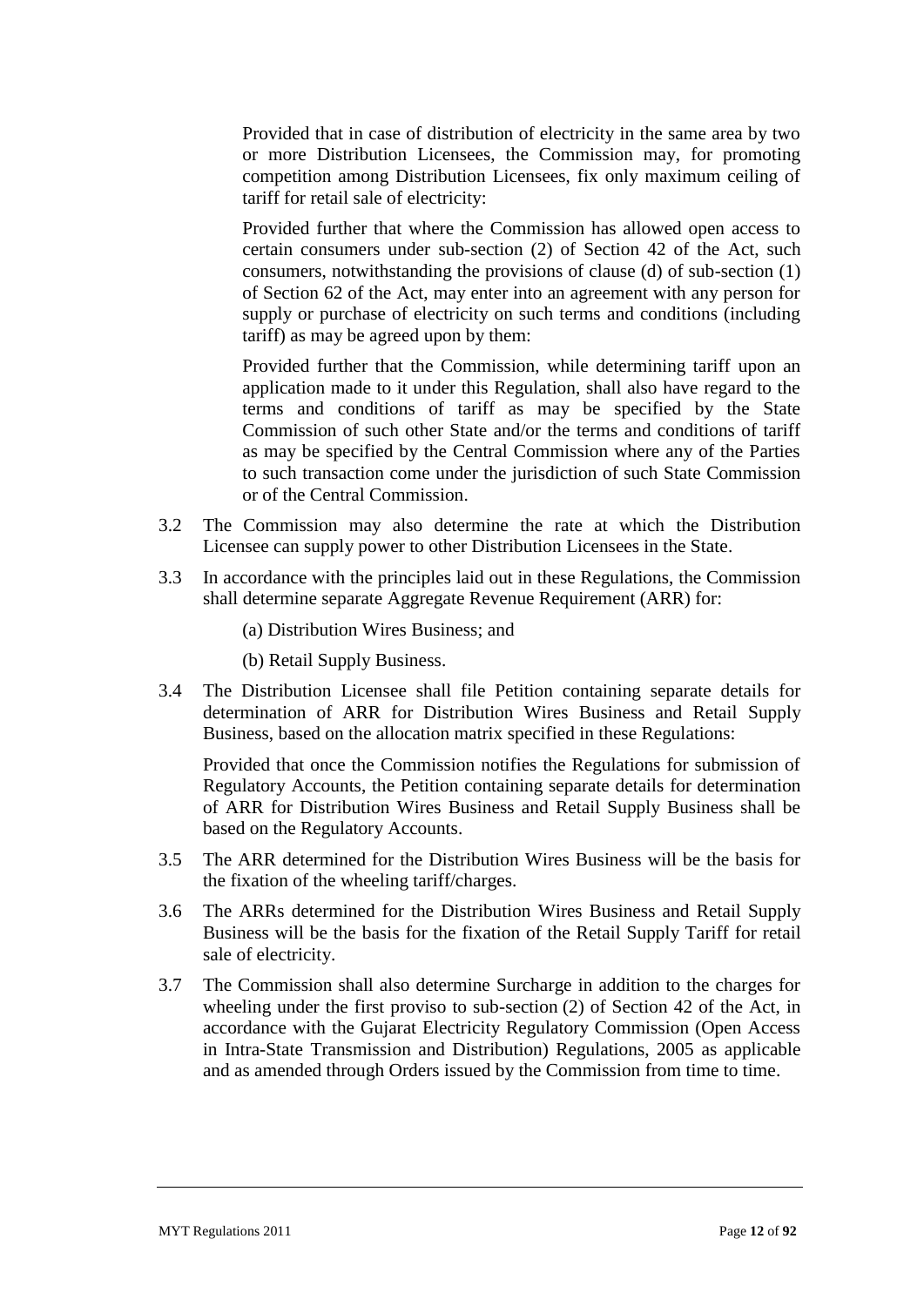Provided that in case of distribution of electricity in the same area by two or more Distribution Licensees, the Commission may, for promoting competition among Distribution Licensees, fix only maximum ceiling of tariff for retail sale of electricity:

Provided further that where the Commission has allowed open access to certain consumers under sub-section (2) of Section 42 of the Act, such consumers, notwithstanding the provisions of clause (d) of sub-section (1) of Section 62 of the Act, may enter into an agreement with any person for supply or purchase of electricity on such terms and conditions (including tariff) as may be agreed upon by them:

Provided further that the Commission, while determining tariff upon an application made to it under this Regulation, shall also have regard to the terms and conditions of tariff as may be specified by the State Commission of such other State and/or the terms and conditions of tariff as may be specified by the Central Commission where any of the Parties to such transaction come under the jurisdiction of such State Commission or of the Central Commission.

3.2 The Commission may also determine the rate at which the Distribution Licensee can supply power to other Distribution Licensees in the State.

3.3 In accordance with the principles laid out in these Regulations, the Commission shall determine separate Aggregate Revenue Requirement (ARR) for:

(a) Distribution Wires Business; and

(b) Retail Supply Business.

3.4 The Distribution Licensee shall file Petition containing separate details for determination of ARR for Distribution Wires Business and Retail Supply Business, based on the allocation matrix specified in these Regulations:

Provided that once the Commission notifies the Regulations for submission of Regulatory Accounts, the Petition containing separate details for determination of ARR for Distribution Wires Business and Retail Supply Business shall be based on the Regulatory Accounts.

3.5 The ARR determined for the Distribution Wires Business will be the basis for the fixation of the wheeling tariff/charges.

3.6 The ARRs determined for the Distribution Wires Business and Retail Supply Business will be the basis for the fixation of the Retail Supply Tariff for retail sale of electricity.

3.7 The Commission shall also determine Surcharge in addition to the charges for wheeling under the first proviso to sub-section (2) of Section 42 of the Act, in accordance with the Gujarat Electricity Regulatory Commission (Open Access in Intra-State Transmission and Distribution) Regulations, 2005 as applicable and as amended through Orders issued by the Commission from time to time.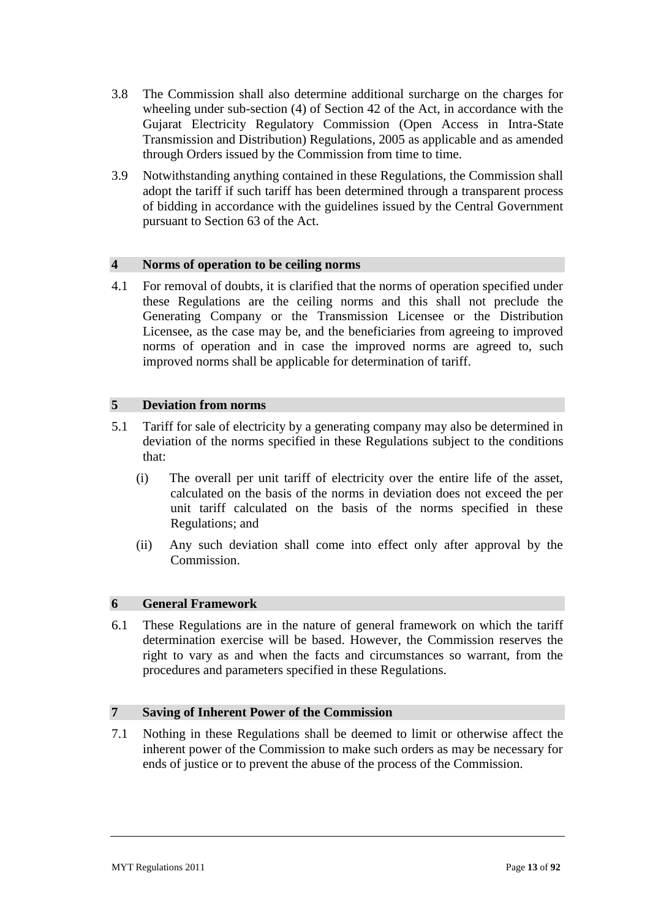3.8 The Commission shall also determine additional surcharge on the charges for wheeling under sub-section (4) of Section 42 of the Act, in accordance with the Gujarat Electricity Regulatory Commission (Open Access in Intra-State Transmission and Distribution) Regulations, 2005 as applicable and as amended through Orders issued by the Commission from time to time.

3.9 Notwithstanding anything contained in these Regulations, the Commission shall adopt the tariff if such tariff has been determined through a transparent process of bidding in accordance with the guidelines issued by the Central Government pursuant to Section 63 of the Act.

## 4 Norms of operation to be ceiling norms

4.1 For removal of doubts, it is clarified that the norms of operation specified under these Regulations are the ceiling norms and this shall not preclude the Generating Company or the Transmission Licensee or the Distribution Licensee, as the case may be, and the beneficiaries from agreeing to improved norms of operation and in case the improved norms are agreed to, such improved norms shall be applicable for determination of tariff.

## 5 Deviation from norms

5.1 Tariff for sale of electricity by a generating company may also be determined in deviation of the norms specified in these Regulations subject to the conditions that:

(i) The overall per unit tariff of electricity over the entire life of the asset, calculated on the basis of the norms in deviation does not exceed the per unit tariff calculated on the basis of the norms specified in these Regulations; and

(ii) Any such deviation shall come into effect only after approval by the Commission.

## 6 General Framework

6.1 These Regulations are in the nature of general framework on which the tariff determination exercise will be based. However, the Commission reserves the right to vary as and when the facts and circumstances so warrant, from the procedures and parameters specified in these Regulations.

## 7 Saving of Inherent Power of the Commission

7.1 Nothing in these Regulations shall be deemed to limit or otherwise affect the inherent power of the Commission to make such orders as may be necessary for ends of justice or to prevent the abuse of the process of the Commission.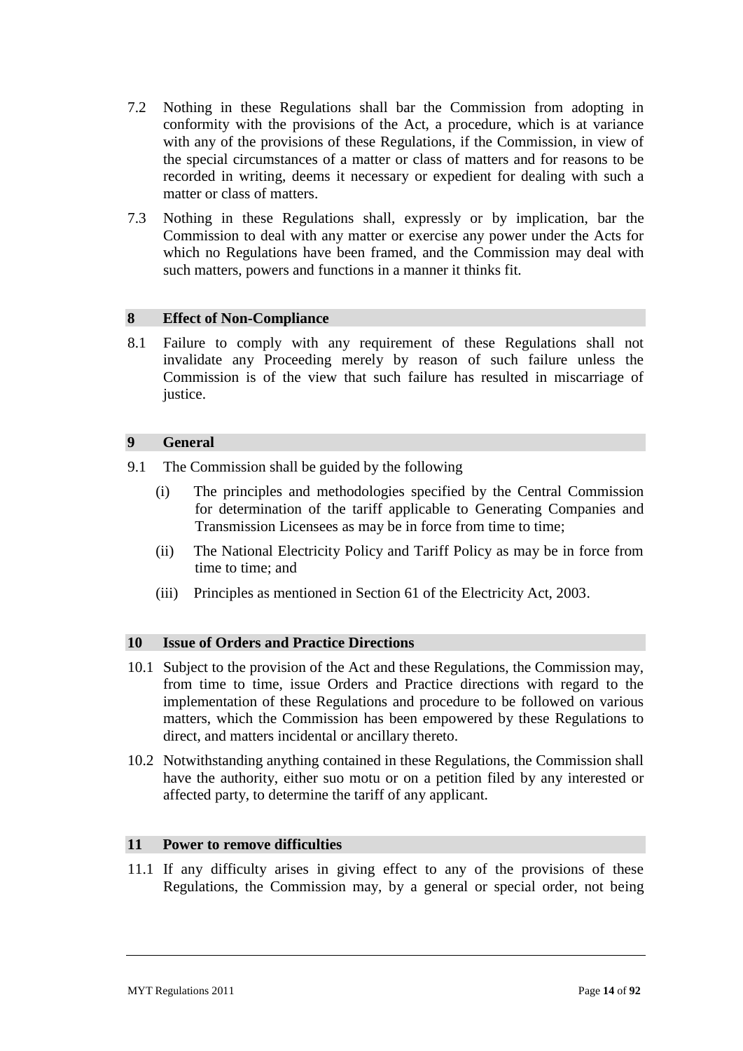7.2 Nothing in these Regulations shall bar the Commission from adopting in conformity with the provisions of the Act, a procedure, which is at variance with any of the provisions of these Regulations, if the Commission, in view of the special circumstances of a matter or class of matters and for reasons to be recorded in writing, deems it necessary or expedient for dealing with such a matter or class of matters.

7.3 Nothing in these Regulations shall, expressly or by implication, bar the Commission to deal with any matter or exercise any power under the Acts for which no Regulations have been framed, and the Commission may deal with such matters, powers and functions in a manner it thinks fit.

## 8 Effect of Non-Compliance

8.1 Failure to comply with any requirement of these Regulations shall not invalidate any Proceeding merely by reason of such failure unless the Commission is of the view that such failure has resulted in miscarriage of justice.

## 9 General

9.1 The Commission shall be guided by the following

(i) The principles and methodologies specified by the Central Commission for determination of the tariff applicable to Generating Companies and Transmission Licensees as may be in force from time to time;

(ii) The National Electricity Policy and Tariff Policy as may be in force from time to time; and

(iii) Principles as mentioned in Section 61 of the Electricity Act, 2003.

## 10 Issue of Orders and Practice Directions

10.1 Subject to the provision of the Act and these Regulations, the Commission may, from time to time, issue Orders and Practice directions with regard to the implementation of these Regulations and procedure to be followed on various matters, which the Commission has been empowered by these Regulations to direct, and matters incidental or ancillary thereto.

10.2 Notwithstanding anything contained in these Regulations, the Commission shall have the authority, either suo motu or on a petition filed by any interested or affected party, to determine the tariff of any applicant.

## 11 Power to remove difficulties

11.1 If any difficulty arises in giving effect to any of the provisions of these Regulations, the Commission may, by a general or special order, not being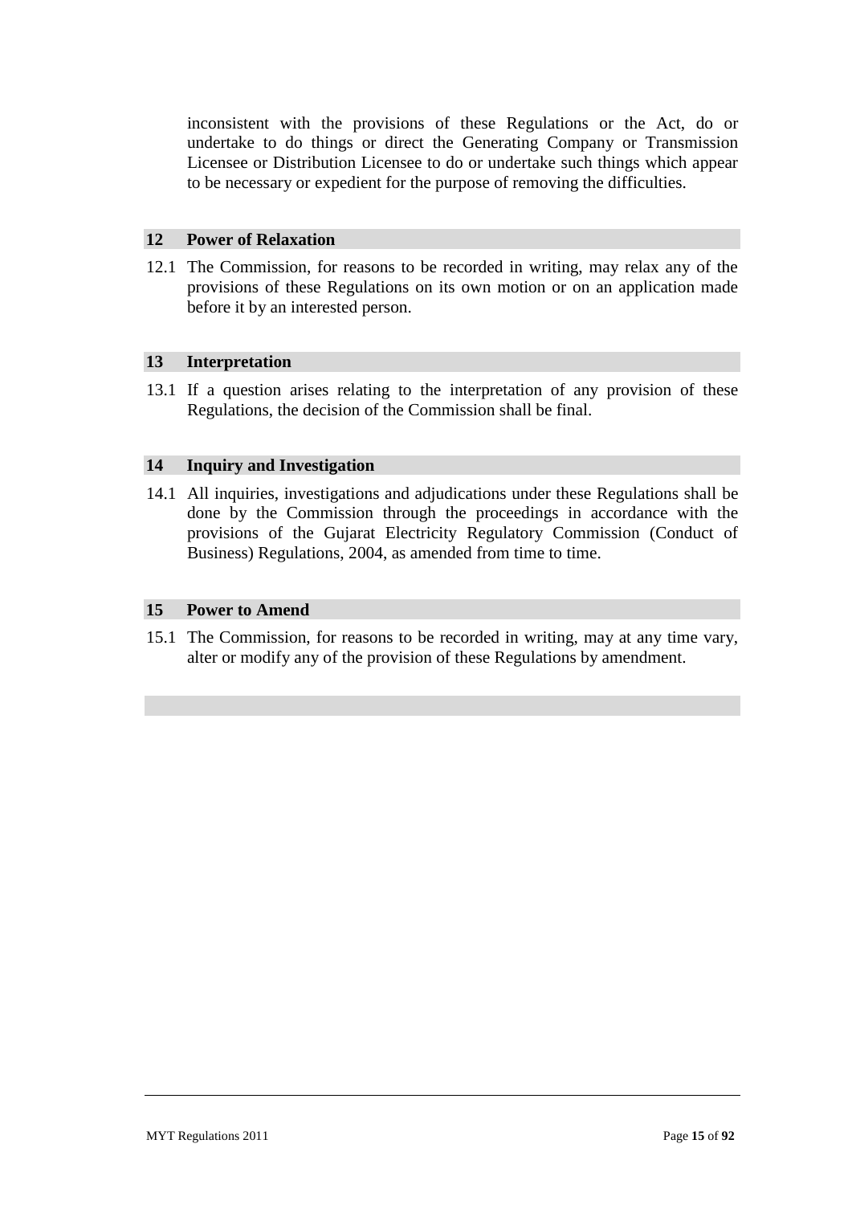inconsistent with the provisions of these Regulations or the Act, do or undertake to do things or direct the Generating Company or Transmission Licensee or Distribution Licensee to do or undertake such things which appear to be necessary or expedient for the purpose of removing the difficulties.

## 12 Power of Relaxation

12.1 The Commission, for reasons to be recorded in writing, may relax any of the provisions of these Regulations on its own motion or on an application made before it by an interested person.

## 13 Interpretation

13.1 If a question arises relating to the interpretation of any provision of these Regulations, the decision of the Commission shall be final.

## 14 Inquiry and Investigation

14.1 All inquiries, investigations and adjudications under these Regulations shall be done by the Commission through the proceedings in accordance with the provisions of the Gujarat Electricity Regulatory Commission (Conduct of Business) Regulations, 2004, as amended from time to time.

## 15 Power to Amend

15.1 The Commission, for reasons to be recorded in writing, may at any time vary, alter or modify any of the provision of these Regulations by amendment.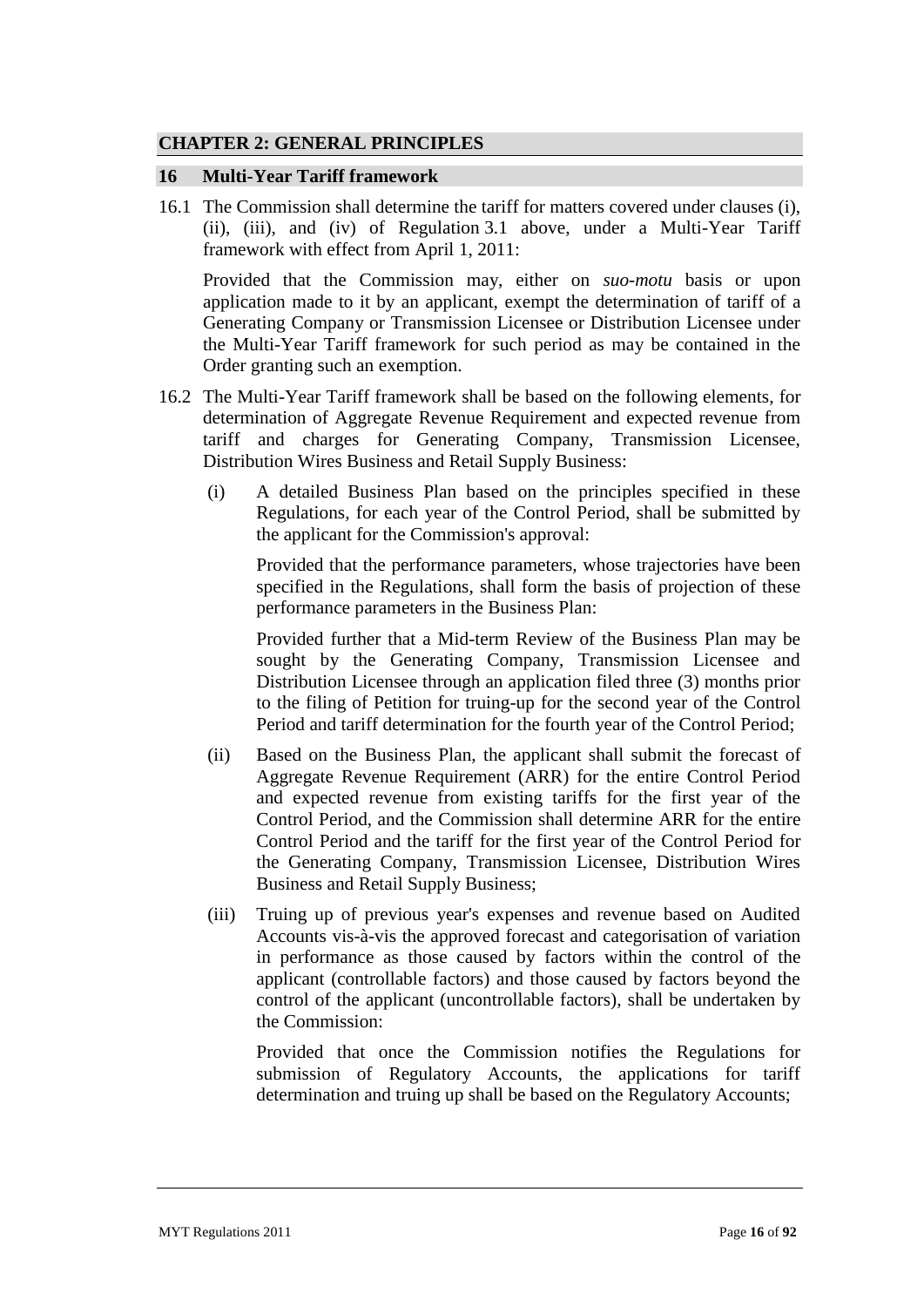## CHAPTER 2: GENERAL PRINCIPLES

### 16 Multi-Year Tariff framework

16.1 The Commission shall determine the tariff for matters covered under clauses (i), (ii), (iii), and (iv) of Regulation 3.1 above, under a Multi-Year Tariff framework with effect from April 1, 2011:

Provided that the Commission may, either on *suo-motu* basis or upon application made to it by an applicant, exempt the determination of tariff of a Generating Company or Transmission Licensee or Distribution Licensee under the Multi-Year Tariff framework for such period as may be contained in the Order granting such an exemption.

16.2 The Multi-Year Tariff framework shall be based on the following elements, for determination of Aggregate Revenue Requirement and expected revenue from tariff and charges for Generating Company, Transmission Licensee, Distribution Wires Business and Retail Supply Business:

(i) A detailed Business Plan based on the principles specified in these Regulations, for each year of the Control Period, shall be submitted by the applicant for the Commission's approval:

Provided that the performance parameters, whose trajectories have been specified in the Regulations, shall form the basis of projection of these performance parameters in the Business Plan:

Provided further that a Mid-term Review of the Business Plan may be sought by the Generating Company, Transmission Licensee and Distribution Licensee through an application filed three (3) months prior to the filing of Petition for truing-up for the second year of the Control Period and tariff determination for the fourth year of the Control Period;

(ii) Based on the Business Plan, the applicant shall submit the forecast of Aggregate Revenue Requirement (ARR) for the entire Control Period and expected revenue from existing tariffs for the first year of the Control Period, and the Commission shall determine ARR for the entire Control Period and the tariff for the first year of the Control Period for the Generating Company, Transmission Licensee, Distribution Wires Business and Retail Supply Business;

(iii) Truing up of previous year's expenses and revenue based on Audited Accounts vis-à-vis the approved forecast and categorisation of variation in performance as those caused by factors within the control of the applicant (controllable factors) and those caused by factors beyond the control of the applicant (uncontrollable factors), shall be undertaken by the Commission:

Provided that once the Commission notifies the Regulations for submission of Regulatory Accounts, the applications for tariff determination and truing up shall be based on the Regulatory Accounts;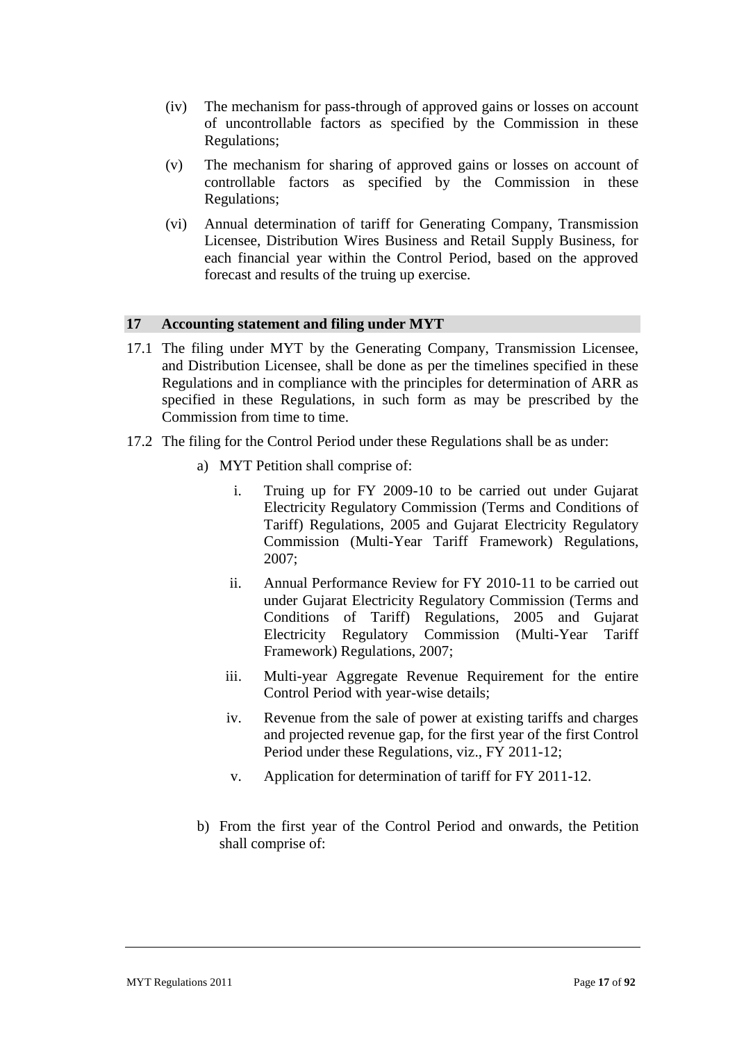(iv) The mechanism for pass-through of approved gains or losses on account of uncontrollable factors as specified by the Commission in these Regulations;

(v) The mechanism for sharing of approved gains or losses on account of controllable factors as specified by the Commission in these Regulations;

(vi) Annual determination of tariff for Generating Company, Transmission Licensee, Distribution Wires Business and Retail Supply Business, for each financial year within the Control Period, based on the approved forecast and results of the truing up exercise.

## 17 Accounting statement and filing under MYT

17.1 The filing under MYT by the Generating Company, Transmission Licensee, and Distribution Licensee, shall be done as per the timelines specified in these Regulations and in compliance with the principles for determination of ARR as specified in these Regulations, in such form as may be prescribed by the Commission from time to time.

17.2 The filing for the Control Period under these Regulations shall be as under:

a) MYT Petition shall comprise of:

   i. Truing up for FY 2009-10 to be carried out under Gujarat Electricity Regulatory Commission (Terms and Conditions of Tariff) Regulations, 2005 and Gujarat Electricity Regulatory Commission (Multi-Year Tariff Framework) Regulations, 2007;

   ii. Annual Performance Review for FY 2010-11 to be carried out under Gujarat Electricity Regulatory Commission (Terms and Conditions of Tariff) Regulations, 2005 and Gujarat Electricity Regulatory Commission (Multi-Year Tariff Framework) Regulations, 2007;

   iii. Multi-year Aggregate Revenue Requirement for the entire Control Period with year-wise details;

   iv. Revenue from the sale of power at existing tariffs and charges and projected revenue gap, for the first year of the first Control Period under these Regulations, viz., FY 2011-12;

   v. Application for determination of tariff for FY 2011-12.

b) From the first year of the Control Period and onwards, the Petition shall comprise of: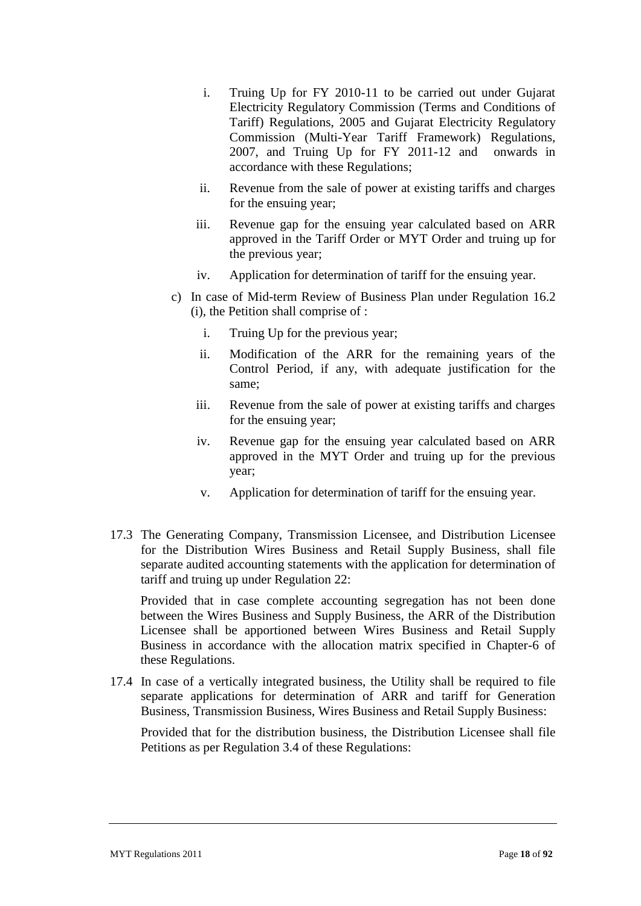i. Truing Up for FY 2010-11 to be carried out under Gujarat Electricity Regulatory Commission (Terms and Conditions of Tariff) Regulations, 2005 and Gujarat Electricity Regulatory Commission (Multi-Year Tariff Framework) Regulations, 2007, and Truing Up for FY 2011-12 and onwards in accordance with these Regulations;

ii. Revenue from the sale of power at existing tariffs and charges for the ensuing year;

iii. Revenue gap for the ensuing year calculated based on ARR approved in the Tariff Order or MYT Order and truing up for the previous year;

iv. Application for determination of tariff for the ensuing year.

c) In case of Mid-term Review of Business Plan under Regulation 16.2 (i), the Petition shall comprise of :

i. Truing Up for the previous year;

ii. Modification of the ARR for the remaining years of the Control Period, if any, with adequate justification for the same;

iii. Revenue from the sale of power at existing tariffs and charges for the ensuing year;

iv. Revenue gap for the ensuing year calculated based on ARR approved in the MYT Order and truing up for the previous year;

v. Application for determination of tariff for the ensuing year.

17.3 The Generating Company, Transmission Licensee, and Distribution Licensee for the Distribution Wires Business and Retail Supply Business, shall file separate audited accounting statements with the application for determination of tariff and truing up under Regulation 22:

Provided that in case complete accounting segregation has not been done between the Wires Business and Supply Business, the ARR of the Distribution Licensee shall be apportioned between Wires Business and Retail Supply Business in accordance with the allocation matrix specified in Chapter-6 of these Regulations.

17.4 In case of a vertically integrated business, the Utility shall be required to file separate applications for determination of ARR and tariff for Generation Business, Transmission Business, Wires Business and Retail Supply Business:

Provided that for the distribution business, the Distribution Licensee shall file Petitions as per Regulation 3.4 of these Regulations: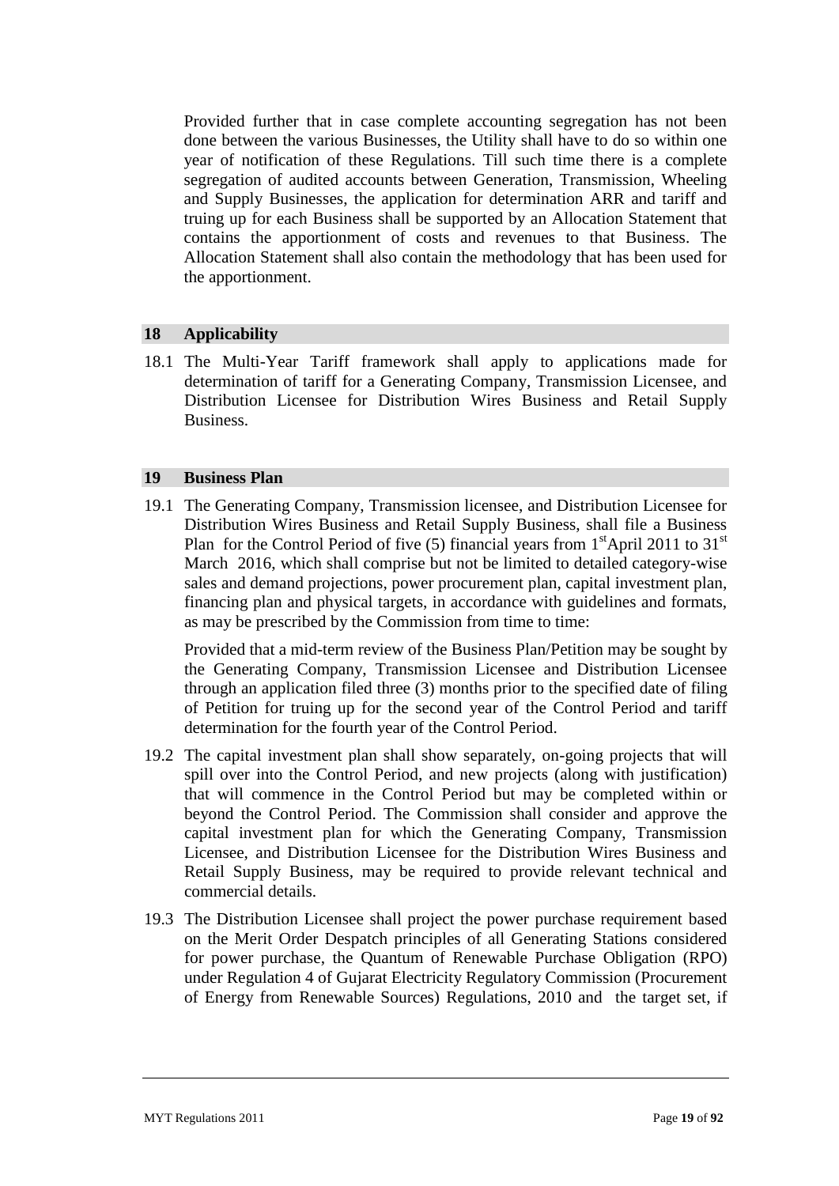Provided further that in case complete accounting segregation has not been done between the various Businesses, the Utility shall have to do so within one year of notification of these Regulations. Till such time there is a complete segregation of audited accounts between Generation, Transmission, Wheeling and Supply Businesses, the application for determination ARR and tariff and truing up for each Business shall be supported by an Allocation Statement that contains the apportionment of costs and revenues to that Business. The Allocation Statement shall also contain the methodology that has been used for the apportionment.

## 18 Applicability

18.1 The Multi-Year Tariff framework shall apply to applications made for determination of tariff for a Generating Company, Transmission Licensee, and Distribution Licensee for Distribution Wires Business and Retail Supply Business.

## 19 Business Plan

19.1 The Generating Company, Transmission licensee, and Distribution Licensee for Distribution Wires Business and Retail Supply Business, shall file a Business Plan for the Control Period of five (5) financial years from 1st April 2011 to 31st March 2016, which shall comprise but not be limited to detailed category-wise sales and demand projections, power procurement plan, capital investment plan, financing plan and physical targets, in accordance with guidelines and formats, as may be prescribed by the Commission from time to time:

Provided that a mid-term review of the Business Plan/Petition may be sought by the Generating Company, Transmission Licensee and Distribution Licensee through an application filed three (3) months prior to the specified date of filing of Petition for truing up for the second year of the Control Period and tariff determination for the fourth year of the Control Period.

19.2 The capital investment plan shall show separately, on-going projects that will spill over into the Control Period, and new projects (along with justification) that will commence in the Control Period but may be completed within or beyond the Control Period. The Commission shall consider and approve the capital investment plan for which the Generating Company, Transmission Licensee, and Distribution Licensee for the Distribution Wires Business and Retail Supply Business, may be required to provide relevant technical and commercial details.

19.3 The Distribution Licensee shall project the power purchase requirement based on the Merit Order Despatch principles of all Generating Stations considered for power purchase, the Quantum of Renewable Purchase Obligation (RPO) under Regulation 4 of Gujarat Electricity Regulatory Commission (Procurement of Energy from Renewable Sources) Regulations, 2010 and the target set, if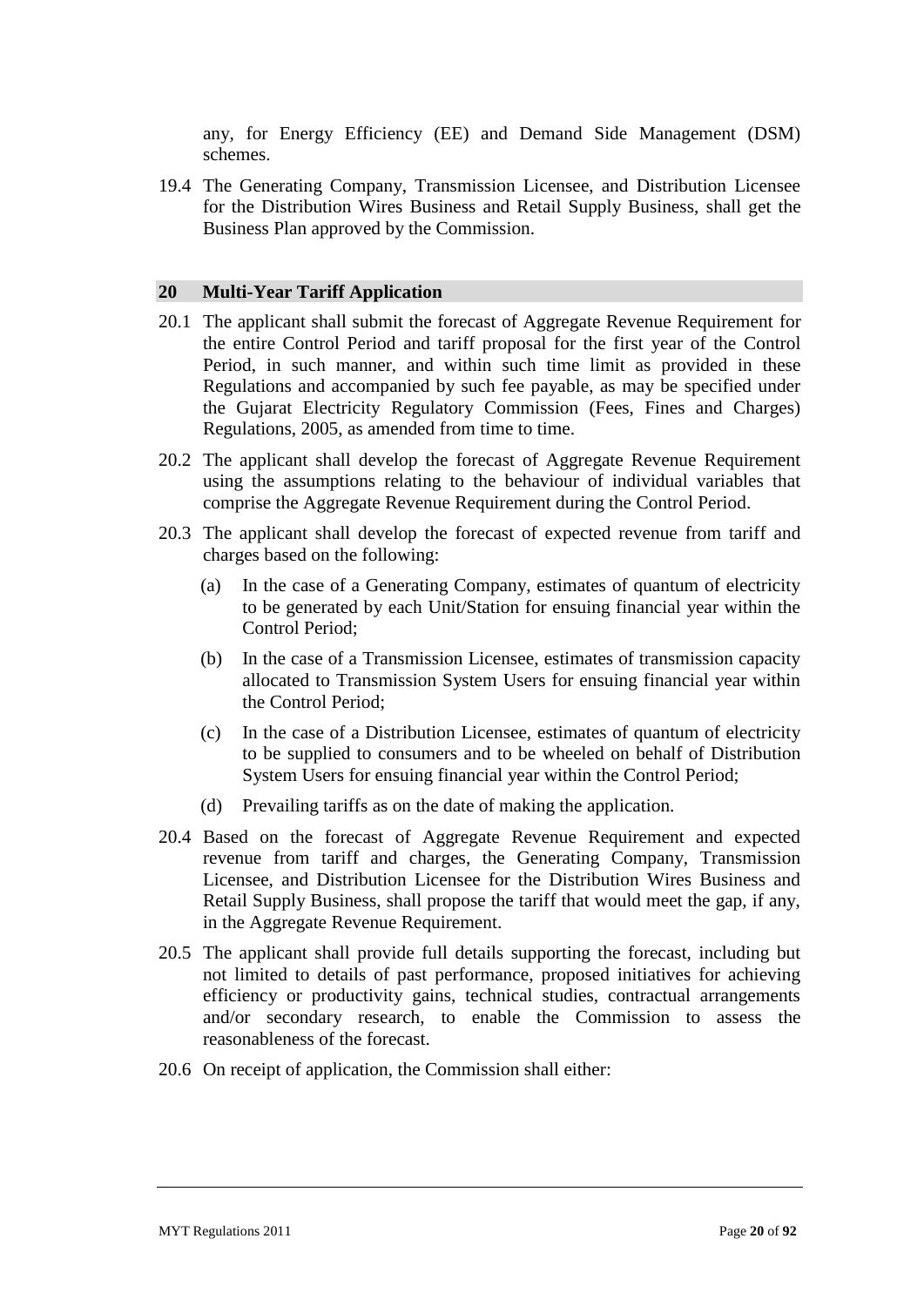any, for Energy Efficiency (EE) and Demand Side Management (DSM) schemes.

19.4 The Generating Company, Transmission Licensee, and Distribution Licensee for the Distribution Wires Business and Retail Supply Business, shall get the Business Plan approved by the Commission.

## 20 Multi-Year Tariff Application

20.1 The applicant shall submit the forecast of Aggregate Revenue Requirement for the entire Control Period and tariff proposal for the first year of the Control Period, in such manner, and within such time limit as provided in these Regulations and accompanied by such fee payable, as may be specified under the Gujarat Electricity Regulatory Commission (Fees, Fines and Charges) Regulations, 2005, as amended from time to time.

20.2 The applicant shall develop the forecast of Aggregate Revenue Requirement using the assumptions relating to the behaviour of individual variables that comprise the Aggregate Revenue Requirement during the Control Period.

20.3 The applicant shall develop the forecast of expected revenue from tariff and charges based on the following:

(a) In the case of a Generating Company, estimates of quantum of electricity to be generated by each Unit/Station for ensuing financial year within the Control Period;

(b) In the case of a Transmission Licensee, estimates of transmission capacity allocated to Transmission System Users for ensuing financial year within the Control Period;

(c) In the case of a Distribution Licensee, estimates of quantum of electricity to be supplied to consumers and to be wheeled on behalf of Distribution System Users for ensuing financial year within the Control Period;

(d) Prevailing tariffs as on the date of making the application.

20.4 Based on the forecast of Aggregate Revenue Requirement and expected revenue from tariff and charges, the Generating Company, Transmission Licensee, and Distribution Licensee for the Distribution Wires Business and Retail Supply Business, shall propose the tariff that would meet the gap, if any, in the Aggregate Revenue Requirement.

20.5 The applicant shall provide full details supporting the forecast, including but not limited to details of past performance, proposed initiatives for achieving efficiency or productivity gains, technical studies, contractual arrangements and/or secondary research, to enable the Commission to assess the reasonableness of the forecast.

20.6 On receipt of application, the Commission shall either: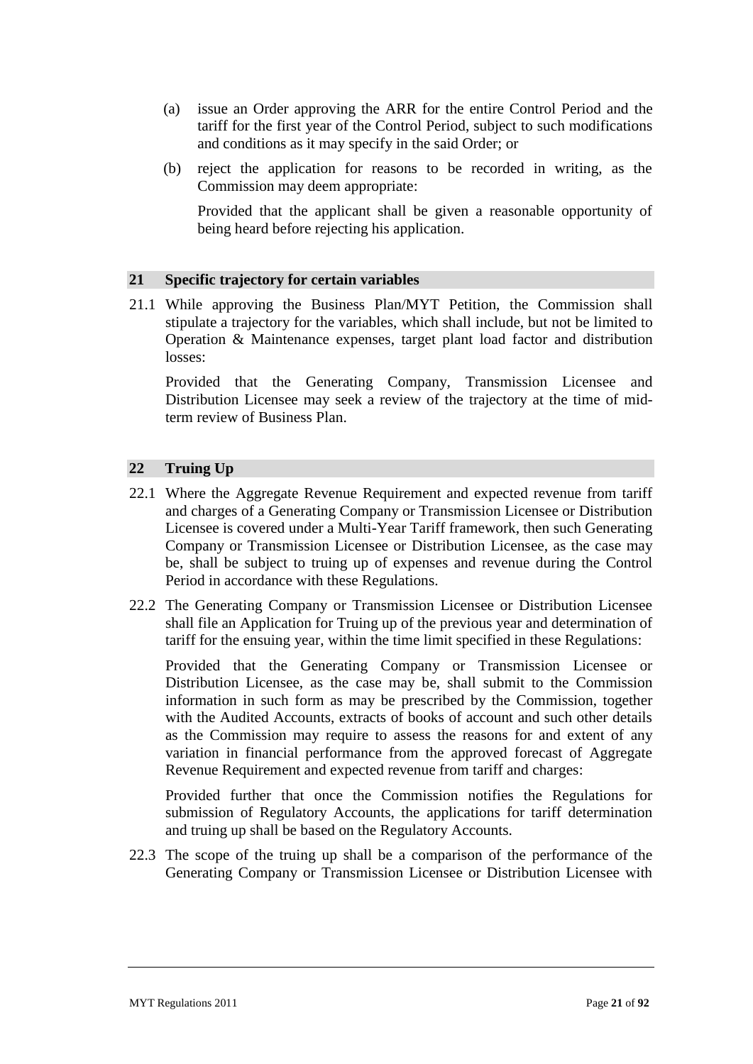(a) issue an Order approving the ARR for the entire Control Period and the tariff for the first year of the Control Period, subject to such modifications and conditions as it may specify in the said Order; or

(b) reject the application for reasons to be recorded in writing, as the Commission may deem appropriate:

Provided that the applicant shall be given a reasonable opportunity of being heard before rejecting his application.

## 21 Specific trajectory for certain variables

21.1 While approving the Business Plan/MYT Petition, the Commission shall stipulate a trajectory for the variables, which shall include, but not be limited to Operation & Maintenance expenses, target plant load factor and distribution losses:

Provided that the Generating Company, Transmission Licensee and Distribution Licensee may seek a review of the trajectory at the time of mid-term review of Business Plan.

## 22 Truing Up

22.1 Where the Aggregate Revenue Requirement and expected revenue from tariff and charges of a Generating Company or Transmission Licensee or Distribution Licensee is covered under a Multi-Year Tariff framework, then such Generating Company or Transmission Licensee or Distribution Licensee, as the case may be, shall be subject to truing up of expenses and revenue during the Control Period in accordance with these Regulations.

22.2 The Generating Company or Transmission Licensee or Distribution Licensee shall file an Application for Truing up of the previous year and determination of tariff for the ensuing year, within the time limit specified in these Regulations:

Provided that the Generating Company or Transmission Licensee or Distribution Licensee, as the case may be, shall submit to the Commission information in such form as may be prescribed by the Commission, together with the Audited Accounts, extracts of books of account and such other details as the Commission may require to assess the reasons for and extent of any variation in financial performance from the approved forecast of Aggregate Revenue Requirement and expected revenue from tariff and charges:

Provided further that once the Commission notifies the Regulations for submission of Regulatory Accounts, the applications for tariff determination and truing up shall be based on the Regulatory Accounts.

22.3 The scope of the truing up shall be a comparison of the performance of the Generating Company or Transmission Licensee or Distribution Licensee with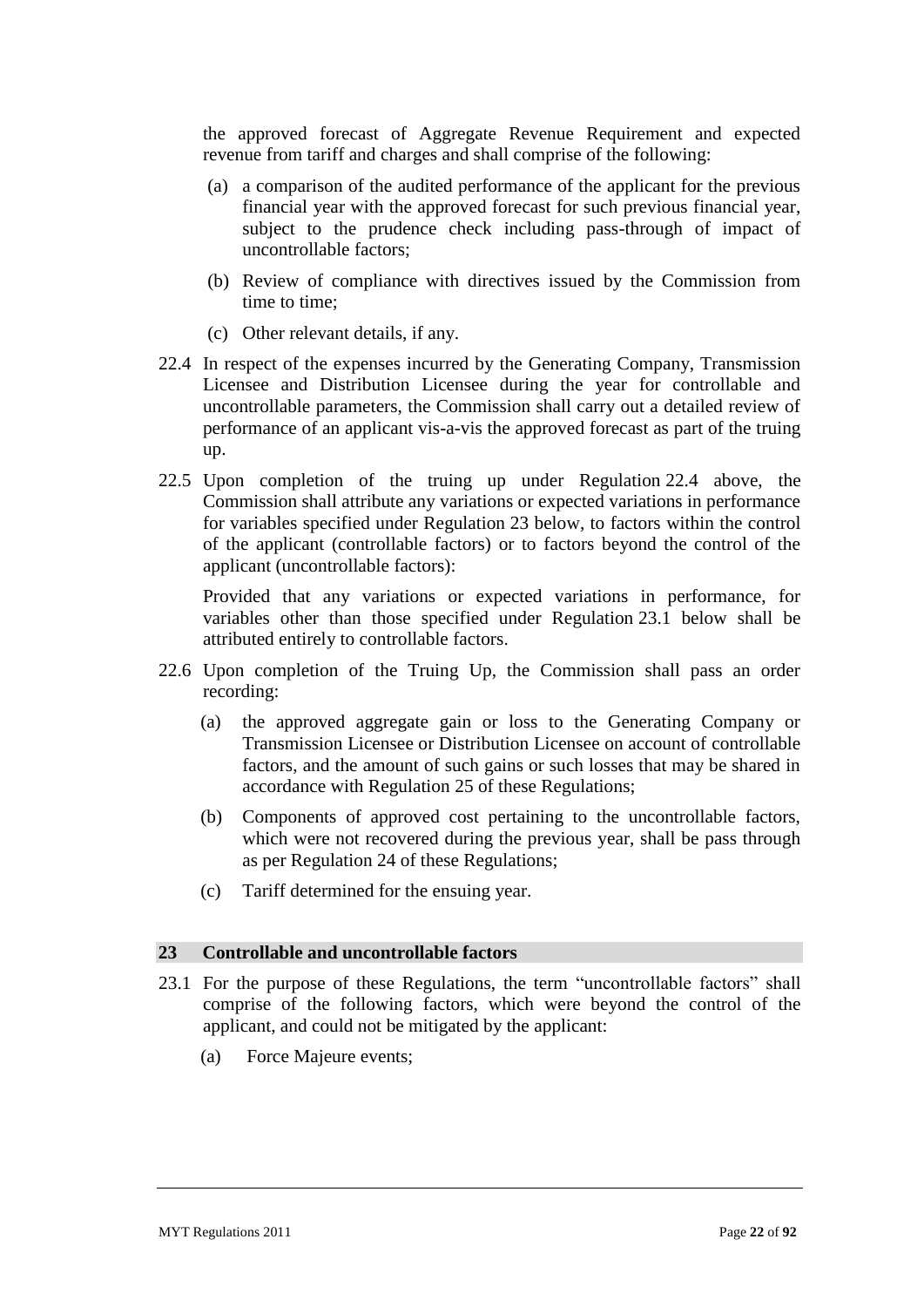the approved forecast of Aggregate Revenue Requirement and expected revenue from tariff and charges and shall comprise of the following:

(a) a comparison of the audited performance of the applicant for the previous financial year with the approved forecast for such previous financial year, subject to the prudence check including pass-through of impact of uncontrollable factors;

(b) Review of compliance with directives issued by the Commission from time to time;

(c) Other relevant details, if any.

22.4 In respect of the expenses incurred by the Generating Company, Transmission Licensee and Distribution Licensee during the year for controllable and uncontrollable parameters, the Commission shall carry out a detailed review of performance of an applicant vis-a-vis the approved forecast as part of the truing up.

22.5 Upon completion of the truing up under Regulation 22.4 above, the Commission shall attribute any variations or expected variations in performance for variables specified under Regulation 23 below, to factors within the control of the applicant (controllable factors) or to factors beyond the control of the applicant (uncontrollable factors):

Provided that any variations or expected variations in performance, for variables other than those specified under Regulation 23.1 below shall be attributed entirely to controllable factors.

22.6 Upon completion of the Truing Up, the Commission shall pass an order recording:

(a) the approved aggregate gain or loss to the Generating Company or Transmission Licensee or Distribution Licensee on account of controllable factors, and the amount of such gains or such losses that may be shared in accordance with Regulation 25 of these Regulations;

(b) Components of approved cost pertaining to the uncontrollable factors, which were not recovered during the previous year, shall be pass through as per Regulation 24 of these Regulations;

(c) Tariff determined for the ensuing year.

## 23 Controllable and uncontrollable factors

23.1 For the purpose of these Regulations, the term "uncontrollable factors" shall comprise of the following factors, which were beyond the control of the applicant, and could not be mitigated by the applicant:

(a) Force Majeure events;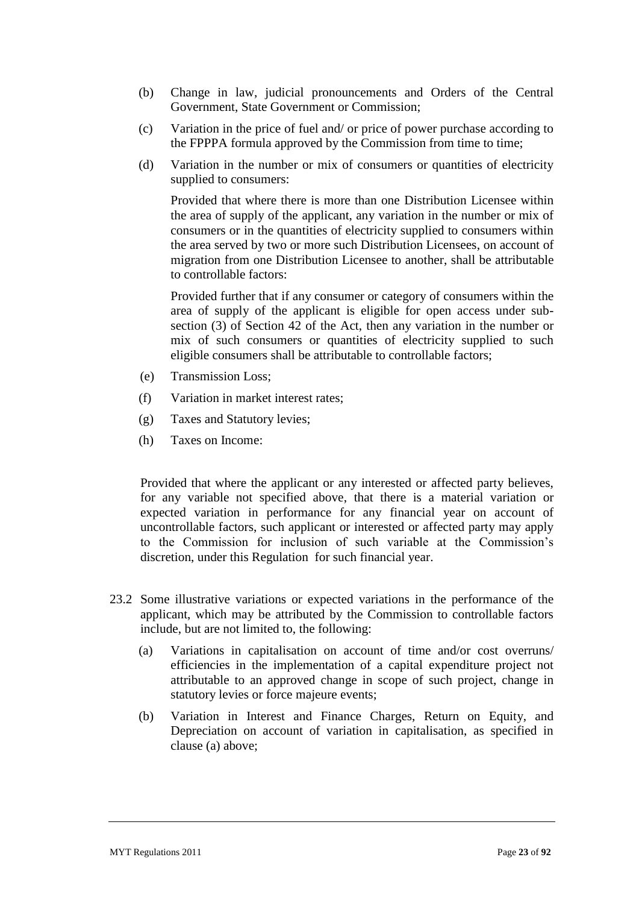(b) Change in law, judicial pronouncements and Orders of the Central Government, State Government or Commission;

(c) Variation in the price of fuel and/ or price of power purchase according to the FPPPA formula approved by the Commission from time to time;

(d) Variation in the number or mix of consumers or quantities of electricity supplied to consumers:

Provided that where there is more than one Distribution Licensee within the area of supply of the applicant, any variation in the number or mix of consumers or in the quantities of electricity supplied to consumers within the area served by two or more such Distribution Licensees, on account of migration from one Distribution Licensee to another, shall be attributable to controllable factors:

Provided further that if any consumer or category of consumers within the area of supply of the applicant is eligible for open access under sub-section (3) of Section 42 of the Act, then any variation in the number or mix of such consumers or quantities of electricity supplied to such eligible consumers shall be attributable to controllable factors;

(e) Transmission Loss;

(f) Variation in market interest rates;

(g) Taxes and Statutory levies;

(h) Taxes on Income:

Provided that where the applicant or any interested or affected party believes, for any variable not specified above, that there is a material variation or expected variation in performance for any financial year on account of uncontrollable factors, such applicant or interested or affected party may apply to the Commission for inclusion of such variable at the Commission's discretion, under this Regulation for such financial year.

23.2 Some illustrative variations or expected variations in the performance of the applicant, which may be attributed by the Commission to controllable factors include, but are not limited to, the following:

(a) Variations in capitalisation on account of time and/or cost overruns/ efficiencies in the implementation of a capital expenditure project not attributable to an approved change in scope of such project, change in statutory levies or force majeure events;

(b) Variation in Interest and Finance Charges, Return on Equity, and Depreciation on account of variation in capitalisation, as specified in clause (a) above;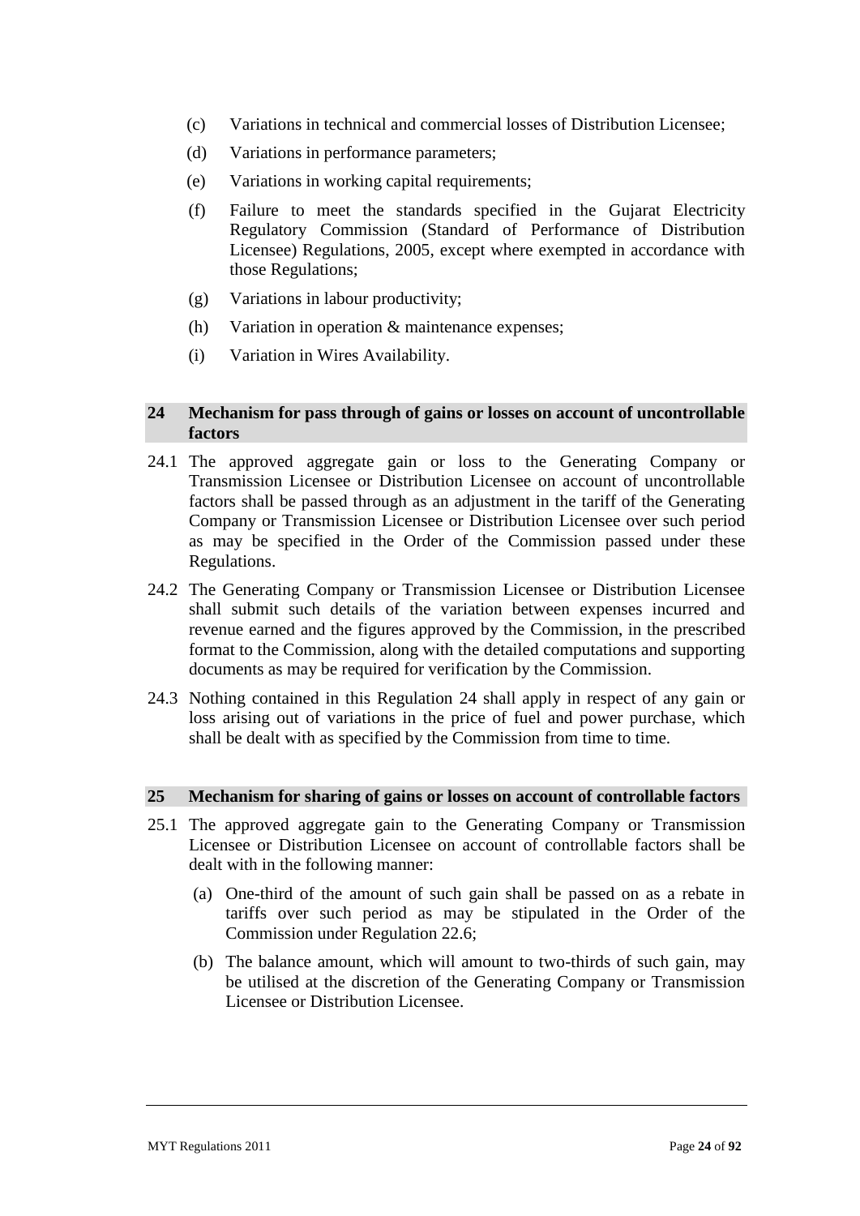(c) Variations in technical and commercial losses of Distribution Licensee;

(d) Variations in performance parameters;

(e) Variations in working capital requirements;

(f) Failure to meet the standards specified in the Gujarat Electricity Regulatory Commission (Standard of Performance of Distribution Licensee) Regulations, 2005, except where exempted in accordance with those Regulations;

(g) Variations in labour productivity;

(h) Variation in operation & maintenance expenses;

(i) Variation in Wires Availability.

## 24 Mechanism for pass through of gains or losses on account of uncontrollable factors

24.1 The approved aggregate gain or loss to the Generating Company or Transmission Licensee or Distribution Licensee on account of uncontrollable factors shall be passed through as an adjustment in the tariff of the Generating Company or Transmission Licensee or Distribution Licensee over such period as may be specified in the Order of the Commission passed under these Regulations.

24.2 The Generating Company or Transmission Licensee or Distribution Licensee shall submit such details of the variation between expenses incurred and revenue earned and the figures approved by the Commission, in the prescribed format to the Commission, along with the detailed computations and supporting documents as may be required for verification by the Commission.

24.3 Nothing contained in this Regulation 24 shall apply in respect of any gain or loss arising out of variations in the price of fuel and power purchase, which shall be dealt with as specified by the Commission from time to time.

## 25 Mechanism for sharing of gains or losses on account of controllable factors

25.1 The approved aggregate gain to the Generating Company or Transmission Licensee or Distribution Licensee on account of controllable factors shall be dealt with in the following manner:

(a) One-third of the amount of such gain shall be passed on as a rebate in tariffs over such period as may be stipulated in the Order of the Commission under Regulation 22.6;

(b) The balance amount, which will amount to two-thirds of such gain, may be utilised at the discretion of the Generating Company or Transmission Licensee or Distribution Licensee.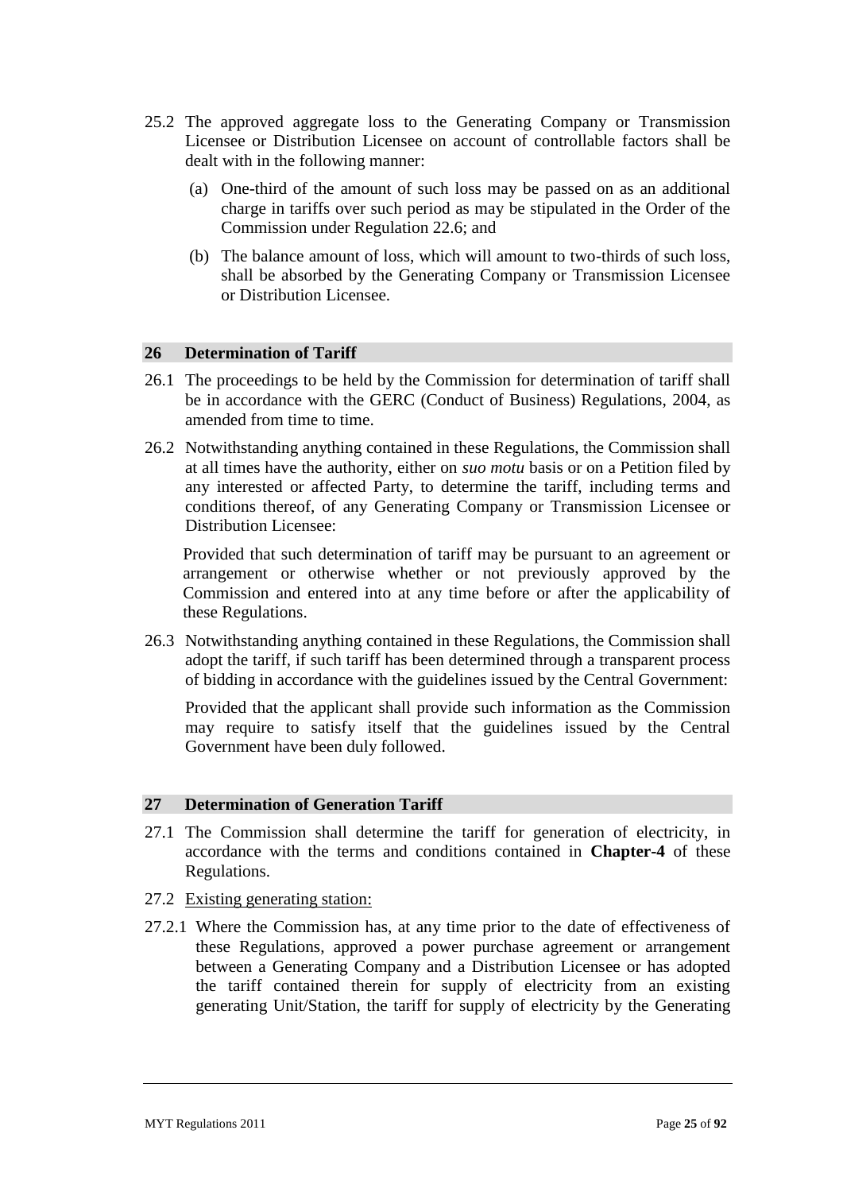25.2 The approved aggregate loss to the Generating Company or Transmission Licensee or Distribution Licensee on account of controllable factors shall be dealt with in the following manner:

(a) One-third of the amount of such loss may be passed on as an additional charge in tariffs over such period as may be stipulated in the Order of the Commission under Regulation 22.6; and

(b) The balance amount of loss, which will amount to two-thirds of such loss, shall be absorbed by the Generating Company or Transmission Licensee or Distribution Licensee.

## 26 Determination of Tariff

26.1 The proceedings to be held by the Commission for determination of tariff shall be in accordance with the GERC (Conduct of Business) Regulations, 2004, as amended from time to time.

26.2 Notwithstanding anything contained in these Regulations, the Commission shall at all times have the authority, either on *suo motu* basis or on a Petition filed by any interested or affected Party, to determine the tariff, including terms and conditions thereof, of any Generating Company or Transmission Licensee or Distribution Licensee:

Provided that such determination of tariff may be pursuant to an agreement or arrangement or otherwise whether or not previously approved by the Commission and entered into at any time before or after the applicability of these Regulations.

26.3 Notwithstanding anything contained in these Regulations, the Commission shall adopt the tariff, if such tariff has been determined through a transparent process of bidding in accordance with the guidelines issued by the Central Government:

Provided that the applicant shall provide such information as the Commission may require to satisfy itself that the guidelines issued by the Central Government have been duly followed.

## 27 Determination of Generation Tariff

27.1 The Commission shall determine the tariff for generation of electricity, in accordance with the terms and conditions contained in **Chapter-4** of these Regulations.

27.2 Existing generating station:

27.2.1 Where the Commission has, at any time prior to the date of effectiveness of these Regulations, approved a power purchase agreement or arrangement between a Generating Company and a Distribution Licensee or has adopted the tariff contained therein for supply of electricity from an existing generating Unit/Station, the tariff for supply of electricity by the Generating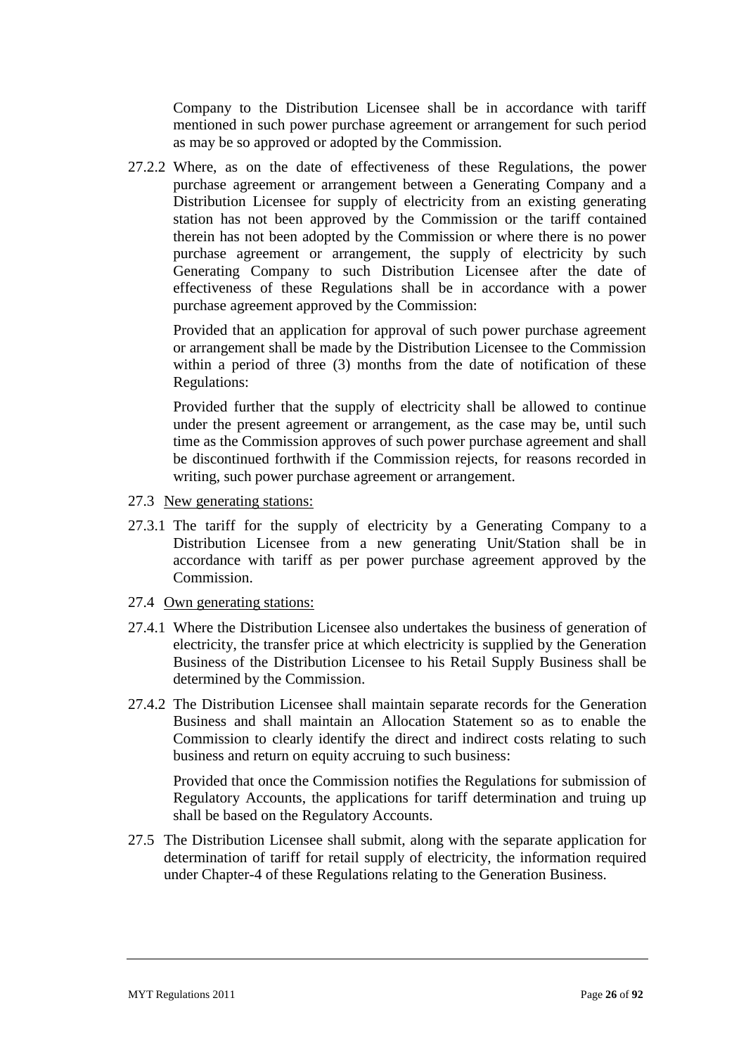Company to the Distribution Licensee shall be in accordance with tariff mentioned in such power purchase agreement or arrangement for such period as may be so approved or adopted by the Commission.

27.2.2 Where, as on the date of effectiveness of these Regulations, the power purchase agreement or arrangement between a Generating Company and a Distribution Licensee for supply of electricity from an existing generating station has not been approved by the Commission or the tariff contained therein has not been adopted by the Commission or where there is no power purchase agreement or arrangement, the supply of electricity by such Generating Company to such Distribution Licensee after the date of effectiveness of these Regulations shall be in accordance with a power purchase agreement approved by the Commission:

Provided that an application for approval of such power purchase agreement or arrangement shall be made by the Distribution Licensee to the Commission within a period of three (3) months from the date of notification of these Regulations:

Provided further that the supply of electricity shall be allowed to continue under the present agreement or arrangement, as the case may be, until such time as the Commission approves of such power purchase agreement and shall be discontinued forthwith if the Commission rejects, for reasons recorded in writing, such power purchase agreement or arrangement.

27.3 New generating stations:

27.3.1 The tariff for the supply of electricity by a Generating Company to a Distribution Licensee from a new generating Unit/Station shall be in accordance with tariff as per power purchase agreement approved by the Commission.

27.4 Own generating stations:

27.4.1 Where the Distribution Licensee also undertakes the business of generation of electricity, the transfer price at which electricity is supplied by the Generation Business of the Distribution Licensee to his Retail Supply Business shall be determined by the Commission.

27.4.2 The Distribution Licensee shall maintain separate records for the Generation Business and shall maintain an Allocation Statement so as to enable the Commission to clearly identify the direct and indirect costs relating to such business and return on equity accruing to such business:

Provided that once the Commission notifies the Regulations for submission of Regulatory Accounts, the applications for tariff determination and truing up shall be based on the Regulatory Accounts.

27.5 The Distribution Licensee shall submit, along with the separate application for determination of tariff for retail supply of electricity, the information required under Chapter-4 of these Regulations relating to the Generation Business.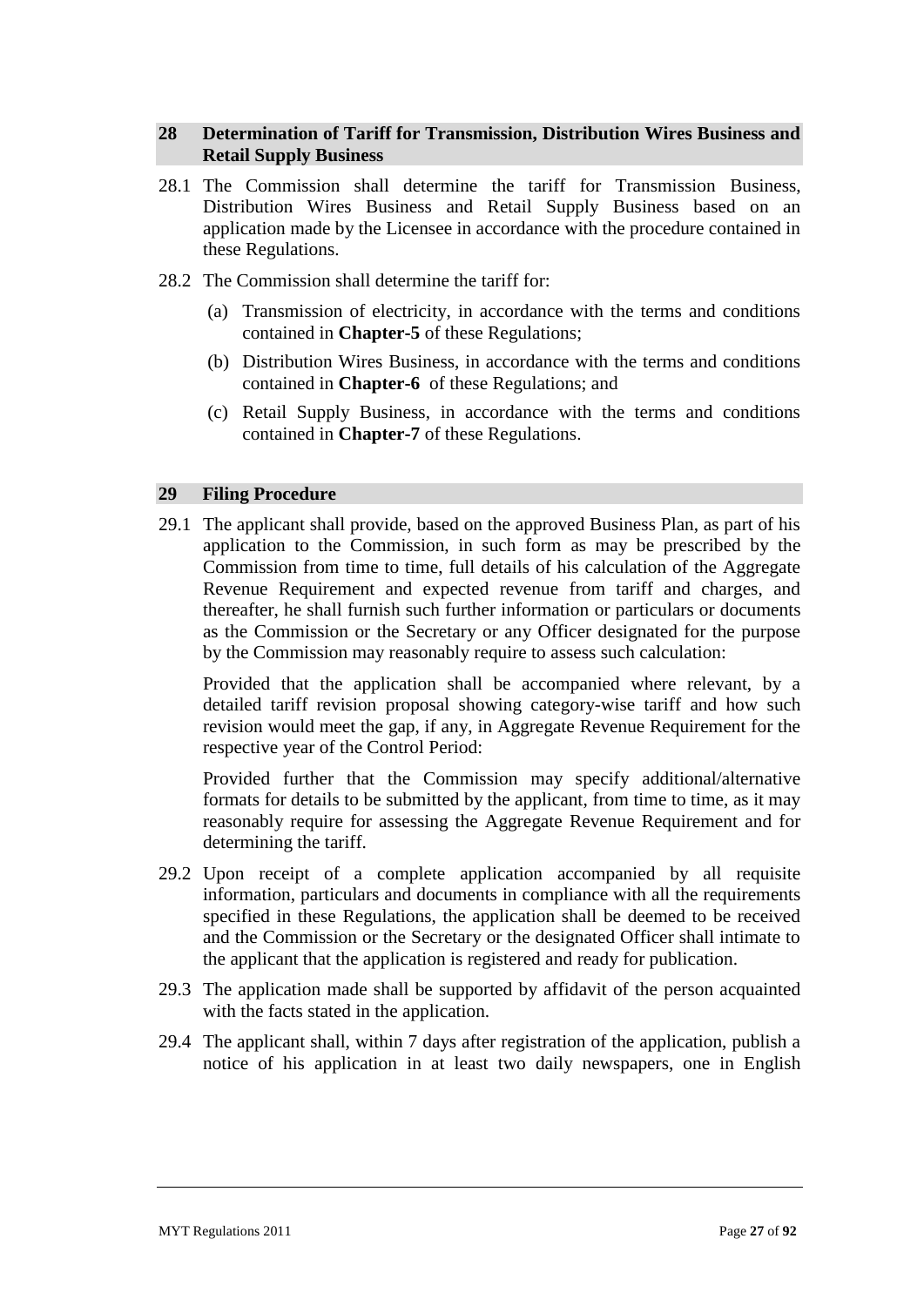## 28 Determination of Tariff for Transmission, Distribution Wires Business and Retail Supply Business

28.1 The Commission shall determine the tariff for Transmission Business, Distribution Wires Business and Retail Supply Business based on an application made by the Licensee in accordance with the procedure contained in these Regulations.

28.2 The Commission shall determine the tariff for:

(a) Transmission of electricity, in accordance with the terms and conditions contained in **Chapter-5** of these Regulations;

(b) Distribution Wires Business, in accordance with the terms and conditions contained in **Chapter-6** of these Regulations; and

(c) Retail Supply Business, in accordance with the terms and conditions contained in **Chapter-7** of these Regulations.

## 29 Filing Procedure

29.1 The applicant shall provide, based on the approved Business Plan, as part of his application to the Commission, in such form as may be prescribed by the Commission from time to time, full details of his calculation of the Aggregate Revenue Requirement and expected revenue from tariff and charges, and thereafter, he shall furnish such further information or particulars or documents as the Commission or the Secretary or any Officer designated for the purpose by the Commission may reasonably require to assess such calculation:

Provided that the application shall be accompanied where relevant, by a detailed tariff revision proposal showing category-wise tariff and how such revision would meet the gap, if any, in Aggregate Revenue Requirement for the respective year of the Control Period:

Provided further that the Commission may specify additional/alternative formats for details to be submitted by the applicant, from time to time, as it may reasonably require for assessing the Aggregate Revenue Requirement and for determining the tariff.

29.2 Upon receipt of a complete application accompanied by all requisite information, particulars and documents in compliance with all the requirements specified in these Regulations, the application shall be deemed to be received and the Commission or the Secretary or the designated Officer shall intimate to the applicant that the application is registered and ready for publication.

29.3 The application made shall be supported by affidavit of the person acquainted with the facts stated in the application.

29.4 The applicant shall, within 7 days after registration of the application, publish a notice of his application in at least two daily newspapers, one in English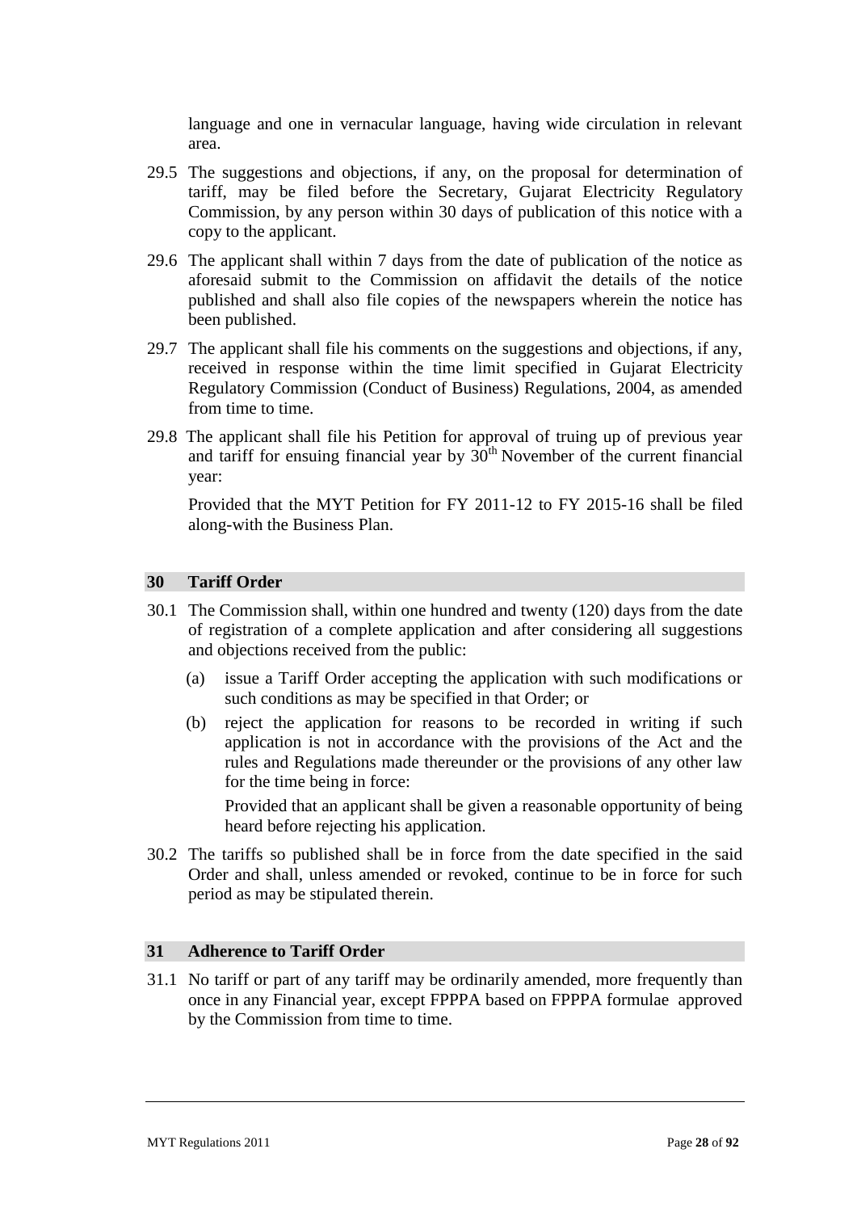language and one in vernacular language, having wide circulation in relevant area.

29.5 The suggestions and objections, if any, on the proposal for determination of tariff, may be filed before the Secretary, Gujarat Electricity Regulatory Commission, by any person within 30 days of publication of this notice with a copy to the applicant.

29.6 The applicant shall within 7 days from the date of publication of the notice as aforesaid submit to the Commission on affidavit the details of the notice published and shall also file copies of the newspapers wherein the notice has been published.

29.7 The applicant shall file his comments on the suggestions and objections, if any, received in response within the time limit specified in Gujarat Electricity Regulatory Commission (Conduct of Business) Regulations, 2004, as amended from time to time.

29.8 The applicant shall file his Petition for approval of truing up of previous year and tariff for ensuing financial year by 30th November of the current financial year:

Provided that the MYT Petition for FY 2011-12 to FY 2015-16 shall be filed along-with the Business Plan.

## 30 Tariff Order

30.1 The Commission shall, within one hundred and twenty (120) days from the date of registration of a complete application and after considering all suggestions and objections received from the public:

(a) issue a Tariff Order accepting the application with such modifications or such conditions as may be specified in that Order; or

(b) reject the application for reasons to be recorded in writing if such application is not in accordance with the provisions of the Act and the rules and Regulations made thereunder or the provisions of any other law for the time being in force:

Provided that an applicant shall be given a reasonable opportunity of being heard before rejecting his application.

30.2 The tariffs so published shall be in force from the date specified in the said Order and shall, unless amended or revoked, continue to be in force for such period as may be stipulated therein.

## 31 Adherence to Tariff Order

31.1 No tariff or part of any tariff may be ordinarily amended, more frequently than once in any Financial year, except FPPPA based on FPPPA formulae approved by the Commission from time to time.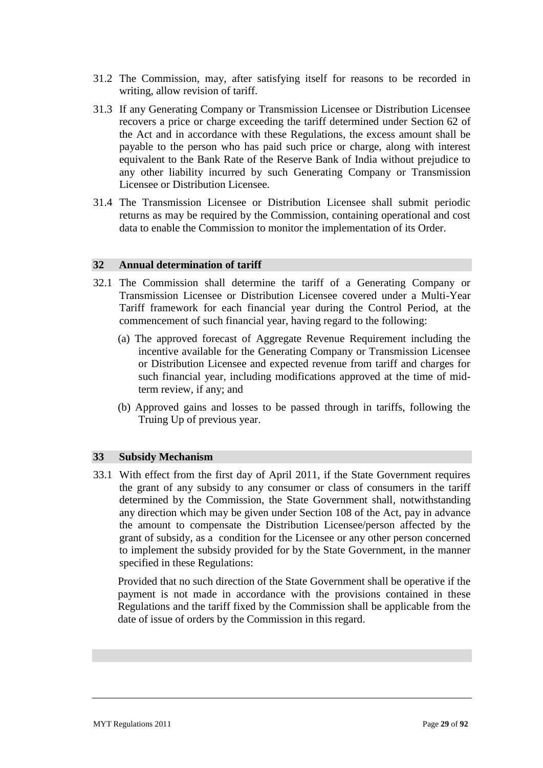31.2 The Commission, may, after satisfying itself for reasons to be recorded in writing, allow revision of tariff.

31.3 If any Generating Company or Transmission Licensee or Distribution Licensee recovers a price or charge exceeding the tariff determined under Section 62 of the Act and in accordance with these Regulations, the excess amount shall be payable to the person who has paid such price or charge, along with interest equivalent to the Bank Rate of the Reserve Bank of India without prejudice to any other liability incurred by such Generating Company or Transmission Licensee or Distribution Licensee.

31.4 The Transmission Licensee or Distribution Licensee shall submit periodic returns as may be required by the Commission, containing operational and cost data to enable the Commission to monitor the implementation of its Order.

## 32 Annual determination of tariff

32.1 The Commission shall determine the tariff of a Generating Company or Transmission Licensee or Distribution Licensee covered under a Multi-Year Tariff framework for each financial year during the Control Period, at the commencement of such financial year, having regard to the following:

(a) The approved forecast of Aggregate Revenue Requirement including the incentive available for the Generating Company or Transmission Licensee or Distribution Licensee and expected revenue from tariff and charges for such financial year, including modifications approved at the time of mid-term review, if any; and

(b) Approved gains and losses to be passed through in tariffs, following the Truing Up of previous year.

## 33 Subsidy Mechanism

33.1 With effect from the first day of April 2011, if the State Government requires the grant of any subsidy to any consumer or class of consumers in the tariff determined by the Commission, the State Government shall, notwithstanding any direction which may be given under Section 108 of the Act, pay in advance the amount to compensate the Distribution Licensee/person affected by the grant of subsidy, as a condition for the Licensee or any other person concerned to implement the subsidy provided for by the State Government, in the manner specified in these Regulations:

Provided that no such direction of the State Government shall be operative if the payment is not made in accordance with the provisions contained in these Regulations and the tariff fixed by the Commission shall be applicable from the date of issue of orders by the Commission in this regard.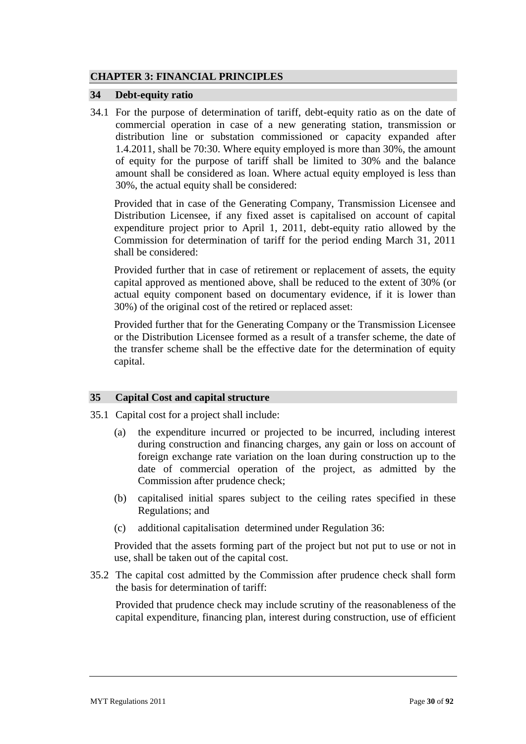# CHAPTER 3: FINANCIAL PRINCIPLES

## 34 Debt-equity ratio

34.1 For the purpose of determination of tariff, debt-equity ratio as on the date of commercial operation in case of a new generating station, transmission or distribution line or substation commissioned or capacity expanded after 1.4.2011, shall be 70:30. Where equity employed is more than 30%, the amount of equity for the purpose of tariff shall be limited to 30% and the balance amount shall be considered as loan. Where actual equity employed is less than 30%, the actual equity shall be considered:

Provided that in case of the Generating Company, Transmission Licensee and Distribution Licensee, if any fixed asset is capitalised on account of capital expenditure project prior to April 1, 2011, debt-equity ratio allowed by the Commission for determination of tariff for the period ending March 31, 2011 shall be considered:

Provided further that in case of retirement or replacement of assets, the equity capital approved as mentioned above, shall be reduced to the extent of 30% (or actual equity component based on documentary evidence, if it is lower than 30%) of the original cost of the retired or replaced asset:

Provided further that for the Generating Company or the Transmission Licensee or the Distribution Licensee formed as a result of a transfer scheme, the date of the transfer scheme shall be the effective date for the determination of equity capital.

## 35 Capital Cost and capital structure

35.1 Capital cost for a project shall include:

(a) the expenditure incurred or projected to be incurred, including interest during construction and financing charges, any gain or loss on account of foreign exchange rate variation on the loan during construction up to the date of commercial operation of the project, as admitted by the Commission after prudence check;

(b) capitalised initial spares subject to the ceiling rates specified in these Regulations; and

(c) additional capitalisation determined under Regulation 36:

Provided that the assets forming part of the project but not put to use or not in use, shall be taken out of the capital cost.

35.2 The capital cost admitted by the Commission after prudence check shall form the basis for determination of tariff:

Provided that prudence check may include scrutiny of the reasonableness of the capital expenditure, financing plan, interest during construction, use of efficient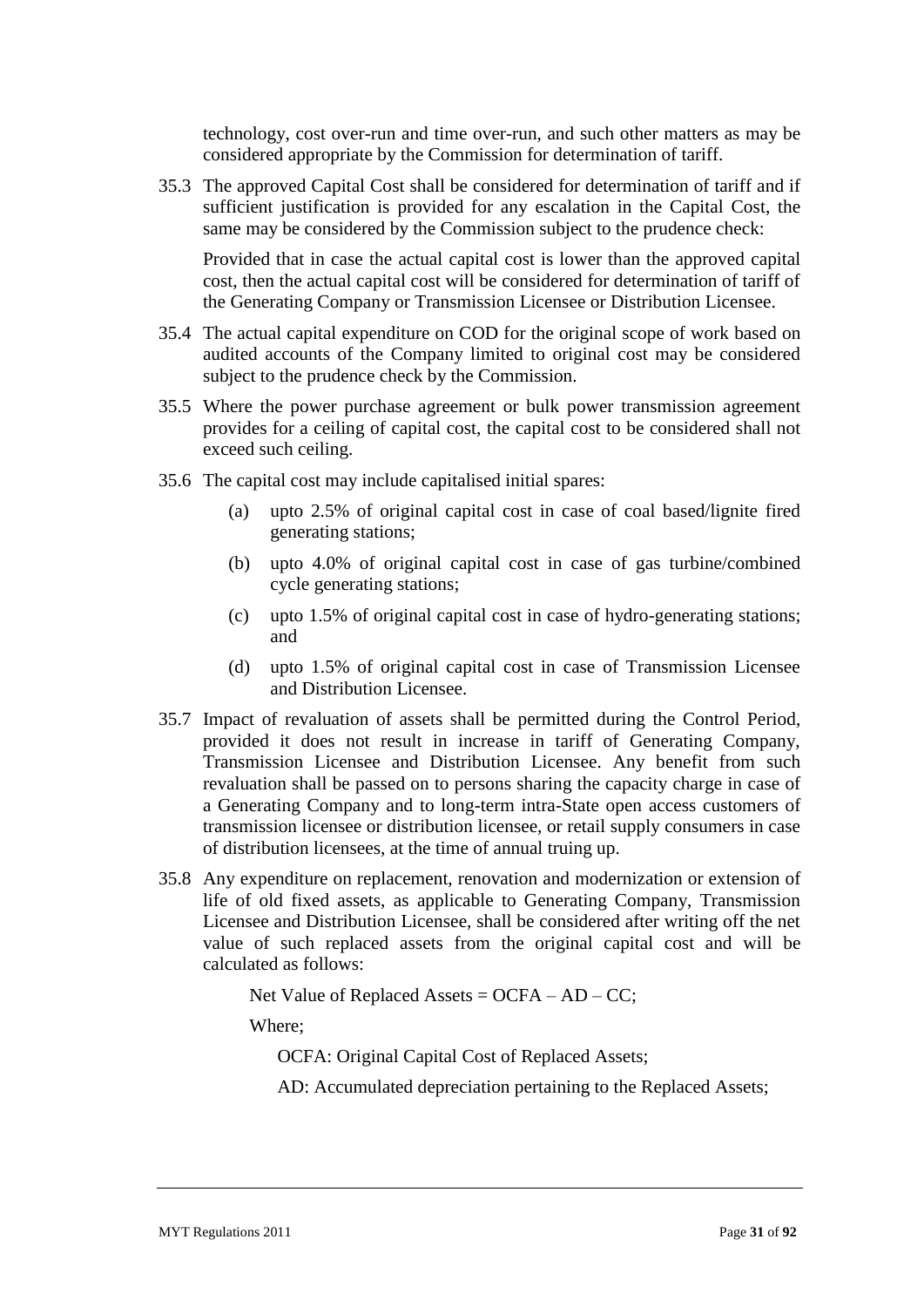technology, cost over-run and time over-run, and such other matters as may be considered appropriate by the Commission for determination of tariff.

35.3 The approved Capital Cost shall be considered for determination of tariff and if sufficient justification is provided for any escalation in the Capital Cost, the same may be considered by the Commission subject to the prudence check:

Provided that in case the actual capital cost is lower than the approved capital cost, then the actual capital cost will be considered for determination of tariff of the Generating Company or Transmission Licensee or Distribution Licensee.

35.4 The actual capital expenditure on COD for the original scope of work based on audited accounts of the Company limited to original cost may be considered subject to the prudence check by the Commission.

35.5 Where the power purchase agreement or bulk power transmission agreement provides for a ceiling of capital cost, the capital cost to be considered shall not exceed such ceiling.

35.6 The capital cost may include capitalised initial spares:

(a) upto 2.5% of original capital cost in case of coal based/lignite fired generating stations;

(b) upto 4.0% of original capital cost in case of gas turbine/combined cycle generating stations;

(c) upto 1.5% of original capital cost in case of hydro-generating stations; and

(d) upto 1.5% of original capital cost in case of Transmission Licensee and Distribution Licensee.

35.7 Impact of revaluation of assets shall be permitted during the Control Period, provided it does not result in increase in tariff of Generating Company, Transmission Licensee and Distribution Licensee. Any benefit from such revaluation shall be passed on to persons sharing the capacity charge in case of a Generating Company and to long-term intra-State open access customers of transmission licensee or distribution licensee, or retail supply consumers in case of distribution licensees, at the time of annual truing up.

35.8 Any expenditure on replacement, renovation and modernization or extension of life of old fixed assets, as applicable to Generating Company, Transmission Licensee and Distribution Licensee, shall be considered after writing off the net value of such replaced assets from the original capital cost and will be calculated as follows:

Net Value of Replaced Assets = OCFA – AD – CC;

Where;

OCFA: Original Capital Cost of Replaced Assets;

AD: Accumulated depreciation pertaining to the Replaced Assets;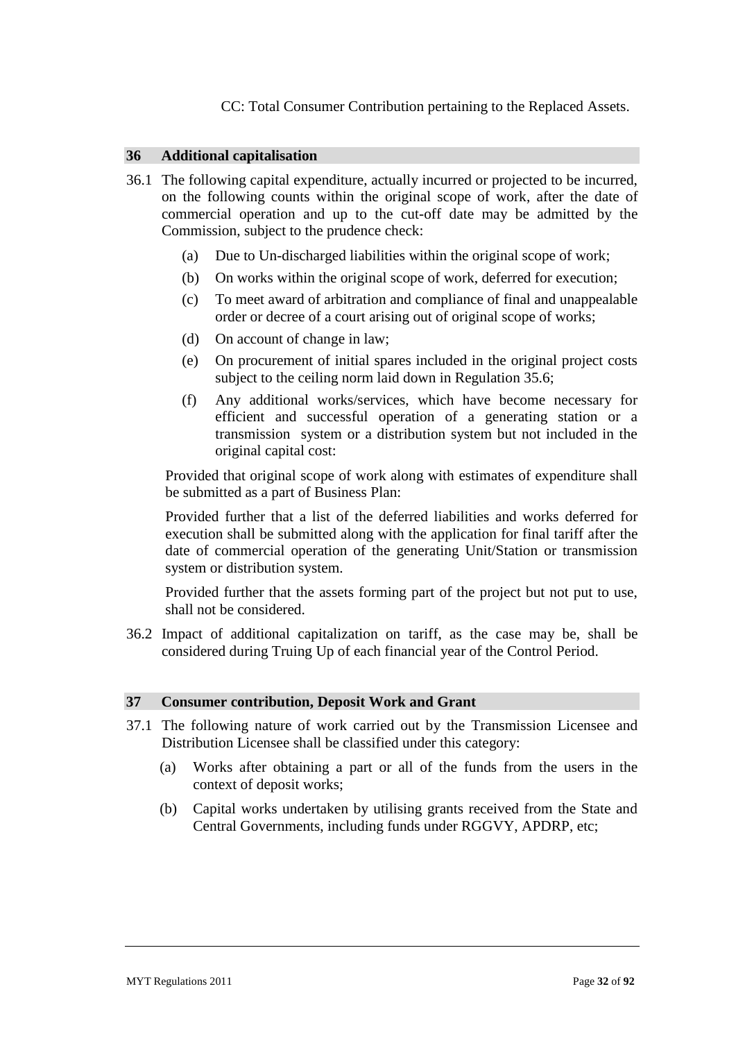CC: Total Consumer Contribution pertaining to the Replaced Assets.

## 36 Additional capitalisation

36.1 The following capital expenditure, actually incurred or projected to be incurred, on the following counts within the original scope of work, after the date of commercial operation and up to the cut-off date may be admitted by the Commission, subject to the prudence check:

(a) Due to Un-discharged liabilities within the original scope of work;

(b) On works within the original scope of work, deferred for execution;

(c) To meet award of arbitration and compliance of final and unappealable order or decree of a court arising out of original scope of works;

(d) On account of change in law;

(e) On procurement of initial spares included in the original project costs subject to the ceiling norm laid down in Regulation 35.6;

(f) Any additional works/services, which have become necessary for efficient and successful operation of a generating station or a transmission system or a distribution system but not included in the original capital cost:

Provided that original scope of work along with estimates of expenditure shall be submitted as a part of Business Plan:

Provided further that a list of the deferred liabilities and works deferred for execution shall be submitted along with the application for final tariff after the date of commercial operation of the generating Unit/Station or transmission system or distribution system.

Provided further that the assets forming part of the project but not put to use, shall not be considered.

36.2 Impact of additional capitalization on tariff, as the case may be, shall be considered during Truing Up of each financial year of the Control Period.

## 37 Consumer contribution, Deposit Work and Grant

37.1 The following nature of work carried out by the Transmission Licensee and Distribution Licensee shall be classified under this category:

(a) Works after obtaining a part or all of the funds from the users in the context of deposit works;

(b) Capital works undertaken by utilising grants received from the State and Central Governments, including funds under RGGVY, APDRP, etc;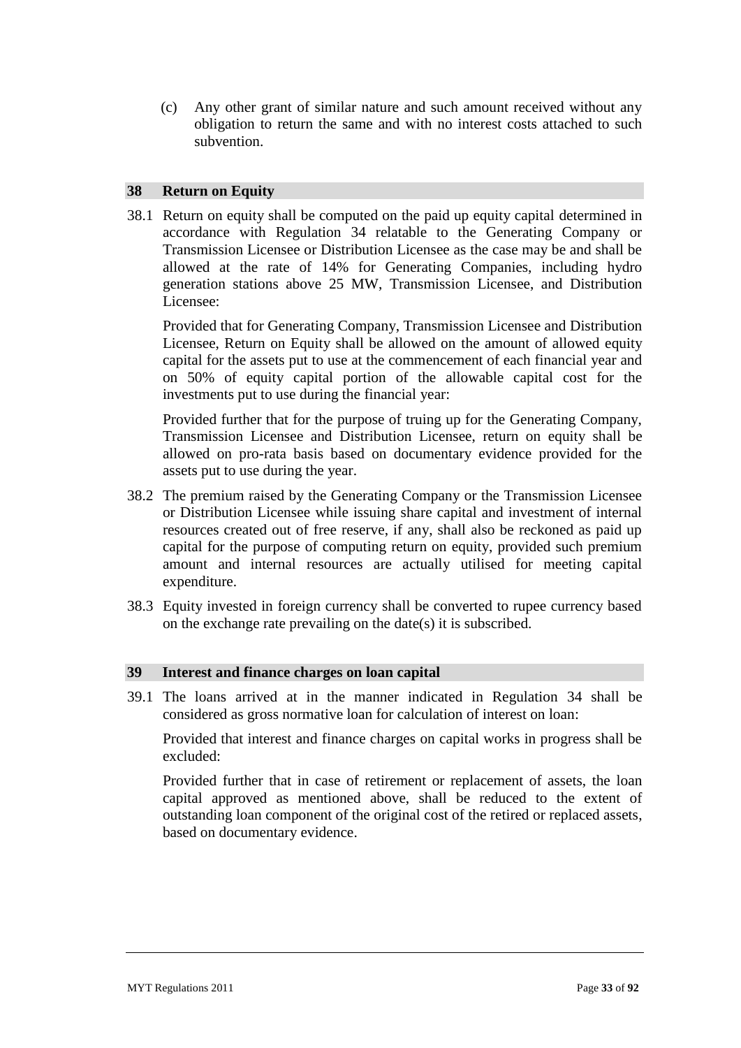(c) Any other grant of similar nature and such amount received without any obligation to return the same and with no interest costs attached to such subvention.

## 38 Return on Equity

38.1 Return on equity shall be computed on the paid up equity capital determined in accordance with Regulation 34 relatable to the Generating Company or Transmission Licensee or Distribution Licensee as the case may be and shall be allowed at the rate of 14% for Generating Companies, including hydro generation stations above 25 MW, Transmission Licensee, and Distribution Licensee:

Provided that for Generating Company, Transmission Licensee and Distribution Licensee, Return on Equity shall be allowed on the amount of allowed equity capital for the assets put to use at the commencement of each financial year and on 50% of equity capital portion of the allowable capital cost for the investments put to use during the financial year:

Provided further that for the purpose of truing up for the Generating Company, Transmission Licensee and Distribution Licensee, return on equity shall be allowed on pro-rata basis based on documentary evidence provided for the assets put to use during the year.

38.2 The premium raised by the Generating Company or the Transmission Licensee or Distribution Licensee while issuing share capital and investment of internal resources created out of free reserve, if any, shall also be reckoned as paid up capital for the purpose of computing return on equity, provided such premium amount and internal resources are actually utilised for meeting capital expenditure.

38.3 Equity invested in foreign currency shall be converted to rupee currency based on the exchange rate prevailing on the date(s) it is subscribed.

## 39 Interest and finance charges on loan capital

39.1 The loans arrived at in the manner indicated in Regulation 34 shall be considered as gross normative loan for calculation of interest on loan:

Provided that interest and finance charges on capital works in progress shall be excluded:

Provided further that in case of retirement or replacement of assets, the loan capital approved as mentioned above, shall be reduced to the extent of outstanding loan component of the original cost of the retired or replaced assets, based on documentary evidence.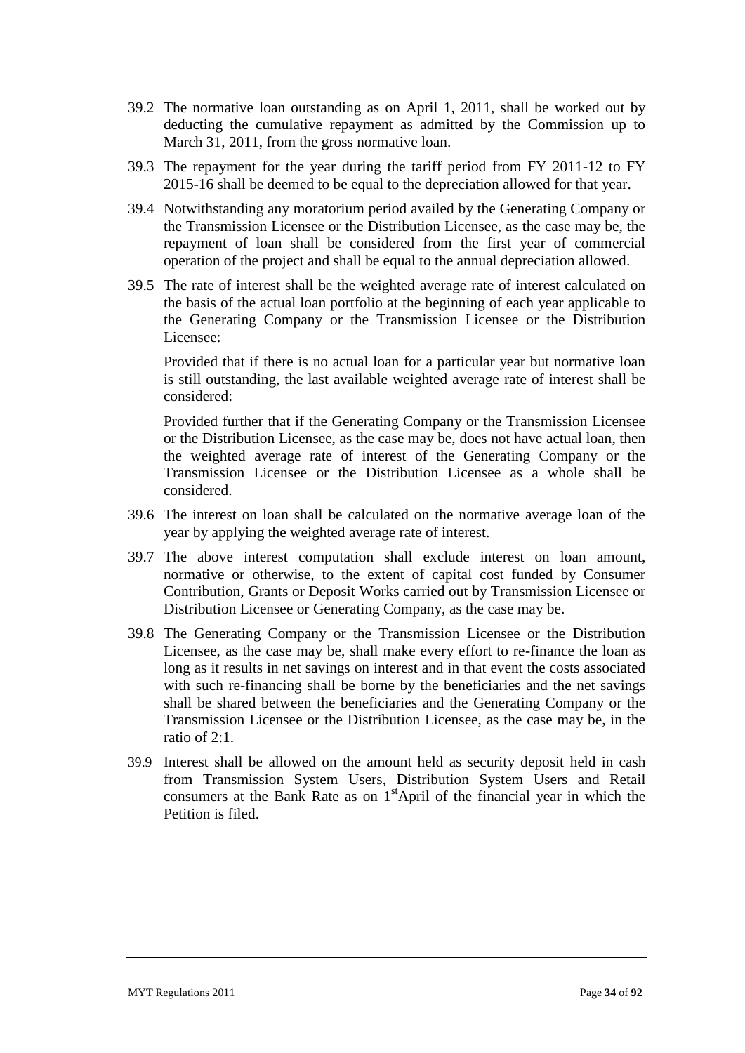39.2 The normative loan outstanding as on April 1, 2011, shall be worked out by deducting the cumulative repayment as admitted by the Commission up to March 31, 2011, from the gross normative loan.

39.3 The repayment for the year during the tariff period from FY 2011-12 to FY 2015-16 shall be deemed to be equal to the depreciation allowed for that year.

39.4 Notwithstanding any moratorium period availed by the Generating Company or the Transmission Licensee or the Distribution Licensee, as the case may be, the repayment of loan shall be considered from the first year of commercial operation of the project and shall be equal to the annual depreciation allowed.

39.5 The rate of interest shall be the weighted average rate of interest calculated on the basis of the actual loan portfolio at the beginning of each year applicable to the Generating Company or the Transmission Licensee or the Distribution Licensee:

Provided that if there is no actual loan for a particular year but normative loan is still outstanding, the last available weighted average rate of interest shall be considered:

Provided further that if the Generating Company or the Transmission Licensee or the Distribution Licensee, as the case may be, does not have actual loan, then the weighted average rate of interest of the Generating Company or the Transmission Licensee or the Distribution Licensee as a whole shall be considered.

39.6 The interest on loan shall be calculated on the normative average loan of the year by applying the weighted average rate of interest.

39.7 The above interest computation shall exclude interest on loan amount, normative or otherwise, to the extent of capital cost funded by Consumer Contribution, Grants or Deposit Works carried out by Transmission Licensee or Distribution Licensee or Generating Company, as the case may be.

39.8 The Generating Company or the Transmission Licensee or the Distribution Licensee, as the case may be, shall make every effort to re-finance the loan as long as it results in net savings on interest and in that event the costs associated with such re-financing shall be borne by the beneficiaries and the net savings shall be shared between the beneficiaries and the Generating Company or the Transmission Licensee or the Distribution Licensee, as the case may be, in the ratio of 2:1.

39.9 Interest shall be allowed on the amount held as security deposit held in cash from Transmission System Users, Distribution System Users and Retail consumers at the Bank Rate as on 1st April of the financial year in which the Petition is filed.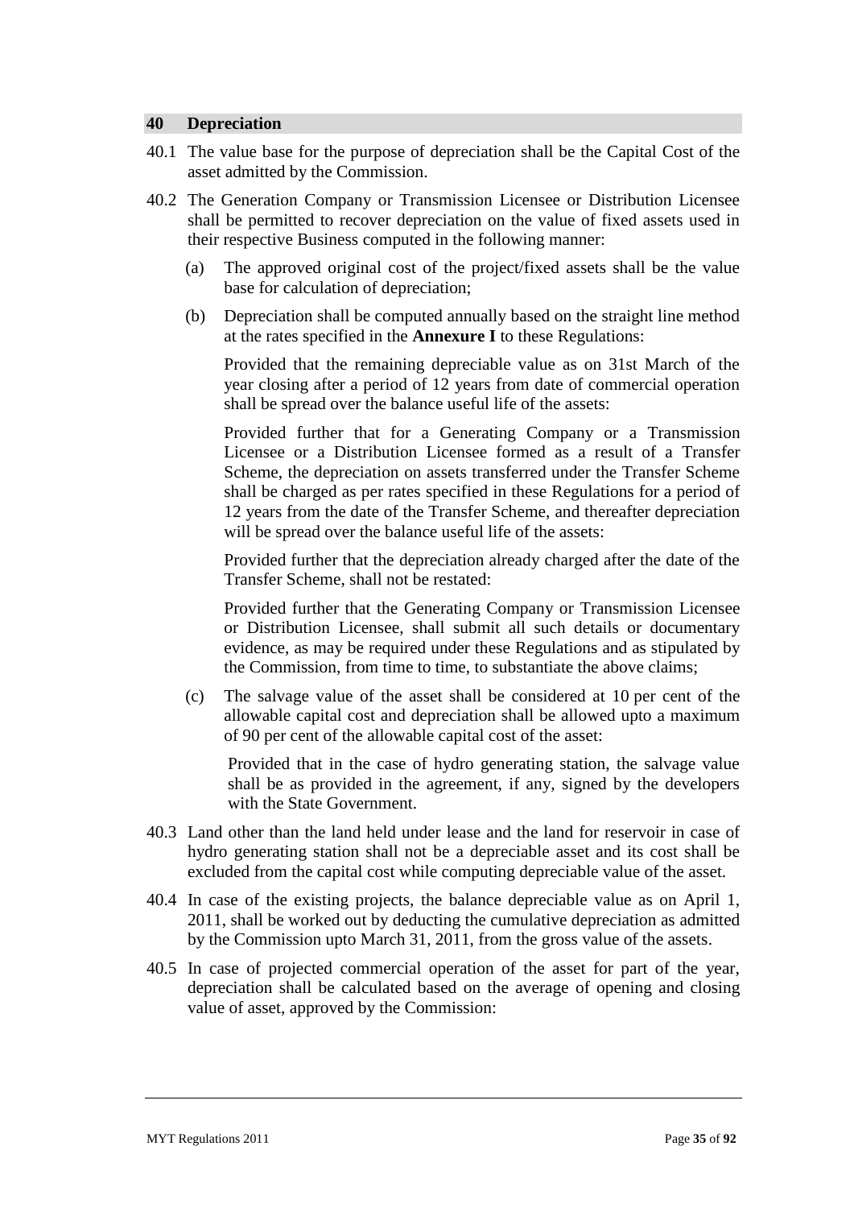## 40 Depreciation

40.1 The value base for the purpose of depreciation shall be the Capital Cost of the asset admitted by the Commission.

40.2 The Generation Company or Transmission Licensee or Distribution Licensee shall be permitted to recover depreciation on the value of fixed assets used in their respective Business computed in the following manner:

(a) The approved original cost of the project/fixed assets shall be the value base for calculation of depreciation;

(b) Depreciation shall be computed annually based on the straight line method at the rates specified in the **Annexure I** to these Regulations:

Provided that the remaining depreciable value as on 31st March of the year closing after a period of 12 years from date of commercial operation shall be spread over the balance useful life of the assets:

Provided further that for a Generating Company or a Transmission Licensee or a Distribution Licensee formed as a result of a Transfer Scheme, the depreciation on assets transferred under the Transfer Scheme shall be charged as per rates specified in these Regulations for a period of 12 years from the date of the Transfer Scheme, and thereafter depreciation will be spread over the balance useful life of the assets:

Provided further that the depreciation already charged after the date of the Transfer Scheme, shall not be restated:

Provided further that the Generating Company or Transmission Licensee or Distribution Licensee, shall submit all such details or documentary evidence, as may be required under these Regulations and as stipulated by the Commission, from time to time, to substantiate the above claims;

(c) The salvage value of the asset shall be considered at 10 per cent of the allowable capital cost and depreciation shall be allowed upto a maximum of 90 per cent of the allowable capital cost of the asset:

Provided that in the case of hydro generating station, the salvage value shall be as provided in the agreement, if any, signed by the developers with the State Government.

40.3 Land other than the land held under lease and the land for reservoir in case of hydro generating station shall not be a depreciable asset and its cost shall be excluded from the capital cost while computing depreciable value of the asset.

40.4 In case of the existing projects, the balance depreciable value as on April 1, 2011, shall be worked out by deducting the cumulative depreciation as admitted by the Commission upto March 31, 2011, from the gross value of the assets.

40.5 In case of projected commercial operation of the asset for part of the year, depreciation shall be calculated based on the average of opening and closing value of asset, approved by the Commission: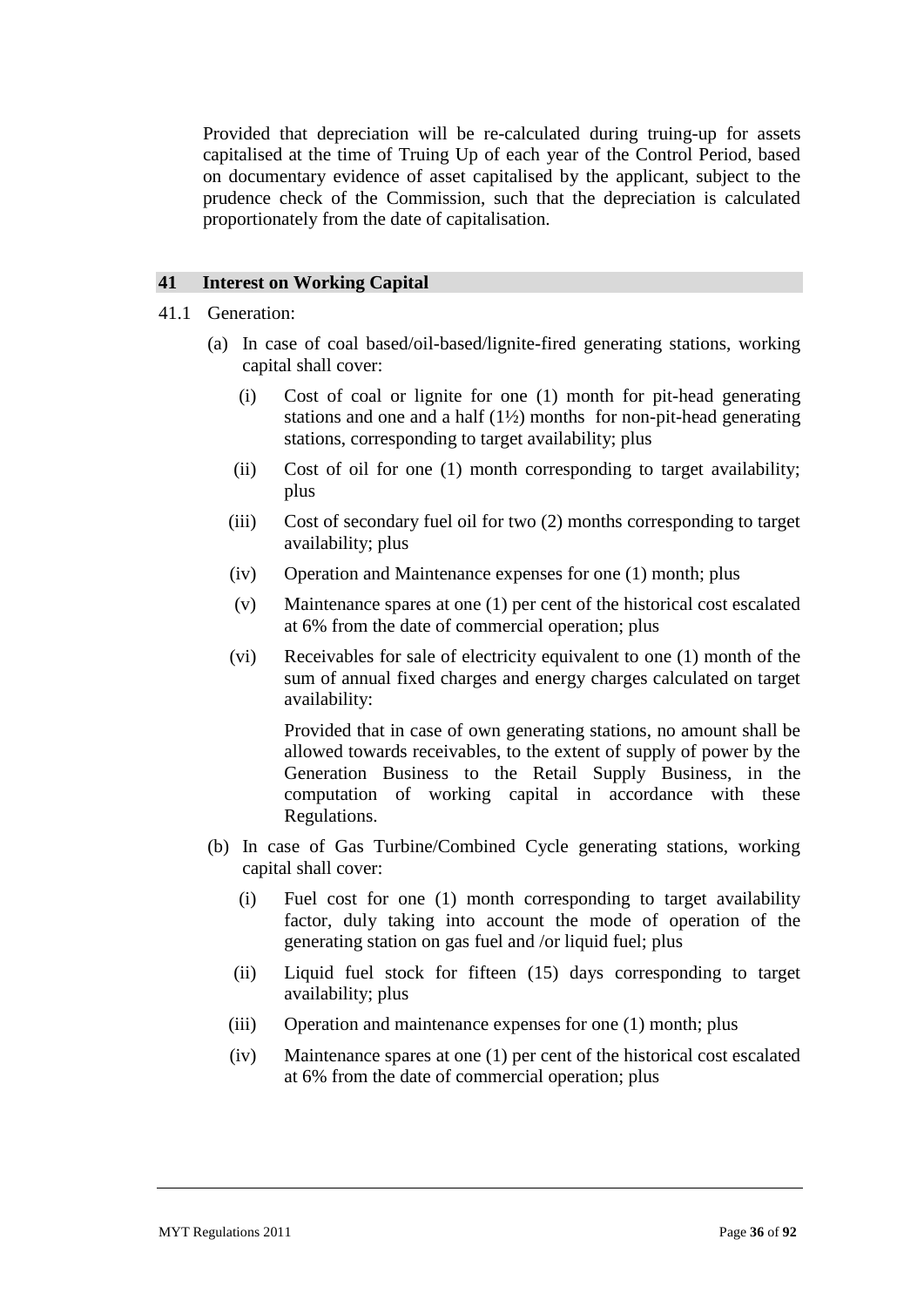Provided that depreciation will be re-calculated during truing-up for assets capitalised at the time of Truing Up of each year of the Control Period, based on documentary evidence of asset capitalised by the applicant, subject to the prudence check of the Commission, such that the depreciation is calculated proportionately from the date of capitalisation.

## 41 Interest on Working Capital

41.1 Generation:

(a) In case of coal based/oil-based/lignite-fired generating stations, working capital shall cover:

- (i) Cost of coal or lignite for one (1) month for pit-head generating stations and one and a half (1½) months for non-pit-head generating stations, corresponding to target availability; plus
- (ii) Cost of oil for one (1) month corresponding to target availability; plus
- (iii) Cost of secondary fuel oil for two (2) months corresponding to target availability; plus
- (iv) Operation and Maintenance expenses for one (1) month; plus
- (v) Maintenance spares at one (1) per cent of the historical cost escalated at 6% from the date of commercial operation; plus
- (vi) Receivables for sale of electricity equivalent to one (1) month of the sum of annual fixed charges and energy charges calculated on target availability:

  Provided that in case of own generating stations, no amount shall be allowed towards receivables, to the extent of supply of power by the Generation Business to the Retail Supply Business, in the computation of working capital in accordance with these Regulations.

(b) In case of Gas Turbine/Combined Cycle generating stations, working capital shall cover:

- (i) Fuel cost for one (1) month corresponding to target availability factor, duly taking into account the mode of operation of the generating station on gas fuel and /or liquid fuel; plus
- (ii) Liquid fuel stock for fifteen (15) days corresponding to target availability; plus
- (iii) Operation and maintenance expenses for one (1) month; plus
- (iv) Maintenance spares at one (1) per cent of the historical cost escalated at 6% from the date of commercial operation; plus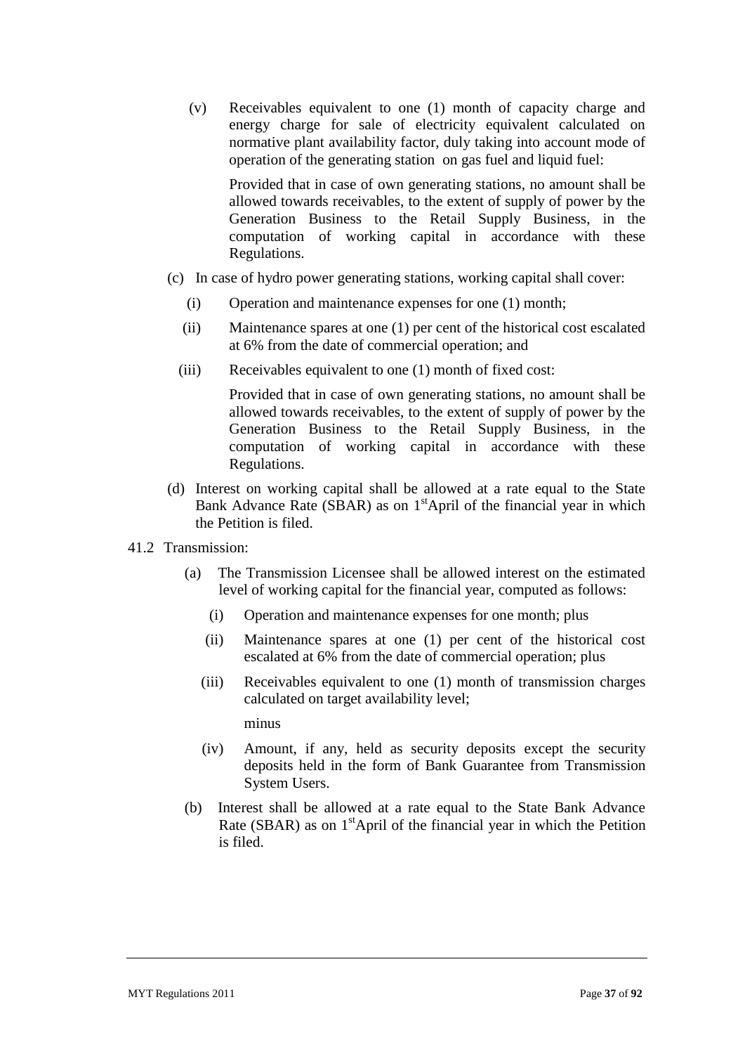(v) Receivables equivalent to one (1) month of capacity charge and energy charge for sale of electricity equivalent calculated on normative plant availability factor, duly taking into account mode of operation of the generating station on gas fuel and liquid fuel:

Provided that in case of own generating stations, no amount shall be allowed towards receivables, to the extent of supply of power by the Generation Business to the Retail Supply Business, in the computation of working capital in accordance with these Regulations.

(c) In case of hydro power generating stations, working capital shall cover:

(i) Operation and maintenance expenses for one (1) month;

(ii) Maintenance spares at one (1) per cent of the historical cost escalated at 6% from the date of commercial operation; and

(iii) Receivables equivalent to one (1) month of fixed cost:

Provided that in case of own generating stations, no amount shall be allowed towards receivables, to the extent of supply of power by the Generation Business to the Retail Supply Business, in the computation of working capital in accordance with these Regulations.

(d) Interest on working capital shall be allowed at a rate equal to the State Bank Advance Rate (SBAR) as on 1st April of the financial year in which the Petition is filed.

41.2 Transmission:

(a) The Transmission Licensee shall be allowed interest on the estimated level of working capital for the financial year, computed as follows:

(i) Operation and maintenance expenses for one month; plus

(ii) Maintenance spares at one (1) per cent of the historical cost escalated at 6% from the date of commercial operation; plus

(iii) Receivables equivalent to one (1) month of transmission charges calculated on target availability level;

minus

(iv) Amount, if any, held as security deposits except the security deposits held in the form of Bank Guarantee from Transmission System Users.

(b) Interest shall be allowed at a rate equal to the State Bank Advance Rate (SBAR) as on 1st April of the financial year in which the Petition is filed.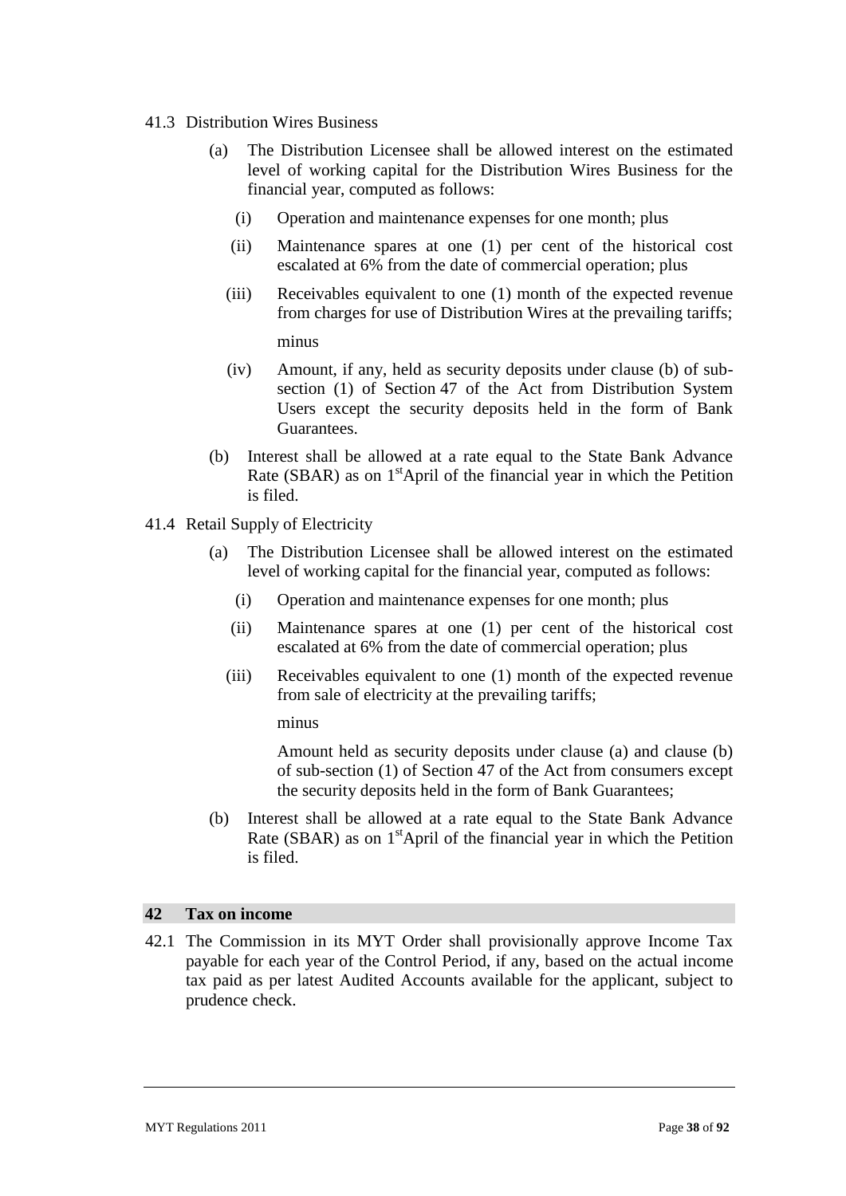41.3 Distribution Wires Business

(a) The Distribution Licensee shall be allowed interest on the estimated level of working capital for the Distribution Wires Business for the financial year, computed as follows:

(i) Operation and maintenance expenses for one month; plus

(ii) Maintenance spares at one (1) per cent of the historical cost escalated at 6% from the date of commercial operation; plus

(iii) Receivables equivalent to one (1) month of the expected revenue from charges for use of Distribution Wires at the prevailing tariffs;

minus

(iv) Amount, if any, held as security deposits under clause (b) of sub-section (1) of Section 47 of the Act from Distribution System Users except the security deposits held in the form of Bank Guarantees.

(b) Interest shall be allowed at a rate equal to the State Bank Advance Rate (SBAR) as on 1st April of the financial year in which the Petition is filed.

41.4 Retail Supply of Electricity

(a) The Distribution Licensee shall be allowed interest on the estimated level of working capital for the financial year, computed as follows:

(i) Operation and maintenance expenses for one month; plus

(ii) Maintenance spares at one (1) per cent of the historical cost escalated at 6% from the date of commercial operation; plus

(iii) Receivables equivalent to one (1) month of the expected revenue from sale of electricity at the prevailing tariffs;

minus

Amount held as security deposits under clause (a) and clause (b) of sub-section (1) of Section 47 of the Act from consumers except the security deposits held in the form of Bank Guarantees;

(b) Interest shall be allowed at a rate equal to the State Bank Advance Rate (SBAR) as on 1st April of the financial year in which the Petition is filed.

## 42 Tax on income

42.1 The Commission in its MYT Order shall provisionally approve Income Tax payable for each year of the Control Period, if any, based on the actual income tax paid as per latest Audited Accounts available for the applicant, subject to prudence check.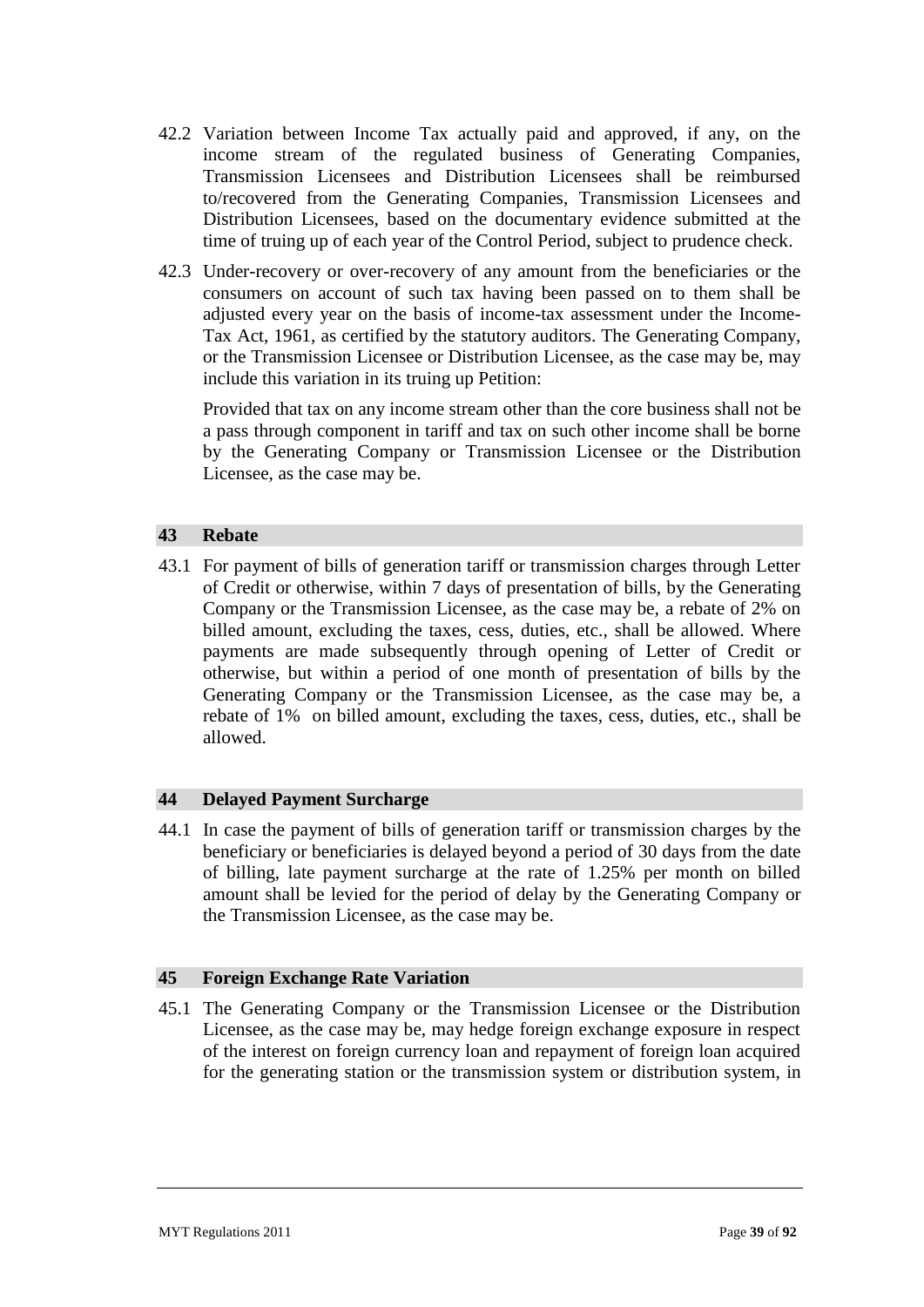42.2 Variation between Income Tax actually paid and approved, if any, on the income stream of the regulated business of Generating Companies, Transmission Licensees and Distribution Licensees shall be reimbursed to/recovered from the Generating Companies, Transmission Licensees and Distribution Licensees, based on the documentary evidence submitted at the time of truing up of each year of the Control Period, subject to prudence check.

42.3 Under-recovery or over-recovery of any amount from the beneficiaries or the consumers on account of such tax having been passed on to them shall be adjusted every year on the basis of income-tax assessment under the Income-Tax Act, 1961, as certified by the statutory auditors. The Generating Company, or the Transmission Licensee or Distribution Licensee, as the case may be, may include this variation in its truing up Petition:

Provided that tax on any income stream other than the core business shall not be a pass through component in tariff and tax on such other income shall be borne by the Generating Company or Transmission Licensee or the Distribution Licensee, as the case may be.

## 43 Rebate

43.1 For payment of bills of generation tariff or transmission charges through Letter of Credit or otherwise, within 7 days of presentation of bills, by the Generating Company or the Transmission Licensee, as the case may be, a rebate of 2% on billed amount, excluding the taxes, cess, duties, etc., shall be allowed. Where payments are made subsequently through opening of Letter of Credit or otherwise, but within a period of one month of presentation of bills by the Generating Company or the Transmission Licensee, as the case may be, a rebate of 1% on billed amount, excluding the taxes, cess, duties, etc., shall be allowed.

## 44 Delayed Payment Surcharge

44.1 In case the payment of bills of generation tariff or transmission charges by the beneficiary or beneficiaries is delayed beyond a period of 30 days from the date of billing, late payment surcharge at the rate of 1.25% per month on billed amount shall be levied for the period of delay by the Generating Company or the Transmission Licensee, as the case may be.

## 45 Foreign Exchange Rate Variation

45.1 The Generating Company or the Transmission Licensee or the Distribution Licensee, as the case may be, may hedge foreign exchange exposure in respect of the interest on foreign currency loan and repayment of foreign loan acquired for the generating station or the transmission system or distribution system, in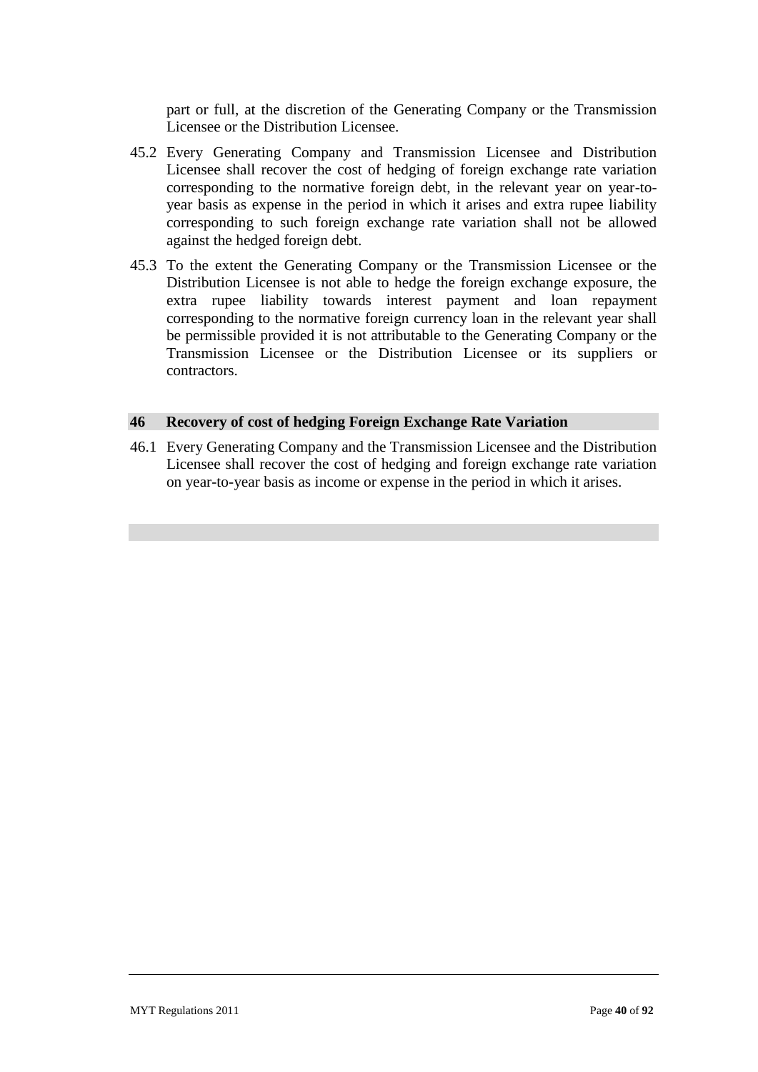part or full, at the discretion of the Generating Company or the Transmission Licensee or the Distribution Licensee.

45.2 Every Generating Company and Transmission Licensee and Distribution Licensee shall recover the cost of hedging of foreign exchange rate variation corresponding to the normative foreign debt, in the relevant year on year-to-year basis as expense in the period in which it arises and extra rupee liability corresponding to such foreign exchange rate variation shall not be allowed against the hedged foreign debt.

45.3 To the extent the Generating Company or the Transmission Licensee or the Distribution Licensee is not able to hedge the foreign exchange exposure, the extra rupee liability towards interest payment and loan repayment corresponding to the normative foreign currency loan in the relevant year shall be permissible provided it is not attributable to the Generating Company or the Transmission Licensee or the Distribution Licensee or its suppliers or contractors.

## 46 Recovery of cost of hedging Foreign Exchange Rate Variation

46.1 Every Generating Company and the Transmission Licensee and the Distribution Licensee shall recover the cost of hedging and foreign exchange rate variation on year-to-year basis as income or expense in the period in which it arises.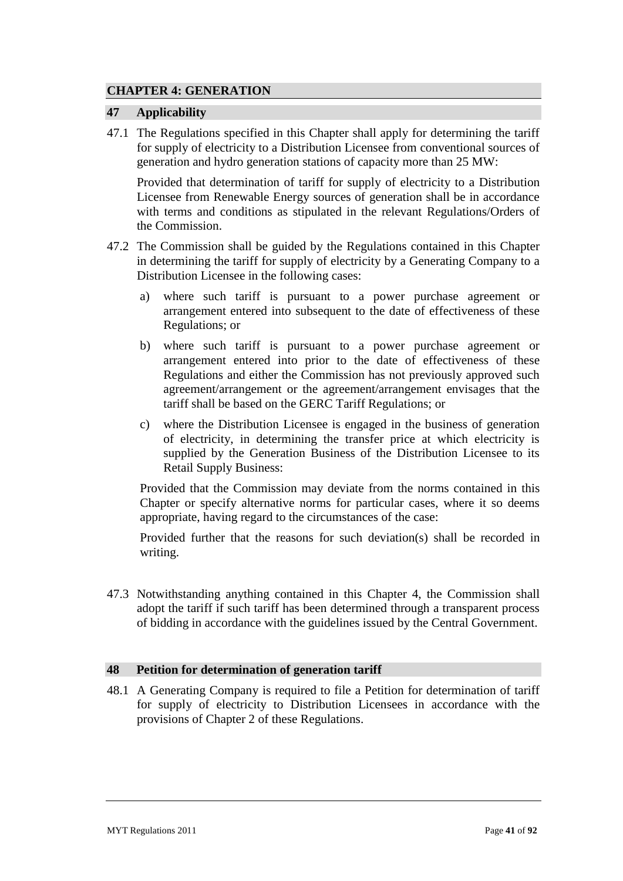## CHAPTER 4: GENERATION

### 47 Applicability

47.1 The Regulations specified in this Chapter shall apply for determining the tariff for supply of electricity to a Distribution Licensee from conventional sources of generation and hydro generation stations of capacity more than 25 MW:

Provided that determination of tariff for supply of electricity to a Distribution Licensee from Renewable Energy sources of generation shall be in accordance with terms and conditions as stipulated in the relevant Regulations/Orders of the Commission.

47.2 The Commission shall be guided by the Regulations contained in this Chapter in determining the tariff for supply of electricity by a Generating Company to a Distribution Licensee in the following cases:

a) where such tariff is pursuant to a power purchase agreement or arrangement entered into subsequent to the date of effectiveness of these Regulations; or

b) where such tariff is pursuant to a power purchase agreement or arrangement entered into prior to the date of effectiveness of these Regulations and either the Commission has not previously approved such agreement/arrangement or the agreement/arrangement envisages that the tariff shall be based on the GERC Tariff Regulations; or

c) where the Distribution Licensee is engaged in the business of generation of electricity, in determining the transfer price at which electricity is supplied by the Generation Business of the Distribution Licensee to its Retail Supply Business:

Provided that the Commission may deviate from the norms contained in this Chapter or specify alternative norms for particular cases, where it so deems appropriate, having regard to the circumstances of the case:

Provided further that the reasons for such deviation(s) shall be recorded in writing.

47.3 Notwithstanding anything contained in this Chapter 4, the Commission shall adopt the tariff if such tariff has been determined through a transparent process of bidding in accordance with the guidelines issued by the Central Government.

### 48 Petition for determination of generation tariff

48.1 A Generating Company is required to file a Petition for determination of tariff for supply of electricity to Distribution Licensees in accordance with the provisions of Chapter 2 of these Regulations.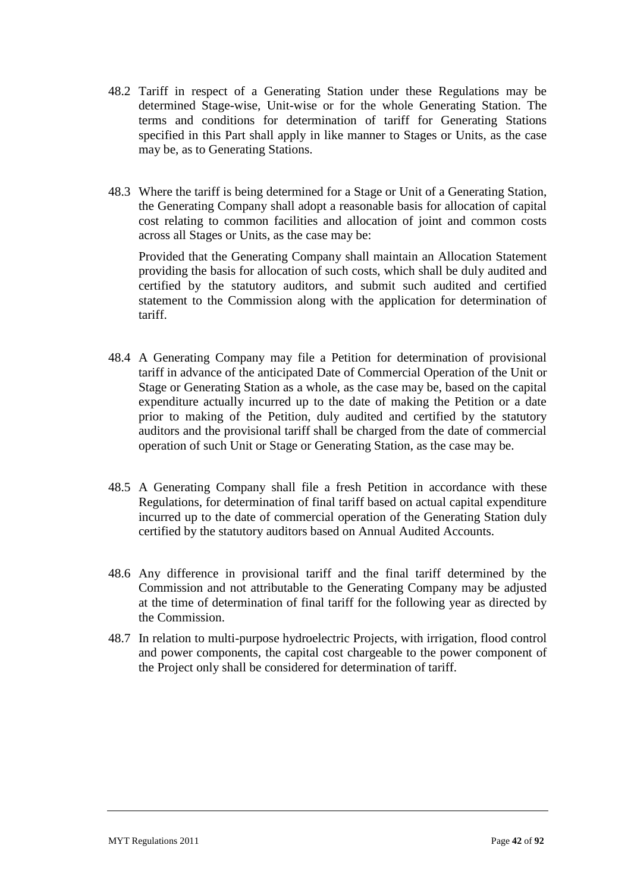48.2 Tariff in respect of a Generating Station under these Regulations may be determined Stage-wise, Unit-wise or for the whole Generating Station. The terms and conditions for determination of tariff for Generating Stations specified in this Part shall apply in like manner to Stages or Units, as the case may be, as to Generating Stations.

48.3 Where the tariff is being determined for a Stage or Unit of a Generating Station, the Generating Company shall adopt a reasonable basis for allocation of capital cost relating to common facilities and allocation of joint and common costs across all Stages or Units, as the case may be:

Provided that the Generating Company shall maintain an Allocation Statement providing the basis for allocation of such costs, which shall be duly audited and certified by the statutory auditors, and submit such audited and certified statement to the Commission along with the application for determination of tariff.

48.4 A Generating Company may file a Petition for determination of provisional tariff in advance of the anticipated Date of Commercial Operation of the Unit or Stage or Generating Station as a whole, as the case may be, based on the capital expenditure actually incurred up to the date of making the Petition or a date prior to making of the Petition, duly audited and certified by the statutory auditors and the provisional tariff shall be charged from the date of commercial operation of such Unit or Stage or Generating Station, as the case may be.

48.5 A Generating Company shall file a fresh Petition in accordance with these Regulations, for determination of final tariff based on actual capital expenditure incurred up to the date of commercial operation of the Generating Station duly certified by the statutory auditors based on Annual Audited Accounts.

48.6 Any difference in provisional tariff and the final tariff determined by the Commission and not attributable to the Generating Company may be adjusted at the time of determination of final tariff for the following year as directed by the Commission.

48.7 In relation to multi-purpose hydroelectric Projects, with irrigation, flood control and power components, the capital cost chargeable to the power component of the Project only shall be considered for determination of tariff.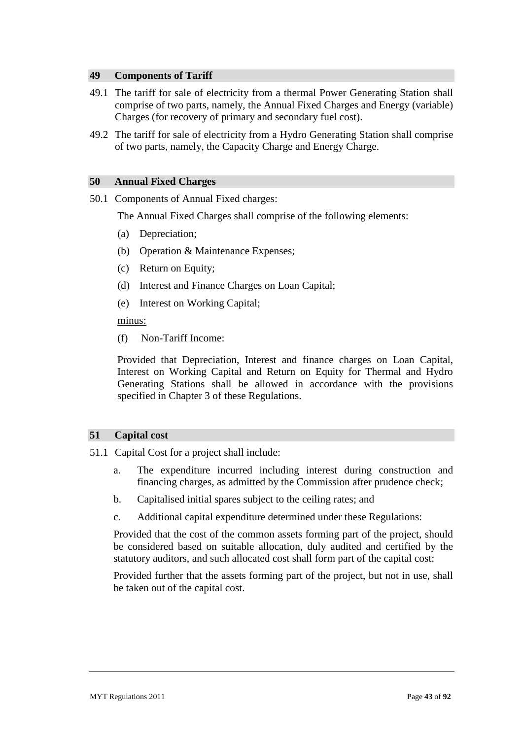## 49 Components of Tariff

49.1 The tariff for sale of electricity from a thermal Power Generating Station shall comprise of two parts, namely, the Annual Fixed Charges and Energy (variable) Charges (for recovery of primary and secondary fuel cost).

49.2 The tariff for sale of electricity from a Hydro Generating Station shall comprise of two parts, namely, the Capacity Charge and Energy Charge.

## 50 Annual Fixed Charges

50.1 Components of Annual Fixed charges:

The Annual Fixed Charges shall comprise of the following elements:

(a) Depreciation;

(b) Operation & Maintenance Expenses;

(c) Return on Equity;

(d) Interest and Finance Charges on Loan Capital;

(e) Interest on Working Capital;

<u>minus:</u>

(f) Non-Tariff Income:

Provided that Depreciation, Interest and finance charges on Loan Capital, Interest on Working Capital and Return on Equity for Thermal and Hydro Generating Stations shall be allowed in accordance with the provisions specified in Chapter 3 of these Regulations.

## 51 Capital cost

51.1 Capital Cost for a project shall include:

a. The expenditure incurred including interest during construction and financing charges, as admitted by the Commission after prudence check;

b. Capitalised initial spares subject to the ceiling rates; and

c. Additional capital expenditure determined under these Regulations:

Provided that the cost of the common assets forming part of the project, should be considered based on suitable allocation, duly audited and certified by the statutory auditors, and such allocated cost shall form part of the capital cost:

Provided further that the assets forming part of the project, but not in use, shall be taken out of the capital cost.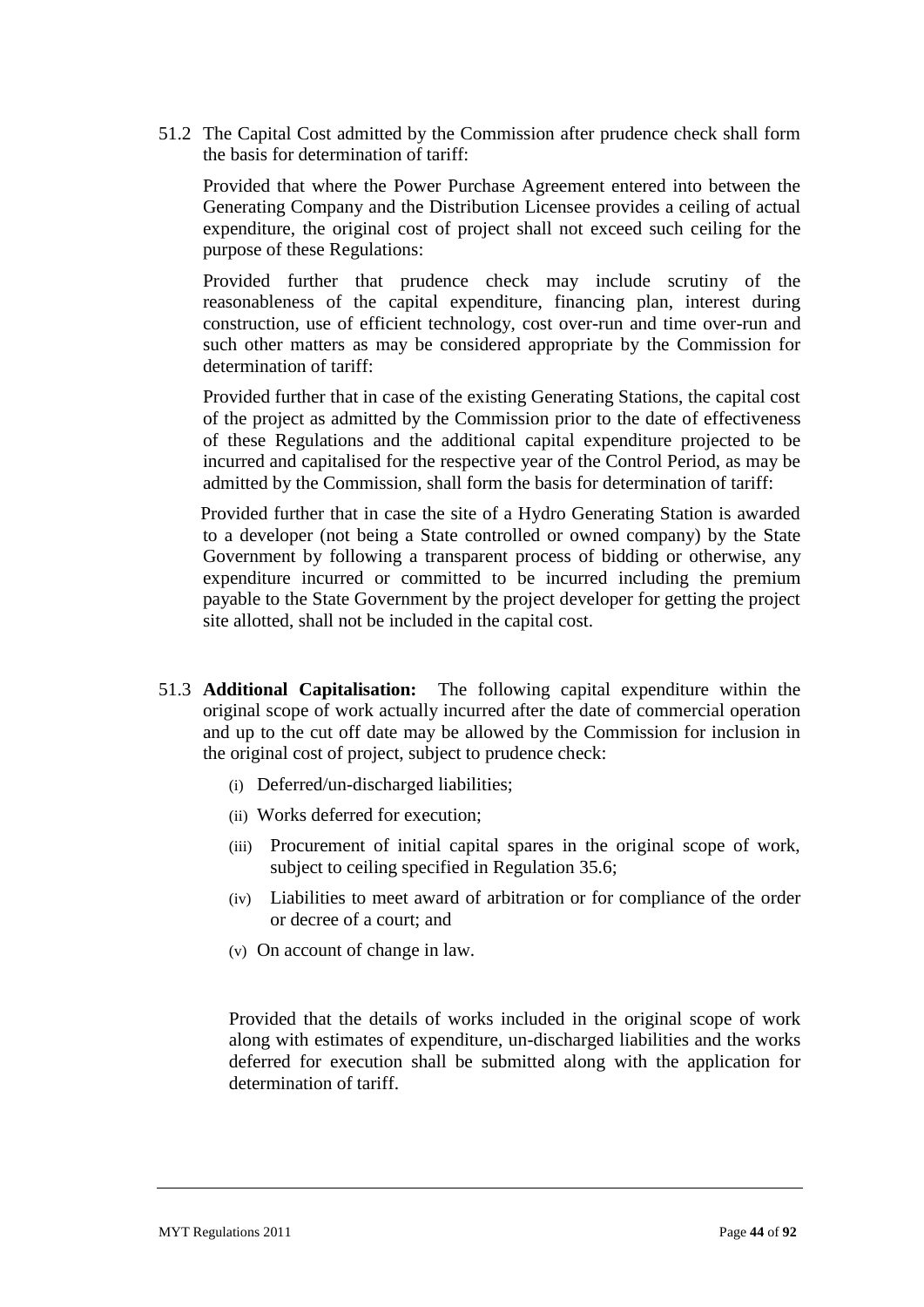51.2 The Capital Cost admitted by the Commission after prudence check shall form the basis for determination of tariff:

Provided that where the Power Purchase Agreement entered into between the Generating Company and the Distribution Licensee provides a ceiling of actual expenditure, the original cost of project shall not exceed such ceiling for the purpose of these Regulations:

Provided further that prudence check may include scrutiny of the reasonableness of the capital expenditure, financing plan, interest during construction, use of efficient technology, cost over-run and time over-run and such other matters as may be considered appropriate by the Commission for determination of tariff:

Provided further that in case of the existing Generating Stations, the capital cost of the project as admitted by the Commission prior to the date of effectiveness of these Regulations and the additional capital expenditure projected to be incurred and capitalised for the respective year of the Control Period, as may be admitted by the Commission, shall form the basis for determination of tariff:

Provided further that in case the site of a Hydro Generating Station is awarded to a developer (not being a State controlled or owned company) by the State Government by following a transparent process of bidding or otherwise, any expenditure incurred or committed to be incurred including the premium payable to the State Government by the project developer for getting the project site allotted, shall not be included in the capital cost.

51.3 **Additional Capitalisation:** The following capital expenditure within the original scope of work actually incurred after the date of commercial operation and up to the cut off date may be allowed by the Commission for inclusion in the original cost of project, subject to prudence check:

(i) Deferred/un-discharged liabilities;

(ii) Works deferred for execution;

(iii) Procurement of initial capital spares in the original scope of work, subject to ceiling specified in Regulation 35.6;

(iv) Liabilities to meet award of arbitration or for compliance of the order or decree of a court; and

(v) On account of change in law.

Provided that the details of works included in the original scope of work along with estimates of expenditure, un-discharged liabilities and the works deferred for execution shall be submitted along with the application for determination of tariff.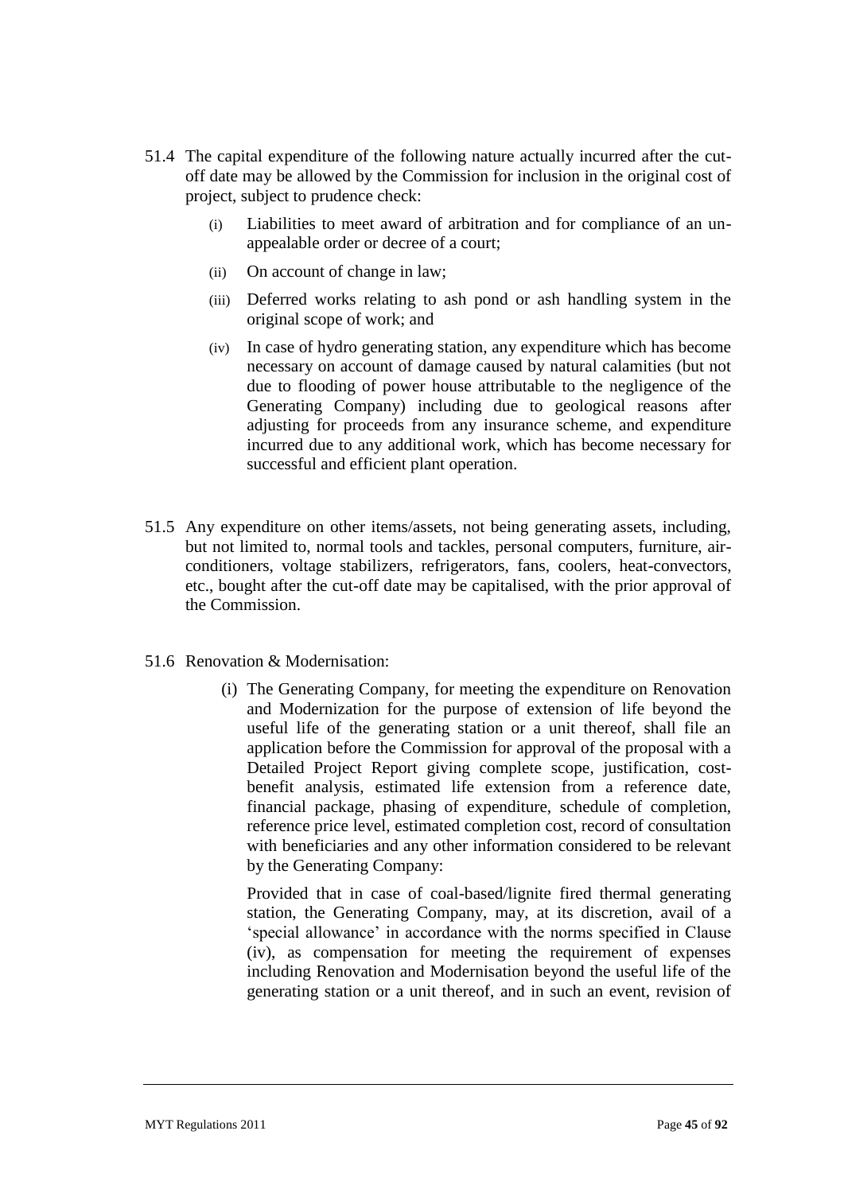51.4 The capital expenditure of the following nature actually incurred after the cut-off date may be allowed by the Commission for inclusion in the original cost of project, subject to prudence check:

(i) Liabilities to meet award of arbitration and for compliance of an un-appealable order or decree of a court;

(ii) On account of change in law;

(iii) Deferred works relating to ash pond or ash handling system in the original scope of work; and

(iv) In case of hydro generating station, any expenditure which has become necessary on account of damage caused by natural calamities (but not due to flooding of power house attributable to the negligence of the Generating Company) including due to geological reasons after adjusting for proceeds from any insurance scheme, and expenditure incurred due to any additional work, which has become necessary for successful and efficient plant operation.

51.5 Any expenditure on other items/assets, not being generating assets, including, but not limited to, normal tools and tackles, personal computers, furniture, air-conditioners, voltage stabilizers, refrigerators, fans, coolers, heat-convectors, etc., bought after the cut-off date may be capitalised, with the prior approval of the Commission.

51.6 Renovation & Modernisation:

(i) The Generating Company, for meeting the expenditure on Renovation and Modernization for the purpose of extension of life beyond the useful life of the generating station or a unit thereof, shall file an application before the Commission for approval of the proposal with a Detailed Project Report giving complete scope, justification, cost-benefit analysis, estimated life extension from a reference date, financial package, phasing of expenditure, schedule of completion, reference price level, estimated completion cost, record of consultation with beneficiaries and any other information considered to be relevant by the Generating Company:

Provided that in case of coal-based/lignite fired thermal generating station, the Generating Company, may, at its discretion, avail of a 'special allowance' in accordance with the norms specified in Clause (iv), as compensation for meeting the requirement of expenses including Renovation and Modernisation beyond the useful life of the generating station or a unit thereof, and in such an event, revision of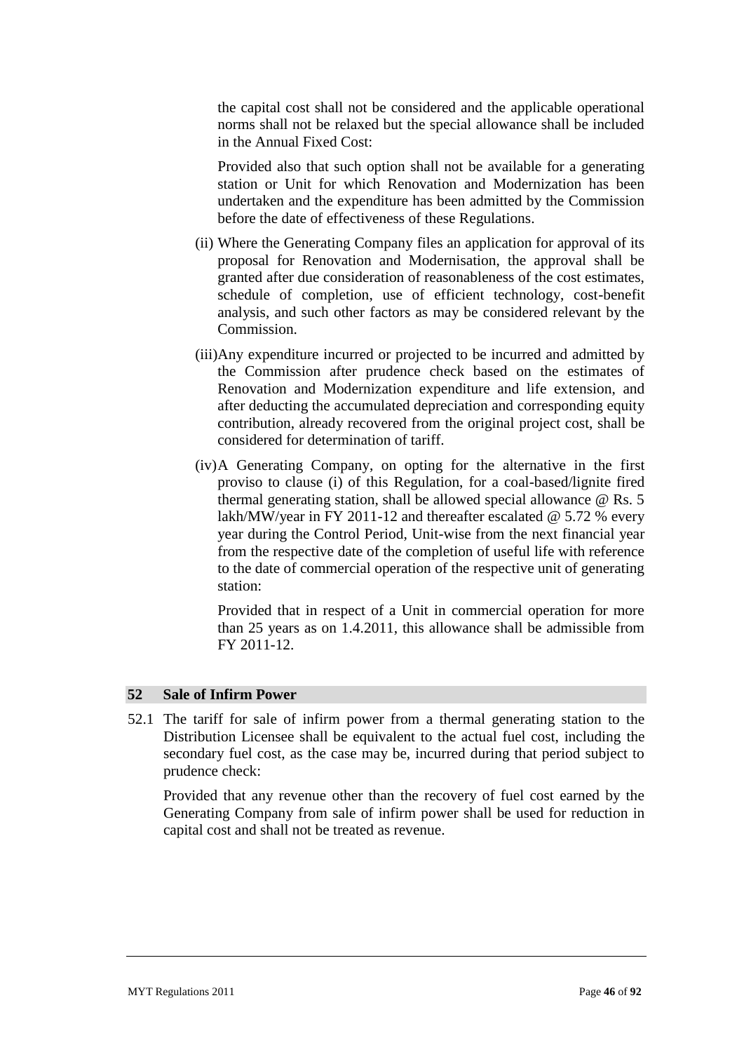the capital cost shall not be considered and the applicable operational norms shall not be relaxed but the special allowance shall be included in the Annual Fixed Cost:

Provided also that such option shall not be available for a generating station or Unit for which Renovation and Modernization has been undertaken and the expenditure has been admitted by the Commission before the date of effectiveness of these Regulations.

(ii) Where the Generating Company files an application for approval of its proposal for Renovation and Modernisation, the approval shall be granted after due consideration of reasonableness of the cost estimates, schedule of completion, use of efficient technology, cost-benefit analysis, and such other factors as may be considered relevant by the Commission.

(iii) Any expenditure incurred or projected to be incurred and admitted by the Commission after prudence check based on the estimates of Renovation and Modernization expenditure and life extension, and after deducting the accumulated depreciation and corresponding equity contribution, already recovered from the original project cost, shall be considered for determination of tariff.

(iv) A Generating Company, on opting for the alternative in the first proviso to clause (i) of this Regulation, for a coal-based/lignite fired thermal generating station, shall be allowed special allowance @ Rs. 5 lakh/MW/year in FY 2011-12 and thereafter escalated @ 5.72 % every year during the Control Period, Unit-wise from the next financial year from the respective date of the completion of useful life with reference to the date of commercial operation of the respective unit of generating station:

Provided that in respect of a Unit in commercial operation for more than 25 years as on 1.4.2011, this allowance shall be admissible from FY 2011-12.

## 52 Sale of Infirm Power

52.1 The tariff for sale of infirm power from a thermal generating station to the Distribution Licensee shall be equivalent to the actual fuel cost, including the secondary fuel cost, as the case may be, incurred during that period subject to prudence check:

Provided that any revenue other than the recovery of fuel cost earned by the Generating Company from sale of infirm power shall be used for reduction in capital cost and shall not be treated as revenue.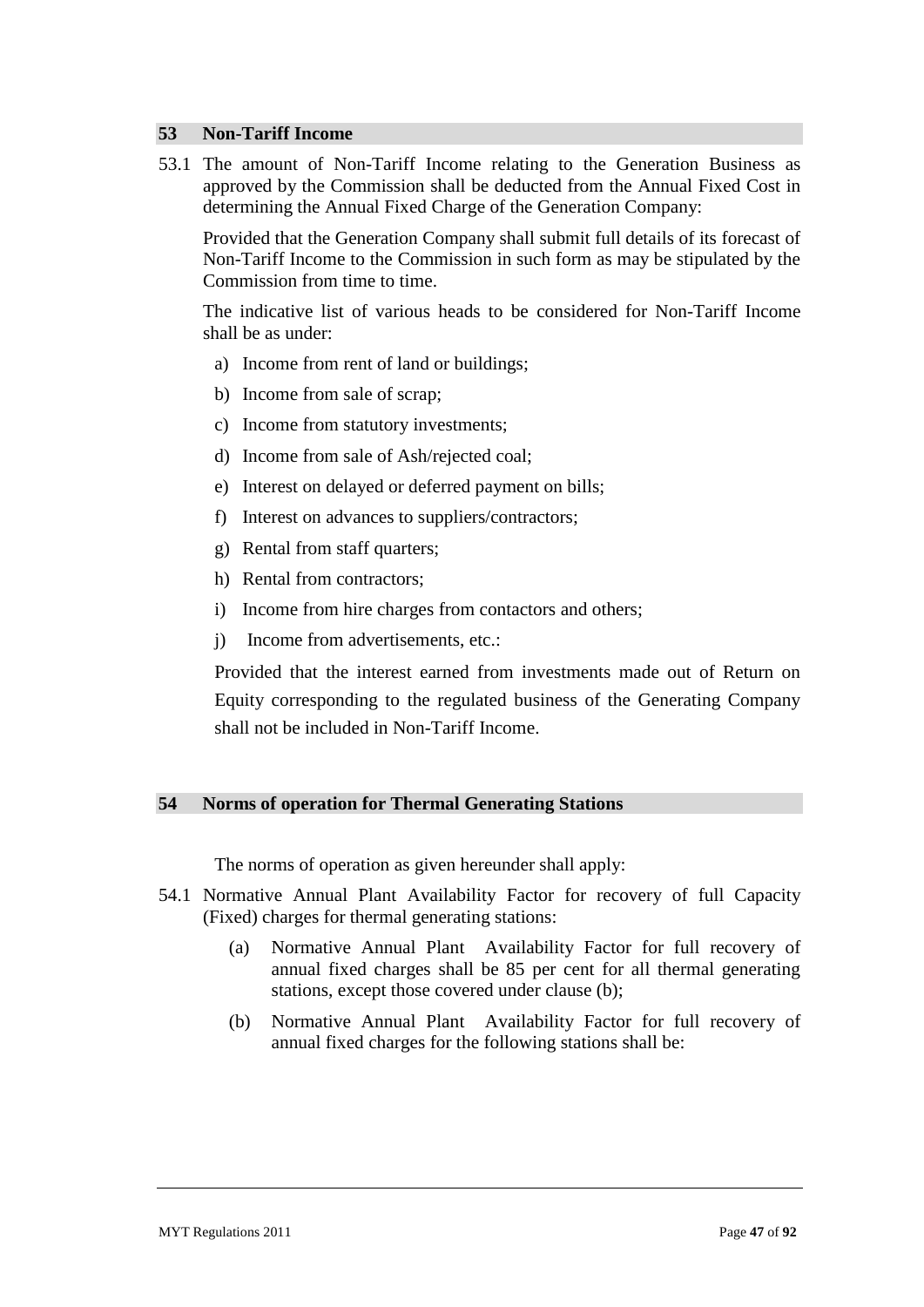## 53 Non-Tariff Income

53.1 The amount of Non-Tariff Income relating to the Generation Business as approved by the Commission shall be deducted from the Annual Fixed Cost in determining the Annual Fixed Charge of the Generation Company:

Provided that the Generation Company shall submit full details of its forecast of Non-Tariff Income to the Commission in such form as may be stipulated by the Commission from time to time.

The indicative list of various heads to be considered for Non-Tariff Income shall be as under:

a) Income from rent of land or buildings;

b) Income from sale of scrap;

c) Income from statutory investments;

d) Income from sale of Ash/rejected coal;

e) Interest on delayed or deferred payment on bills;

f) Interest on advances to suppliers/contractors;

g) Rental from staff quarters;

h) Rental from contractors;

i) Income from hire charges from contactors and others;

j) Income from advertisements, etc.:

Provided that the interest earned from investments made out of Return on Equity corresponding to the regulated business of the Generating Company shall not be included in Non-Tariff Income.

## 54 Norms of operation for Thermal Generating Stations

The norms of operation as given hereunder shall apply:

54.1 Normative Annual Plant Availability Factor for recovery of full Capacity (Fixed) charges for thermal generating stations:

(a) Normative Annual Plant Availability Factor for full recovery of annual fixed charges shall be 85 per cent for all thermal generating stations, except those covered under clause (b);

(b) Normative Annual Plant Availability Factor for full recovery of annual fixed charges for the following stations shall be: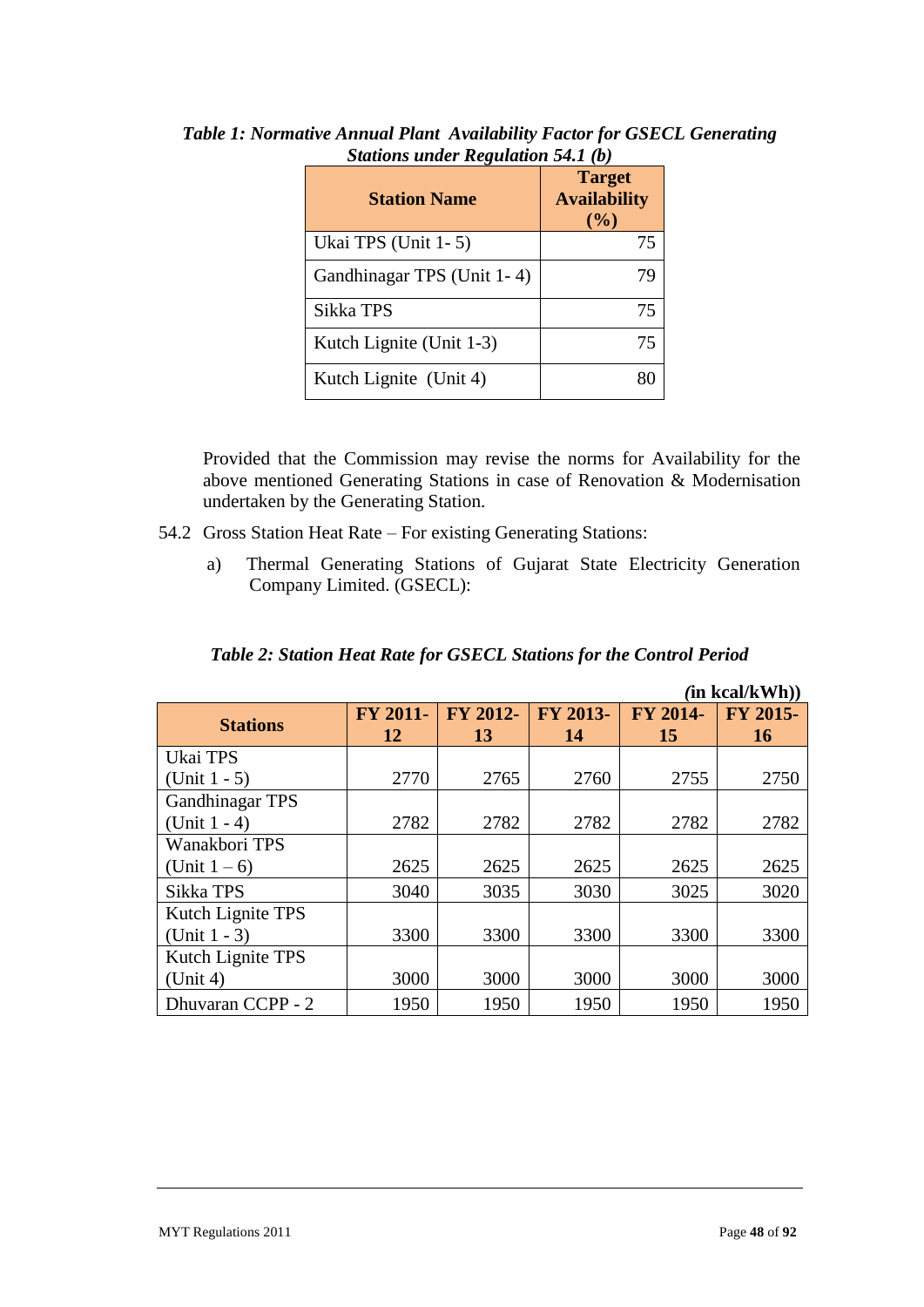*Table 1: Normative Annual Plant Availability Factor for GSECL Generating Stations under Regulation 54.1 (b)*

| Station Name | Target Availability (%) |
|---|---|
| Ukai TPS (Unit 1- 5) | 75 |
| Gandhinagar TPS (Unit 1- 4) | 79 |
| Sikka TPS | 75 |
| Kutch Lignite (Unit 1-3) | 75 |
| Kutch Lignite (Unit 4) | 80 |

Provided that the Commission may revise the norms for Availability for the above mentioned Generating Stations in case of Renovation & Modernisation undertaken by the Generating Station.

54.2 Gross Station Heat Rate – For existing Generating Stations:

a) Thermal Generating Stations of Gujarat State Electricity Generation Company Limited. (GSECL):

*Table 2: Station Heat Rate for GSECL Stations for the Control Period*

**(in kcal/kWh))**

| Stations | FY 2011-12 | FY 2012-13 | FY 2013-14 | FY 2014-15 | FY 2015-16 |
|---|---|---|---|---|---|
| Ukai TPS (Unit 1 - 5) | 2770 | 2765 | 2760 | 2755 | 2750 |
| Gandhinagar TPS (Unit 1 - 4) | 2782 | 2782 | 2782 | 2782 | 2782 |
| Wanakbori TPS (Unit 1 – 6) | 2625 | 2625 | 2625 | 2625 | 2625 |
| Sikka TPS | 3040 | 3035 | 3030 | 3025 | 3020 |
| Kutch Lignite TPS (Unit 1 - 3) | 3300 | 3300 | 3300 | 3300 | 3300 |
| Kutch Lignite TPS (Unit 4) | 3000 | 3000 | 3000 | 3000 | 3000 |
| Dhuvaran CCPP - 2 | 1950 | 1950 | 1950 | 1950 | 1950 |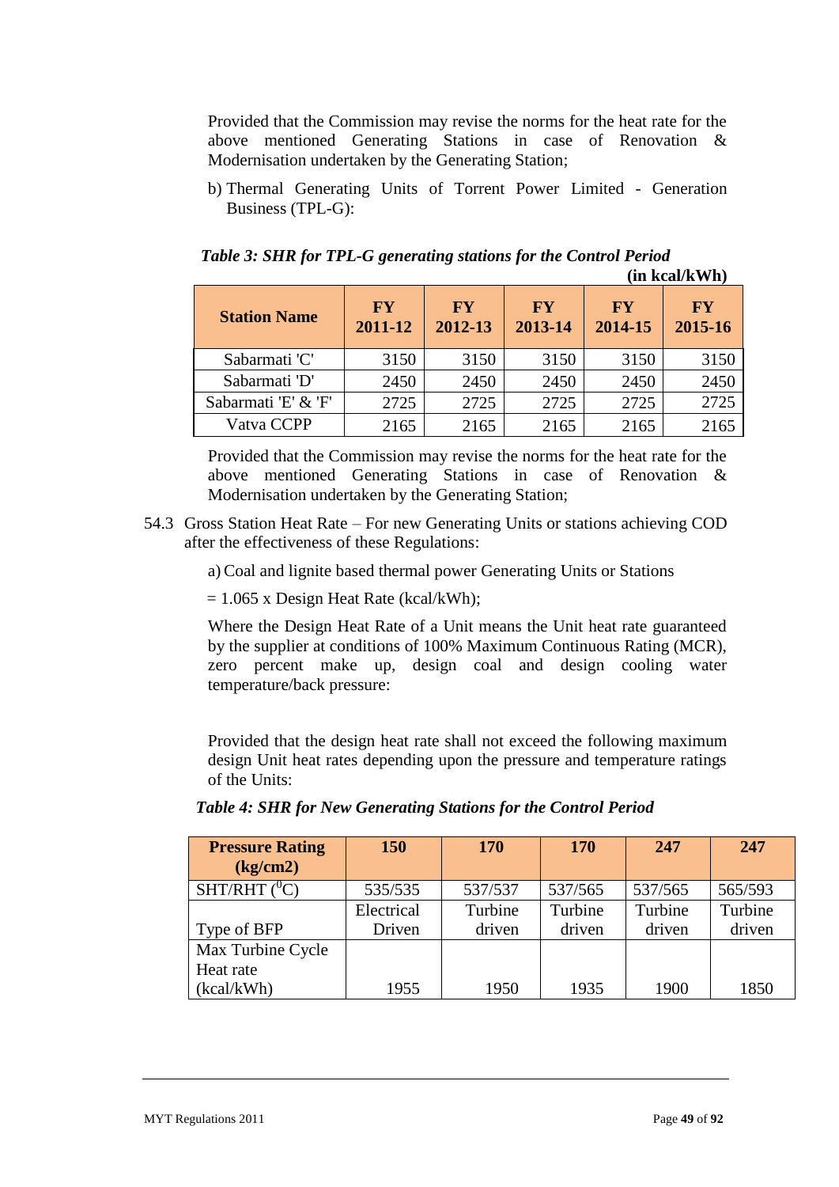Provided that the Commission may revise the norms for the heat rate for the above mentioned Generating Stations in case of Renovation & Modernisation undertaken by the Generating Station;

b) Thermal Generating Units of Torrent Power Limited - Generation Business (TPL-G):

***Table 3: SHR for TPL-G generating stations for the Control Period***

**(in kcal/kWh)**

| Station Name | FY 2011-12 | FY 2012-13 | FY 2013-14 | FY 2014-15 | FY 2015-16 |
|---|---|---|---|---|---|
| Sabarmati 'C' | 3150 | 3150 | 3150 | 3150 | 3150 |
| Sabarmati 'D' | 2450 | 2450 | 2450 | 2450 | 2450 |
| Sabarmati 'E' & 'F' | 2725 | 2725 | 2725 | 2725 | 2725 |
| Vatva CCPP | 2165 | 2165 | 2165 | 2165 | 2165 |

Provided that the Commission may revise the norms for the heat rate for the above mentioned Generating Stations in case of Renovation & Modernisation undertaken by the Generating Station;

54.3 Gross Station Heat Rate – For new Generating Units or stations achieving COD after the effectiveness of these Regulations:

a) Coal and lignite based thermal power Generating Units or Stations

= 1.065 x Design Heat Rate (kcal/kWh);

Where the Design Heat Rate of a Unit means the Unit heat rate guaranteed by the supplier at conditions of 100% Maximum Continuous Rating (MCR), zero percent make up, design coal and design cooling water temperature/back pressure:

Provided that the design heat rate shall not exceed the following maximum design Unit heat rates depending upon the pressure and temperature ratings of the Units:

***Table 4: SHR for New Generating Stations for the Control Period***

| Pressure Rating (kg/cm2) | 150 | 170 | 170 | 247 | 247 |
|---|---|---|---|---|---|
| SHT/RHT ($^0$C) | 535/535 | 537/537 | 537/565 | 537/565 | 565/593 |
| Type of BFP | Electrical Driven | Turbine driven | Turbine driven | Turbine driven | Turbine driven |
| Max Turbine Cycle Heat rate (kcal/kWh) | 1955 | 1950 | 1935 | 1900 | 1850 |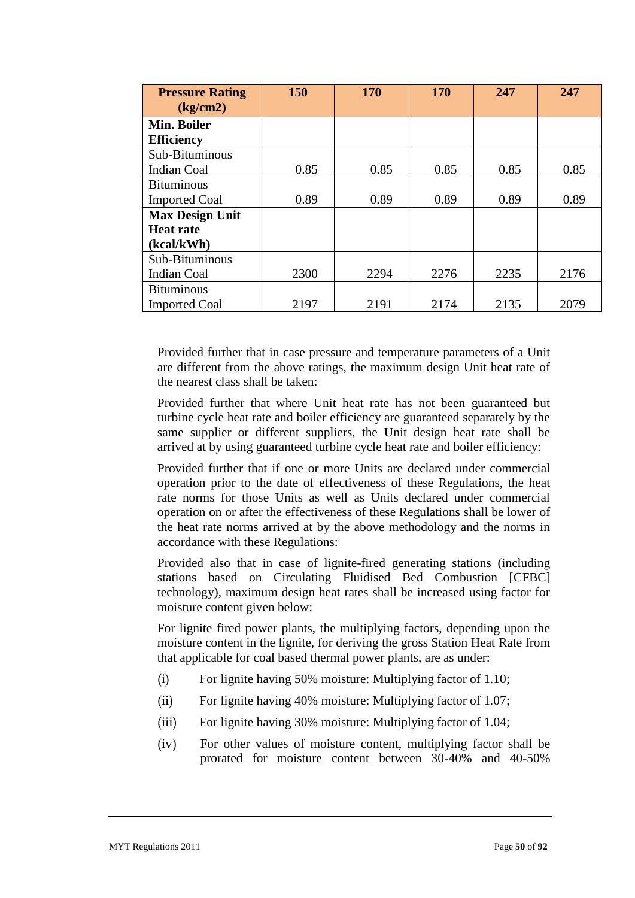| **Pressure Rating (kg/cm2)** | **150** | **170** | **170** | **247** | **247** |
|---|---|---|---|---|---|
| **Min. Boiler Efficiency** | | | | | |
| Sub-Bituminous Indian Coal | 0.85 | 0.85 | 0.85 | 0.85 | 0.85 |
| Bituminous Imported Coal | 0.89 | 0.89 | 0.89 | 0.89 | 0.89 |
| **Max Design Unit Heat rate (kcal/kWh)** | | | | | |
| Sub-Bituminous Indian Coal | 2300 | 2294 | 2276 | 2235 | 2176 |
| Bituminous Imported Coal | 2197 | 2191 | 2174 | 2135 | 2079 |

Provided further that in case pressure and temperature parameters of a Unit are different from the above ratings, the maximum design Unit heat rate of the nearest class shall be taken:

Provided further that where Unit heat rate has not been guaranteed but turbine cycle heat rate and boiler efficiency are guaranteed separately by the same supplier or different suppliers, the Unit design heat rate shall be arrived at by using guaranteed turbine cycle heat rate and boiler efficiency:

Provided further that if one or more Units are declared under commercial operation prior to the date of effectiveness of these Regulations, the heat rate norms for those Units as well as Units declared under commercial operation on or after the effectiveness of these Regulations shall be lower of the heat rate norms arrived at by the above methodology and the norms in accordance with these Regulations:

Provided also that in case of lignite-fired generating stations (including stations based on Circulating Fluidised Bed Combustion [CFBC] technology), maximum design heat rates shall be increased using factor for moisture content given below:

For lignite fired power plants, the multiplying factors, depending upon the moisture content in the lignite, for deriving the gross Station Heat Rate from that applicable for coal based thermal power plants, are as under:

(i) For lignite having 50% moisture: Multiplying factor of 1.10;

(ii) For lignite having 40% moisture: Multiplying factor of 1.07;

(iii) For lignite having 30% moisture: Multiplying factor of 1.04;

(iv) For other values of moisture content, multiplying factor shall be prorated for moisture content between 30-40% and 40-50%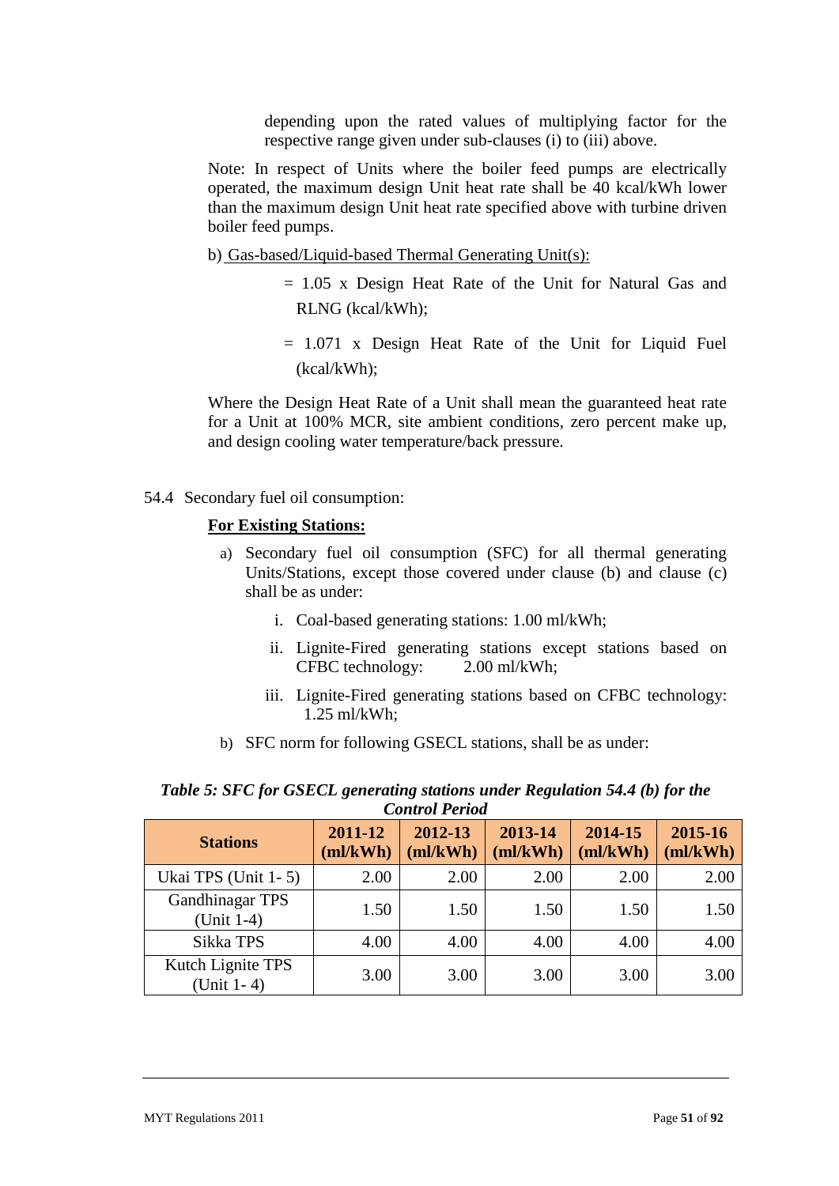depending upon the rated values of multiplying factor for the respective range given under sub-clauses (i) to (iii) above.

Note: In respect of Units where the boiler feed pumps are electrically operated, the maximum design Unit heat rate shall be 40 kcal/kWh lower than the maximum design Unit heat rate specified above with turbine driven boiler feed pumps.

b) Gas-based/Liquid-based Thermal Generating Unit(s):

= 1.05 x Design Heat Rate of the Unit for Natural Gas and RLNG (kcal/kWh);

= 1.071 x Design Heat Rate of the Unit for Liquid Fuel (kcal/kWh);

Where the Design Heat Rate of a Unit shall mean the guaranteed heat rate for a Unit at 100% MCR, site ambient conditions, zero percent make up, and design cooling water temperature/back pressure.

54.4 Secondary fuel oil consumption:

**For Existing Stations:**

a) Secondary fuel oil consumption (SFC) for all thermal generating Units/Stations, except those covered under clause (b) and clause (c) shall be as under:

   i. Coal-based generating stations: 1.00 ml/kWh;

   ii. Lignite-Fired generating stations except stations based on CFBC technology: 2.00 ml/kWh;

   iii. Lignite-Fired generating stations based on CFBC technology: 1.25 ml/kWh;

b) SFC norm for following GSECL stations, shall be as under:

***Table 5: SFC for GSECL generating stations under Regulation 54.4 (b) for the Control Period***

| Stations | 2011-12 (ml/kWh) | 2012-13 (ml/kWh) | 2013-14 (ml/kWh) | 2014-15 (ml/kWh) | 2015-16 (ml/kWh) |
|---|---|---|---|---|---|
| Ukai TPS (Unit 1- 5) | 2.00 | 2.00 | 2.00 | 2.00 | 2.00 |
| Gandhinagar TPS (Unit 1-4) | 1.50 | 1.50 | 1.50 | 1.50 | 1.50 |
| Sikka TPS | 4.00 | 4.00 | 4.00 | 4.00 | 4.00 |
| Kutch Lignite TPS (Unit 1- 4) | 3.00 | 3.00 | 3.00 | 3.00 | 3.00 |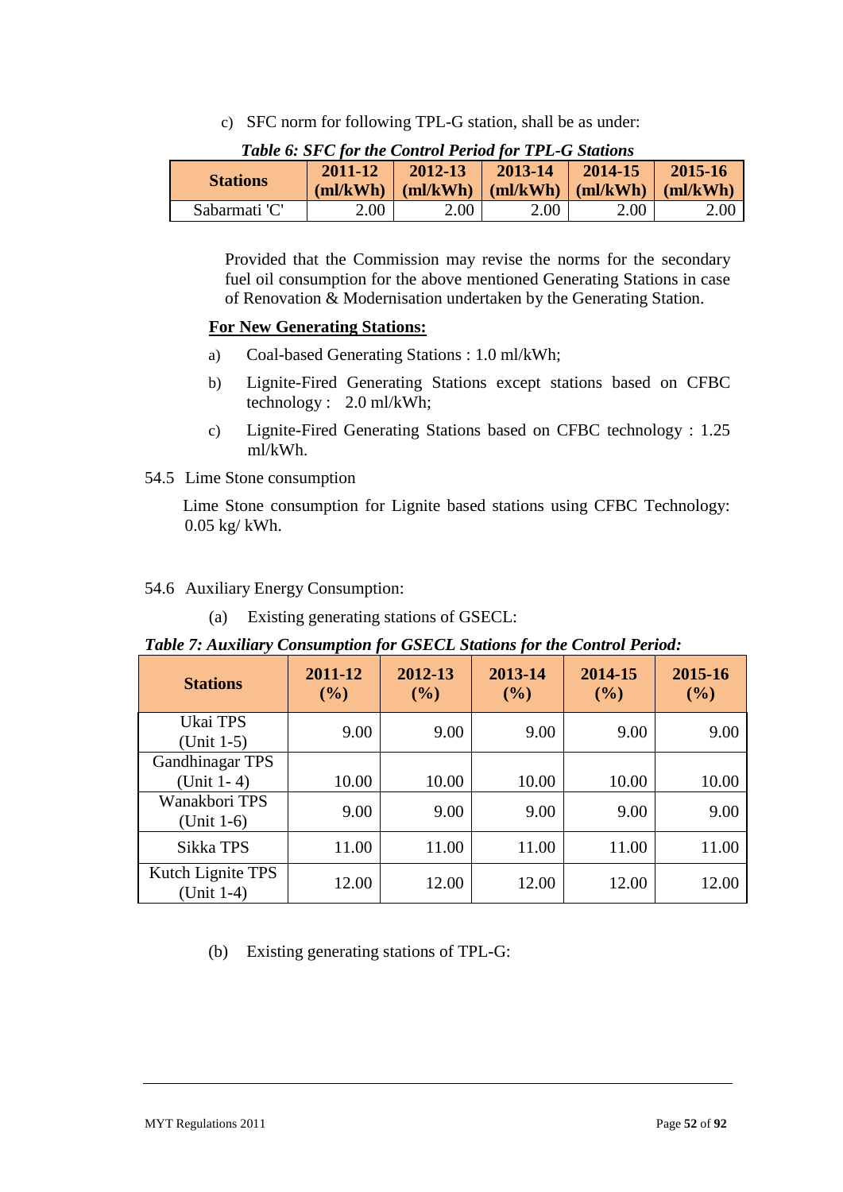c) SFC norm for following TPL-G station, shall be as under:

*Table 6: SFC for the Control Period for TPL-G Stations*

| Stations | 2011-12 (ml/kWh) | 2012-13 (ml/kWh) | 2013-14 (ml/kWh) | 2014-15 (ml/kWh) | 2015-16 (ml/kWh) |
|---|---|---|---|---|---|
| Sabarmati 'C' | 2.00 | 2.00 | 2.00 | 2.00 | 2.00 |

Provided that the Commission may revise the norms for the secondary fuel oil consumption for the above mentioned Generating Stations in case of Renovation & Modernisation undertaken by the Generating Station.

**For New Generating Stations:**

a) Coal-based Generating Stations : 1.0 ml/kWh;

b) Lignite-Fired Generating Stations except stations based on CFBC technology : 2.0 ml/kWh;

c) Lignite-Fired Generating Stations based on CFBC technology : 1.25 ml/kWh.

54.5 Lime Stone consumption

Lime Stone consumption for Lignite based stations using CFBC Technology: 0.05 kg/ kWh.

54.6 Auxiliary Energy Consumption:

(a) Existing generating stations of GSECL:

*Table 7: Auxiliary Consumption for GSECL Stations for the Control Period:*

| Stations | 2011-12 (%) | 2012-13 (%) | 2013-14 (%) | 2014-15 (%) | 2015-16 (%) |
|---|---|---|---|---|---|
| Ukai TPS (Unit 1-5) | 9.00 | 9.00 | 9.00 | 9.00 | 9.00 |
| Gandhinagar TPS (Unit 1- 4) | 10.00 | 10.00 | 10.00 | 10.00 | 10.00 |
| Wanakbori TPS (Unit 1-6) | 9.00 | 9.00 | 9.00 | 9.00 | 9.00 |
| Sikka TPS | 11.00 | 11.00 | 11.00 | 11.00 | 11.00 |
| Kutch Lignite TPS (Unit 1-4) | 12.00 | 12.00 | 12.00 | 12.00 | 12.00 |

(b) Existing generating stations of TPL-G: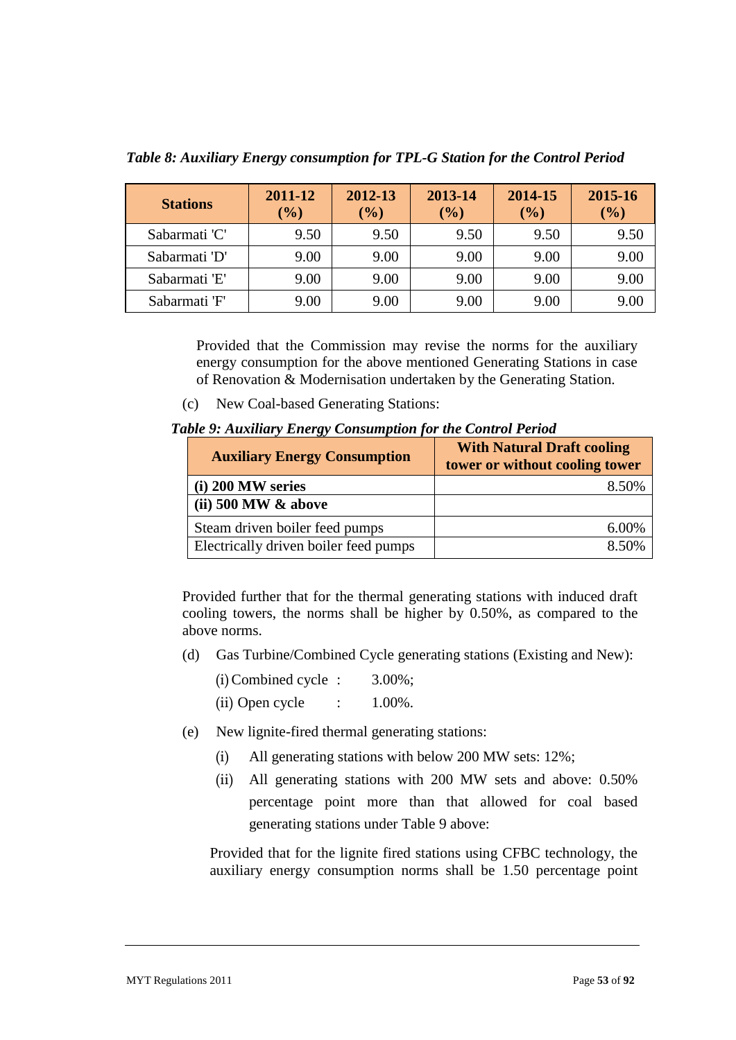*Table 8: Auxiliary Energy consumption for TPL-G Station for the Control Period*

| Stations | 2011-12 (%) | 2012-13 (%) | 2013-14 (%) | 2014-15 (%) | 2015-16 (%) |
|---|---|---|---|---|---|
| Sabarmati 'C' | 9.50 | 9.50 | 9.50 | 9.50 | 9.50 |
| Sabarmati 'D' | 9.00 | 9.00 | 9.00 | 9.00 | 9.00 |
| Sabarmati 'E' | 9.00 | 9.00 | 9.00 | 9.00 | 9.00 |
| Sabarmati 'F' | 9.00 | 9.00 | 9.00 | 9.00 | 9.00 |

Provided that the Commission may revise the norms for the auxiliary energy consumption for the above mentioned Generating Stations in case of Renovation & Modernisation undertaken by the Generating Station.

(c) New Coal-based Generating Stations:

*Table 9: Auxiliary Energy Consumption for the Control Period*

| Auxiliary Energy Consumption | With Natural Draft cooling tower or without cooling tower |
|---|---|
| **(i) 200 MW series** | 8.50% |
| **(ii) 500 MW & above** | |
| Steam driven boiler feed pumps | 6.00% |
| Electrically driven boiler feed pumps | 8.50% |

Provided further that for the thermal generating stations with induced draft cooling towers, the norms shall be higher by 0.50%, as compared to the above norms.

(d) Gas Turbine/Combined Cycle generating stations (Existing and New):

(i) Combined cycle : 3.00%;

(ii) Open cycle : 1.00%.

(e) New lignite-fired thermal generating stations:

(i) All generating stations with below 200 MW sets: 12%;

(ii) All generating stations with 200 MW sets and above: 0.50% percentage point more than that allowed for coal based generating stations under Table 9 above:

Provided that for the lignite fired stations using CFBC technology, the auxiliary energy consumption norms shall be 1.50 percentage point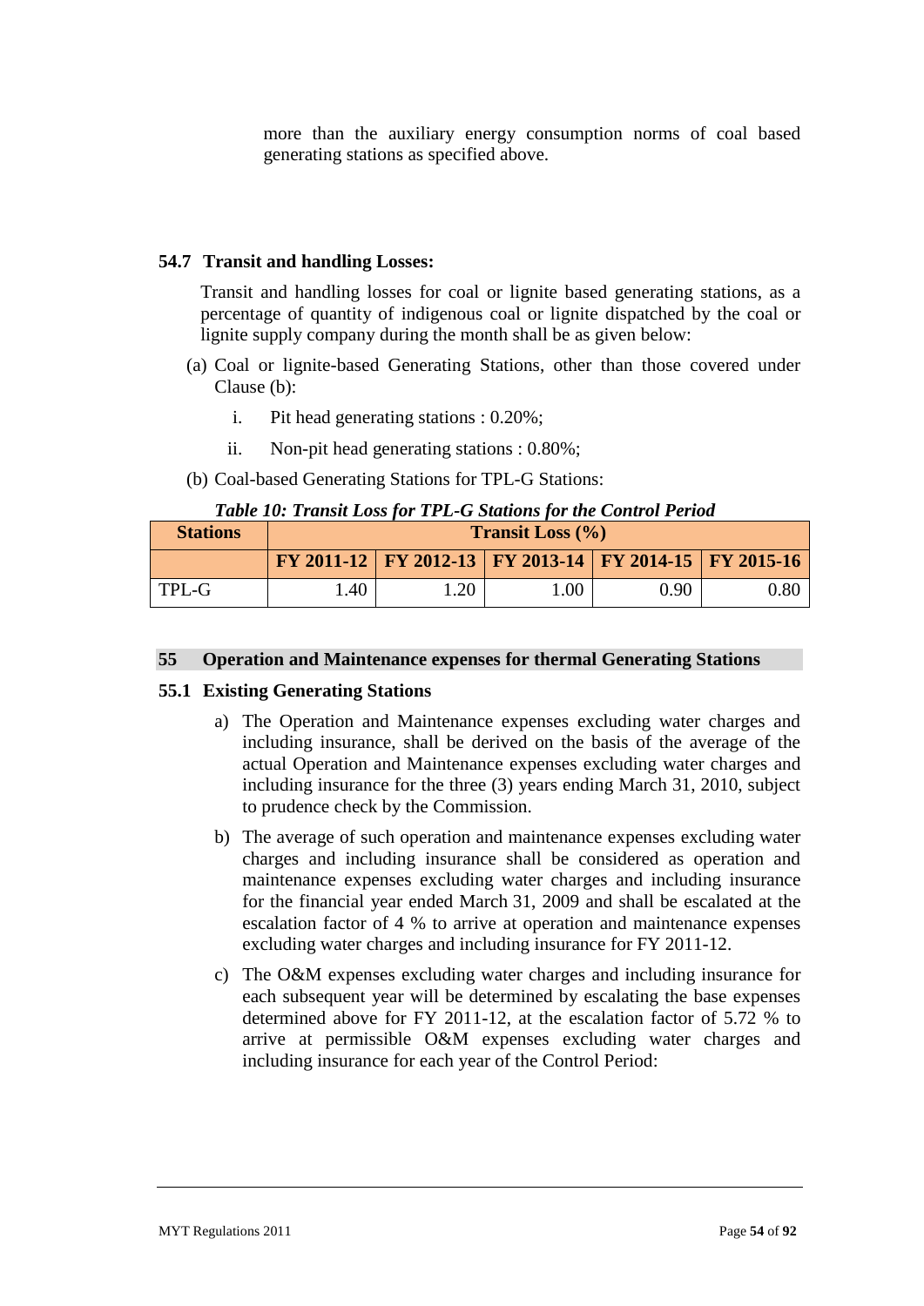more than the auxiliary energy consumption norms of coal based generating stations as specified above.

### 54.7 Transit and handling Losses:

Transit and handling losses for coal or lignite based generating stations, as a percentage of quantity of indigenous coal or lignite dispatched by the coal or lignite supply company during the month shall be as given below:

(a) Coal or lignite-based Generating Stations, other than those covered under Clause (b):

i. Pit head generating stations : 0.20%;

ii. Non-pit head generating stations : 0.80%;

(b) Coal-based Generating Stations for TPL-G Stations:

***Table 10: Transit Loss for TPL-G Stations for the Control Period***

| Stations | Transit Loss (%) | | | | |
|---|---|---|---|---|---|
| | FY 2011-12 | FY 2012-13 | FY 2013-14 | FY 2014-15 | FY 2015-16 |
| TPL-G | 1.40 | 1.20 | 1.00 | 0.90 | 0.80 |

## 55 Operation and Maintenance expenses for thermal Generating Stations

### 55.1 Existing Generating Stations

a) The Operation and Maintenance expenses excluding water charges and including insurance, shall be derived on the basis of the average of the actual Operation and Maintenance expenses excluding water charges and including insurance for the three (3) years ending March 31, 2010, subject to prudence check by the Commission.

b) The average of such operation and maintenance expenses excluding water charges and including insurance shall be considered as operation and maintenance expenses excluding water charges and including insurance for the financial year ended March 31, 2009 and shall be escalated at the escalation factor of 4 % to arrive at operation and maintenance expenses excluding water charges and including insurance for FY 2011-12.

c) The O&M expenses excluding water charges and including insurance for each subsequent year will be determined by escalating the base expenses determined above for FY 2011-12, at the escalation factor of 5.72 % to arrive at permissible O&M expenses excluding water charges and including insurance for each year of the Control Period: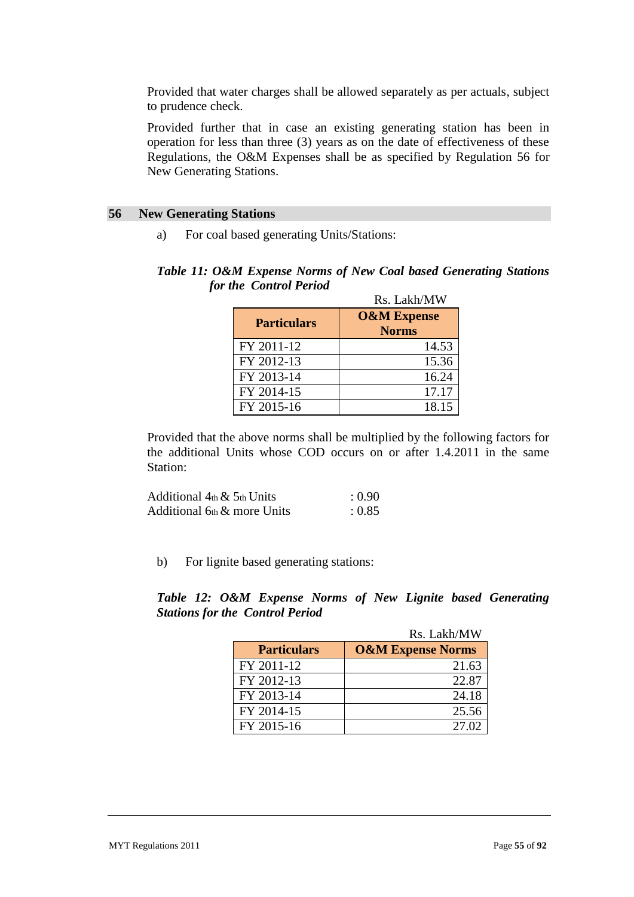Provided that water charges shall be allowed separately as per actuals, subject to prudence check.

Provided further that in case an existing generating station has been in operation for less than three (3) years as on the date of effectiveness of these Regulations, the O&M Expenses shall be as specified by Regulation 56 for New Generating Stations.

## 56 New Generating Stations

a) For coal based generating Units/Stations:

***Table 11: O&M Expense Norms of New Coal based Generating Stations for the Control Period***

Rs. Lakh/MW

| Particulars | O&M Expense Norms |
|---|---|
| FY 2011-12 | 14.53 |
| FY 2012-13 | 15.36 |
| FY 2013-14 | 16.24 |
| FY 2014-15 | 17.17 |
| FY 2015-16 | 18.15 |

Provided that the above norms shall be multiplied by the following factors for the additional Units whose COD occurs on or after 1.4.2011 in the same Station:

Additional 4th & 5th Units : 0.90
Additional 6th & more Units : 0.85

b) For lignite based generating stations:

***Table 12: O&M Expense Norms of New Lignite based Generating Stations for the Control Period***

Rs. Lakh/MW

| Particulars | O&M Expense Norms |
|---|---|
| FY 2011-12 | 21.63 |
| FY 2012-13 | 22.87 |
| FY 2013-14 | 24.18 |
| FY 2014-15 | 25.56 |
| FY 2015-16 | 27.02 |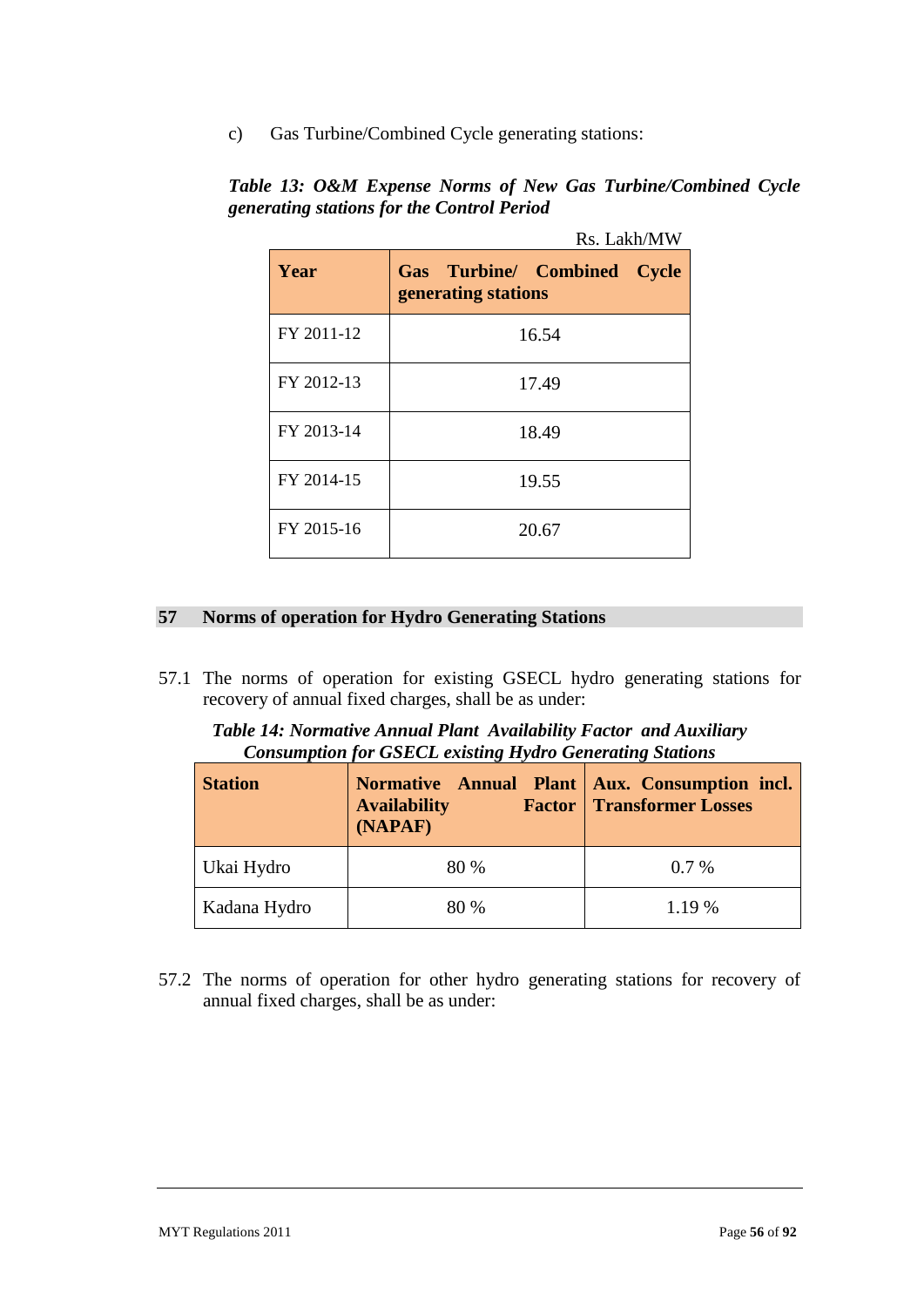c) Gas Turbine/Combined Cycle generating stations:

***Table 13: O&M Expense Norms of New Gas Turbine/Combined Cycle generating stations for the Control Period***

Rs. Lakh/MW

| Year | Gas Turbine/ Combined Cycle generating stations |
|---|---|
| FY 2011-12 | 16.54 |
| FY 2012-13 | 17.49 |
| FY 2013-14 | 18.49 |
| FY 2014-15 | 19.55 |
| FY 2015-16 | 20.67 |

## 57 Norms of operation for Hydro Generating Stations

57.1 The norms of operation for existing GSECL hydro generating stations for recovery of annual fixed charges, shall be as under:

***Table 14: Normative Annual Plant Availability Factor and Auxiliary Consumption for GSECL existing Hydro Generating Stations***

| Station | Normative Annual Plant Availability Factor (NAPAF) | Aux. Consumption incl. Transformer Losses |
|---|---|---|
| Ukai Hydro | 80 % | 0.7 % |
| Kadana Hydro | 80 % | 1.19 % |

57.2 The norms of operation for other hydro generating stations for recovery of annual fixed charges, shall be as under: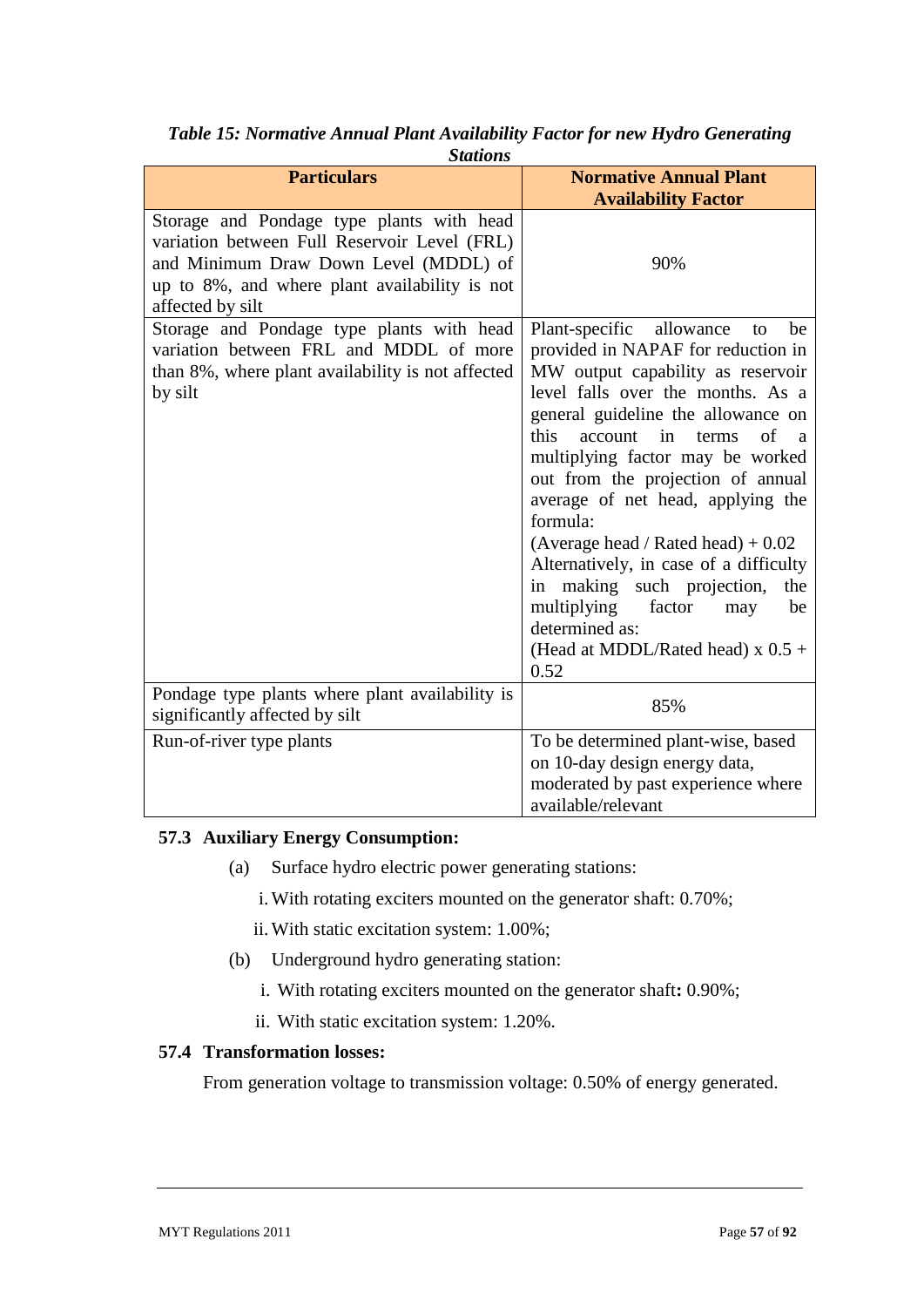*Table 15: Normative Annual Plant Availability Factor for new Hydro Generating Stations*

| Particulars | Normative Annual Plant Availability Factor |
|---|---|
| Storage and Pondage type plants with head variation between Full Reservoir Level (FRL) and Minimum Draw Down Level (MDDL) of up to 8%, and where plant availability is not affected by silt | 90% |
| Storage and Pondage type plants with head variation between FRL and MDDL of more than 8%, where plant availability is not affected by silt | Plant-specific allowance to be provided in NAPAF for reduction in MW output capability as reservoir level falls over the months. As a general guideline the allowance on this account in terms of a multiplying factor may be worked out from the projection of annual average of net head, applying the formula: (Average head / Rated head) + 0.02 Alternatively, in case of a difficulty in making such projection, the multiplying factor may be determined as: (Head at MDDL/Rated head) x 0.5 + 0.52 |
| Pondage type plants where plant availability is significantly affected by silt | 85% |
| Run-of-river type plants | To be determined plant-wise, based on 10-day design energy data, moderated by past experience where available/relevant |

### 57.3 Auxiliary Energy Consumption:

(a) Surface hydro electric power generating stations:

i. With rotating exciters mounted on the generator shaft: 0.70%;

ii. With static excitation system: 1.00%;

(b) Underground hydro generating station:

i. With rotating exciters mounted on the generator shaft**:** 0.90%;

ii. With static excitation system: 1.20%.

### 57.4 Transformation losses:

From generation voltage to transmission voltage: 0.50% of energy generated.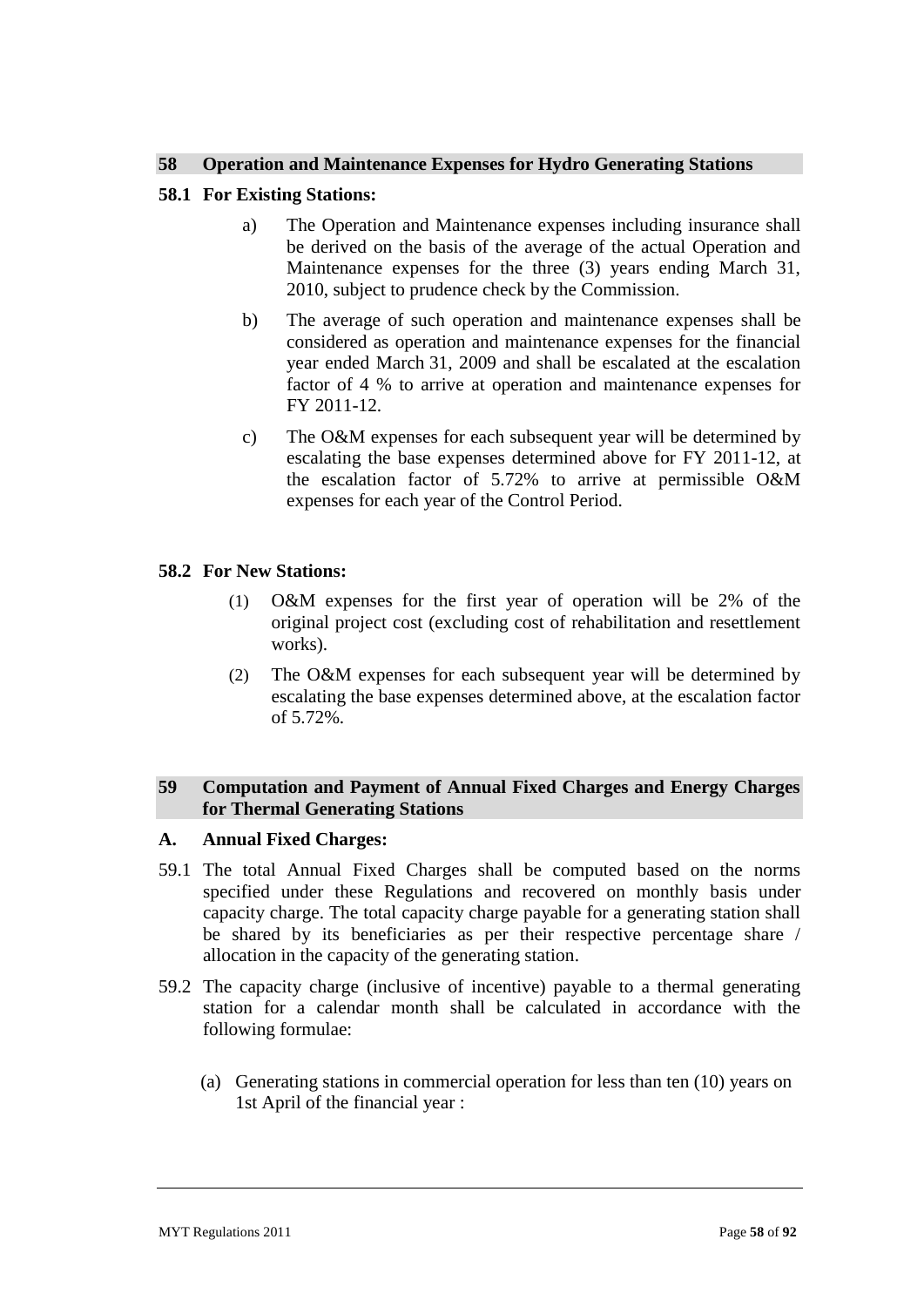## 58 Operation and Maintenance Expenses for Hydro Generating Stations

### 58.1 For Existing Stations:

a) The Operation and Maintenance expenses including insurance shall be derived on the basis of the average of the actual Operation and Maintenance expenses for the three (3) years ending March 31, 2010, subject to prudence check by the Commission.

b) The average of such operation and maintenance expenses shall be considered as operation and maintenance expenses for the financial year ended March 31, 2009 and shall be escalated at the escalation factor of 4 % to arrive at operation and maintenance expenses for FY 2011-12.

c) The O&M expenses for each subsequent year will be determined by escalating the base expenses determined above for FY 2011-12, at the escalation factor of 5.72% to arrive at permissible O&M expenses for each year of the Control Period.

### 58.2 For New Stations:

(1) O&M expenses for the first year of operation will be 2% of the original project cost (excluding cost of rehabilitation and resettlement works).

(2) The O&M expenses for each subsequent year will be determined by escalating the base expenses determined above, at the escalation factor of 5.72%.

## 59 Computation and Payment of Annual Fixed Charges and Energy Charges for Thermal Generating Stations

### A. Annual Fixed Charges:

59.1 The total Annual Fixed Charges shall be computed based on the norms specified under these Regulations and recovered on monthly basis under capacity charge. The total capacity charge payable for a generating station shall be shared by its beneficiaries as per their respective percentage share / allocation in the capacity of the generating station.

59.2 The capacity charge (inclusive of incentive) payable to a thermal generating station for a calendar month shall be calculated in accordance with the following formulae:

(a) Generating stations in commercial operation for less than ten (10) years on 1st April of the financial year :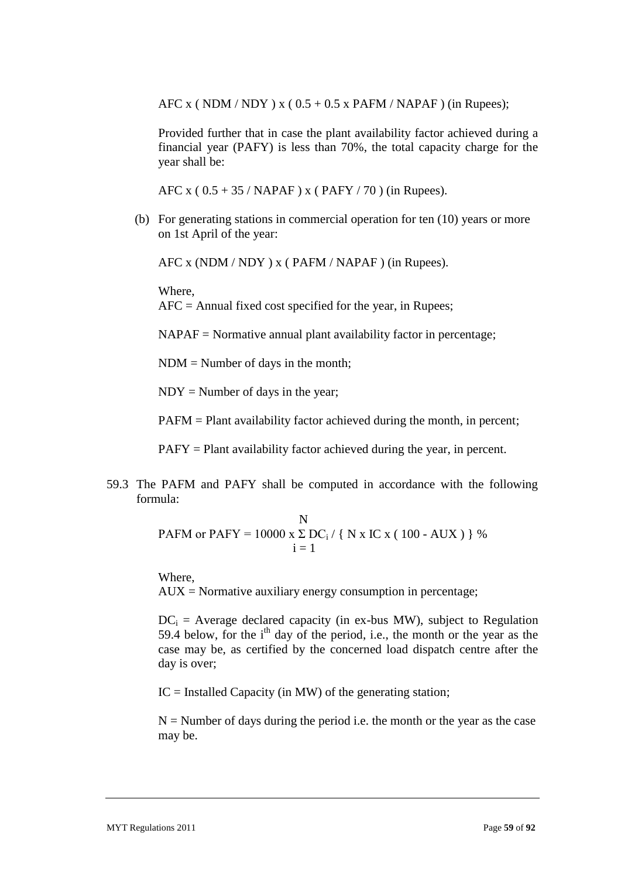$$AFC \times ( NDM / NDY ) \times ( 0.5 + 0.5 \times PAFM / NAPAF ) \text{ (in Rupees)};$$

Provided further that in case the plant availability factor achieved during a financial year (PAFY) is less than 70%, the total capacity charge for the year shall be:

$$AFC \times ( 0.5 + 35 / NAPAF ) \times ( PAFY / 70 ) \text{ (in Rupees)}.$$

(b) For generating stations in commercial operation for ten (10) years or more on 1st April of the year:

$$AFC \times (NDM / NDY ) \times ( PAFM / NAPAF ) \text{ (in Rupees)}.$$

Where,
AFC = Annual fixed cost specified for the year, in Rupees;

NAPAF = Normative annual plant availability factor in percentage;

NDM = Number of days in the month;

NDY = Number of days in the year;

PAFM = Plant availability factor achieved during the month, in percent;

PAFY = Plant availability factor achieved during the year, in percent.

59.3 The PAFM and PAFY shall be computed in accordance with the following formula:

$$PAFM \text{ or } PAFY = 10000 \times \sum_{i=1}^{N} DC_i / \{ N \times IC \times ( 100 - AUX ) \} \%$$

Where,
AUX = Normative auxiliary energy consumption in percentage;

$DC_i$ = Average declared capacity (in ex-bus MW), subject to Regulation 59.4 below, for the $i^{th}$ day of the period, i.e., the month or the year as the case may be, as certified by the concerned load dispatch centre after the day is over;

IC = Installed Capacity (in MW) of the generating station;

N = Number of days during the period i.e. the month or the year as the case may be.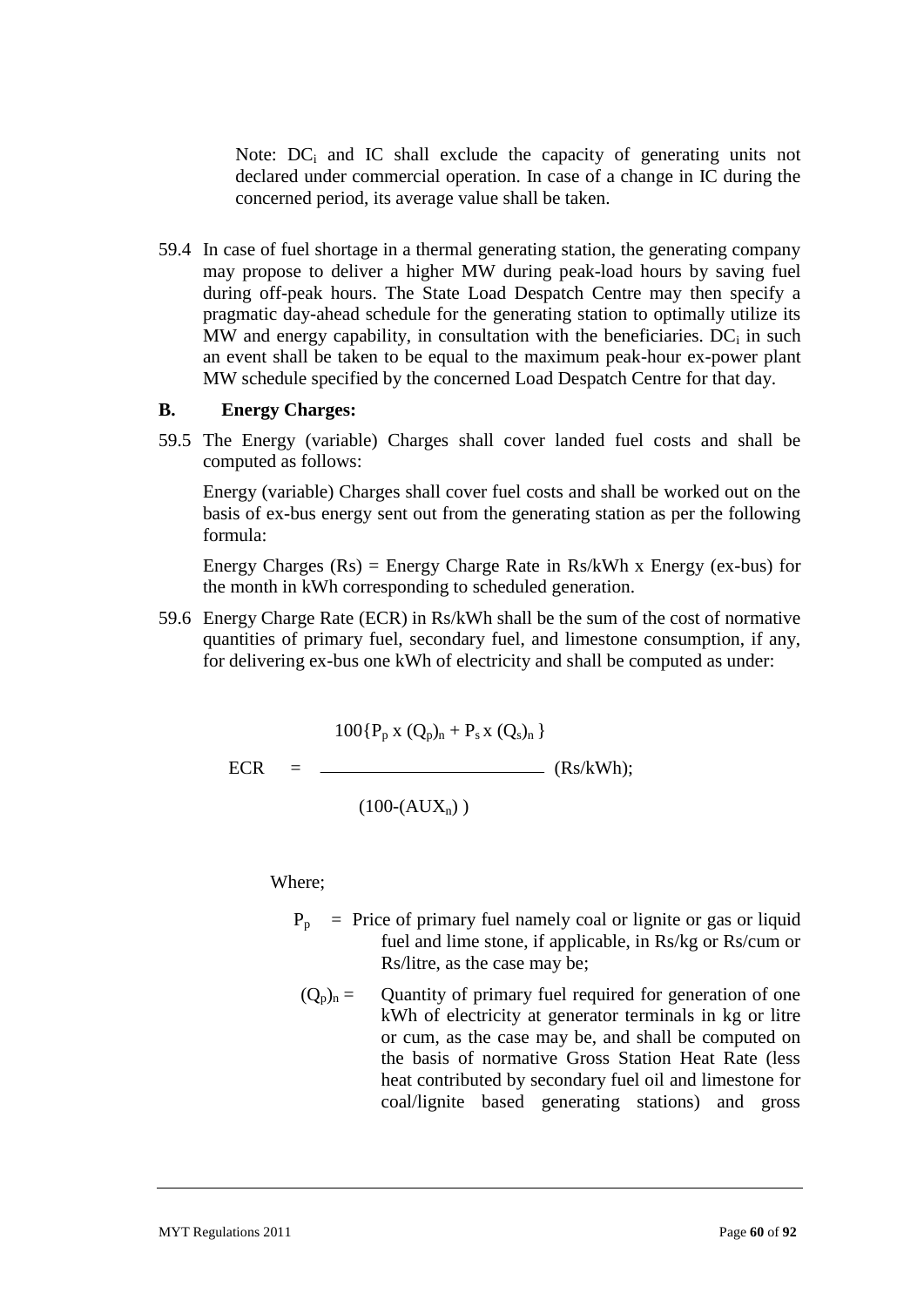Note: $DC_i$ and IC shall exclude the capacity of generating units not declared under commercial operation. In case of a change in IC during the concerned period, its average value shall be taken.

59.4 In case of fuel shortage in a thermal generating station, the generating company may propose to deliver a higher MW during peak-load hours by saving fuel during off-peak hours. The State Load Despatch Centre may then specify a pragmatic day-ahead schedule for the generating station to optimally utilize its MW and energy capability, in consultation with the beneficiaries. $DC_i$ in such an event shall be taken to be equal to the maximum peak-hour ex-power plant MW schedule specified by the concerned Load Despatch Centre for that day.

**B. Energy Charges:**

59.5 The Energy (variable) Charges shall cover landed fuel costs and shall be computed as follows:

Energy (variable) Charges shall cover fuel costs and shall be worked out on the basis of ex-bus energy sent out from the generating station as per the following formula:

Energy Charges (Rs) = Energy Charge Rate in Rs/kWh x Energy (ex-bus) for the month in kWh corresponding to scheduled generation.

59.6 Energy Charge Rate (ECR) in Rs/kWh shall be the sum of the cost of normative quantities of primary fuel, secondary fuel, and limestone consumption, if any, for delivering ex-bus one kWh of electricity and shall be computed as under:

$$ECR = \frac{100\{P_p \times (Q_p)_n + P_s \times (Q_s)_n\}}{(100-(AUX_n))} \text{ (Rs/kWh);}$$

Where;

$P_p$ = Price of primary fuel namely coal or lignite or gas or liquid fuel and lime stone, if applicable, in Rs/kg or Rs/cum or Rs/litre, as the case may be;

$(Q_p)_n$ = Quantity of primary fuel required for generation of one kWh of electricity at generator terminals in kg or litre or cum, as the case may be, and shall be computed on the basis of normative Gross Station Heat Rate (less heat contributed by secondary fuel oil and limestone for coal/lignite based generating stations) and gross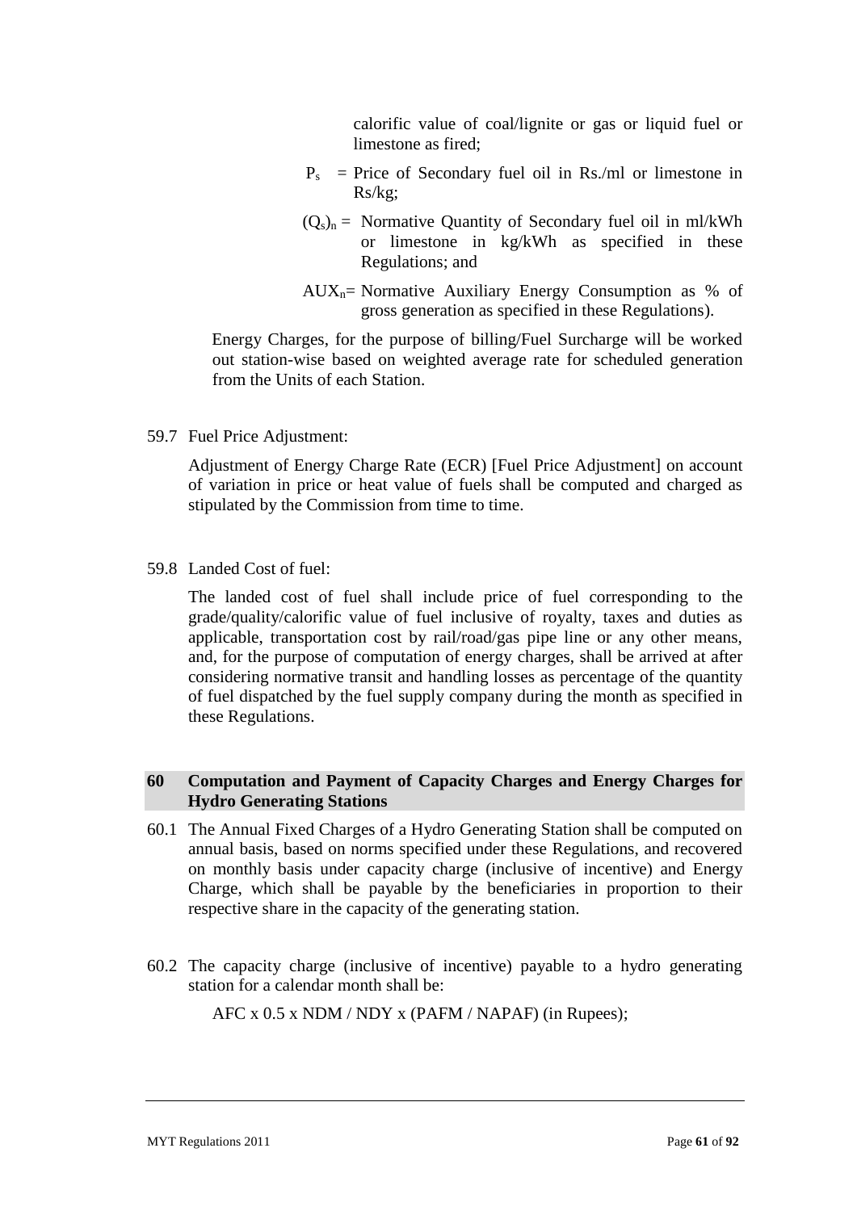calorific value of coal/lignite or gas or liquid fuel or limestone as fired;

$P_s$ = Price of Secondary fuel oil in Rs./ml or limestone in Rs/kg;

$(Q_s)_n$ = Normative Quantity of Secondary fuel oil in ml/kWh or limestone in kg/kWh as specified in these Regulations; and

$AUX_n$= Normative Auxiliary Energy Consumption as % of gross generation as specified in these Regulations).

Energy Charges, for the purpose of billing/Fuel Surcharge will be worked out station-wise based on weighted average rate for scheduled generation from the Units of each Station.

59.7 Fuel Price Adjustment:

Adjustment of Energy Charge Rate (ECR) [Fuel Price Adjustment] on account of variation in price or heat value of fuels shall be computed and charged as stipulated by the Commission from time to time.

59.8 Landed Cost of fuel:

The landed cost of fuel shall include price of fuel corresponding to the grade/quality/calorific value of fuel inclusive of royalty, taxes and duties as applicable, transportation cost by rail/road/gas pipe line or any other means, and, for the purpose of computation of energy charges, shall be arrived at after considering normative transit and handling losses as percentage of the quantity of fuel dispatched by the fuel supply company during the month as specified in these Regulations.

## 60 Computation and Payment of Capacity Charges and Energy Charges for Hydro Generating Stations

60.1 The Annual Fixed Charges of a Hydro Generating Station shall be computed on annual basis, based on norms specified under these Regulations, and recovered on monthly basis under capacity charge (inclusive of incentive) and Energy Charge, which shall be payable by the beneficiaries in proportion to their respective share in the capacity of the generating station.

60.2 The capacity charge (inclusive of incentive) payable to a hydro generating station for a calendar month shall be:

AFC x 0.5 x NDM / NDY x (PAFM / NAPAF) (in Rupees);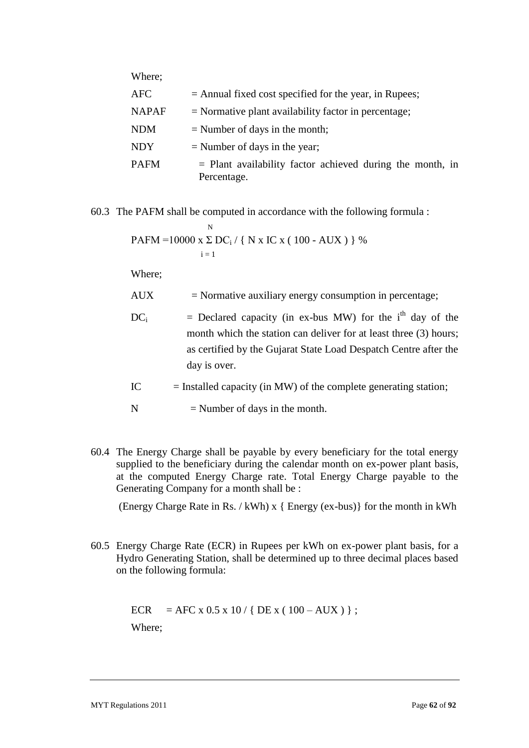Where;

| | |
|---|---|
| AFC | = Annual fixed cost specified for the year, in Rupees; |
| NAPAF | = Normative plant availability factor in percentage; |
| NDM | = Number of days in the month; |
| NDY | = Number of days in the year; |
| PAFM | = Plant availability factor achieved during the month, in Percentage. |

60.3 The PAFM shall be computed in accordance with the following formula :

$$PAFM = 10000 \times \sum_{i=1}^{N} DC_i / \{ N \times IC \times (100 - AUX) \} \%$$

Where;

| | |
|---|---|
| AUX | = Normative auxiliary energy consumption in percentage; |
| $DC_i$ | = Declared capacity (in ex-bus MW) for the $i^{th}$ day of the month which the station can deliver for at least three (3) hours; as certified by the Gujarat State Load Despatch Centre after the day is over. |
| IC | = Installed capacity (in MW) of the complete generating station; |
| N | = Number of days in the month. |

60.4 The Energy Charge shall be payable by every beneficiary for the total energy supplied to the beneficiary during the calendar month on ex-power plant basis, at the computed Energy Charge rate. Total Energy Charge payable to the Generating Company for a month shall be :

(Energy Charge Rate in Rs. / kWh) x { Energy (ex-bus)} for the month in kWh

60.5 Energy Charge Rate (ECR) in Rupees per kWh on ex-power plant basis, for a Hydro Generating Station, shall be determined up to three decimal places based on the following formula:

$$ECR = AFC \times 0.5 \times 10 / \{ DE \times (100 - AUX) \} ;$$

Where;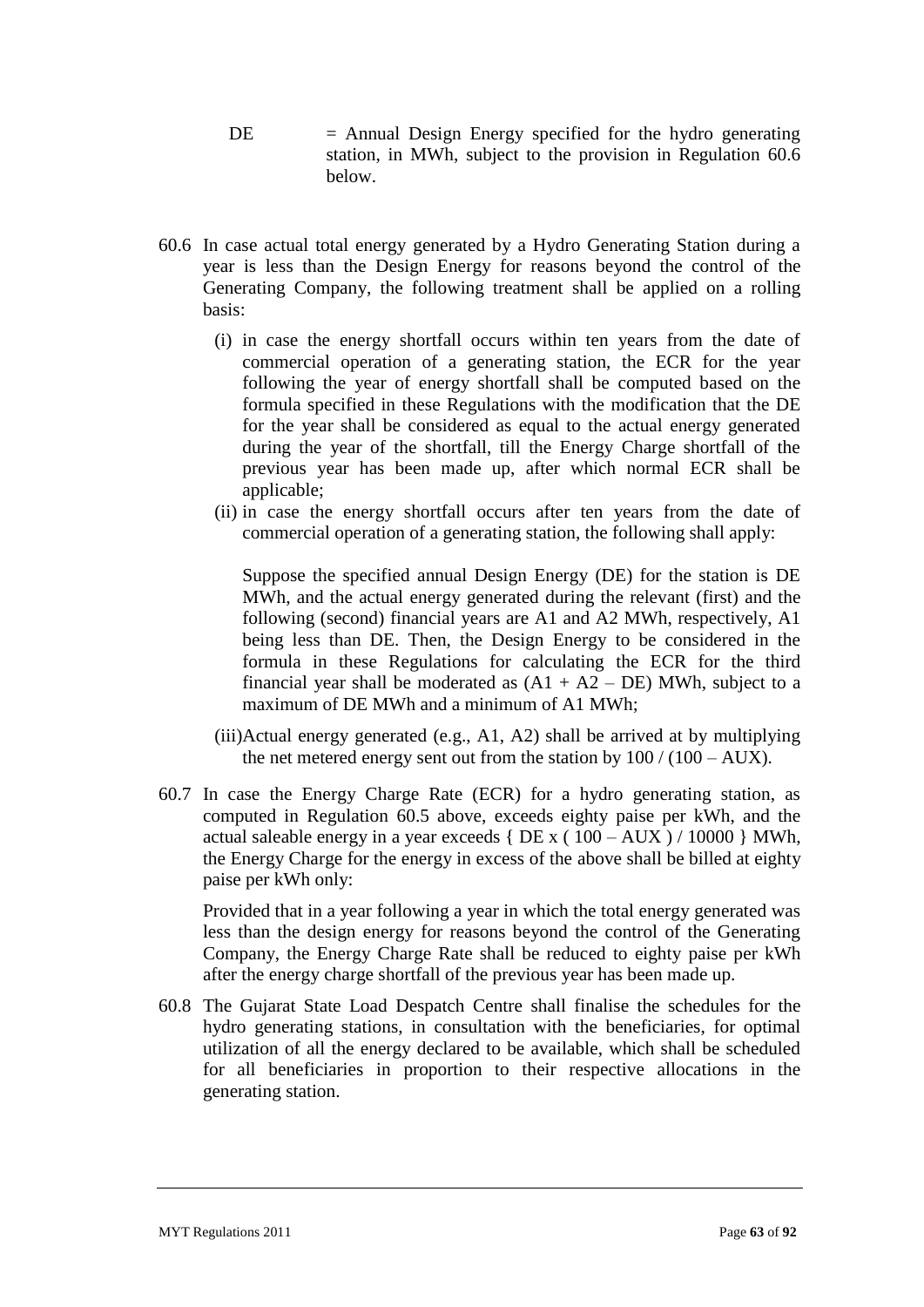DE = Annual Design Energy specified for the hydro generating station, in MWh, subject to the provision in Regulation 60.6 below.

60.6 In case actual total energy generated by a Hydro Generating Station during a year is less than the Design Energy for reasons beyond the control of the Generating Company, the following treatment shall be applied on a rolling basis:

(i) in case the energy shortfall occurs within ten years from the date of commercial operation of a generating station, the ECR for the year following the year of energy shortfall shall be computed based on the formula specified in these Regulations with the modification that the DE for the year shall be considered as equal to the actual energy generated during the year of the shortfall, till the Energy Charge shortfall of the previous year has been made up, after which normal ECR shall be applicable;

(ii) in case the energy shortfall occurs after ten years from the date of commercial operation of a generating station, the following shall apply:

Suppose the specified annual Design Energy (DE) for the station is DE MWh, and the actual energy generated during the relevant (first) and the following (second) financial years are A1 and A2 MWh, respectively, A1 being less than DE. Then, the Design Energy to be considered in the formula in these Regulations for calculating the ECR for the third financial year shall be moderated as $(A1 + A2 – DE)$ MWh, subject to a maximum of DE MWh and a minimum of A1 MWh;

(iii) Actual energy generated (e.g., A1, A2) shall be arrived at by multiplying the net metered energy sent out from the station by $100 / (100 – AUX)$.

60.7 In case the Energy Charge Rate (ECR) for a hydro generating station, as computed in Regulation 60.5 above, exceeds eighty paise per kWh, and the actual saleable energy in a year exceeds $\{ DE \times ( 100 – AUX ) / 10000 \}$ MWh, the Energy Charge for the energy in excess of the above shall be billed at eighty paise per kWh only:

Provided that in a year following a year in which the total energy generated was less than the design energy for reasons beyond the control of the Generating Company, the Energy Charge Rate shall be reduced to eighty paise per kWh after the energy charge shortfall of the previous year has been made up.

60.8 The Gujarat State Load Despatch Centre shall finalise the schedules for the hydro generating stations, in consultation with the beneficiaries, for optimal utilization of all the energy declared to be available, which shall be scheduled for all beneficiaries in proportion to their respective allocations in the generating station.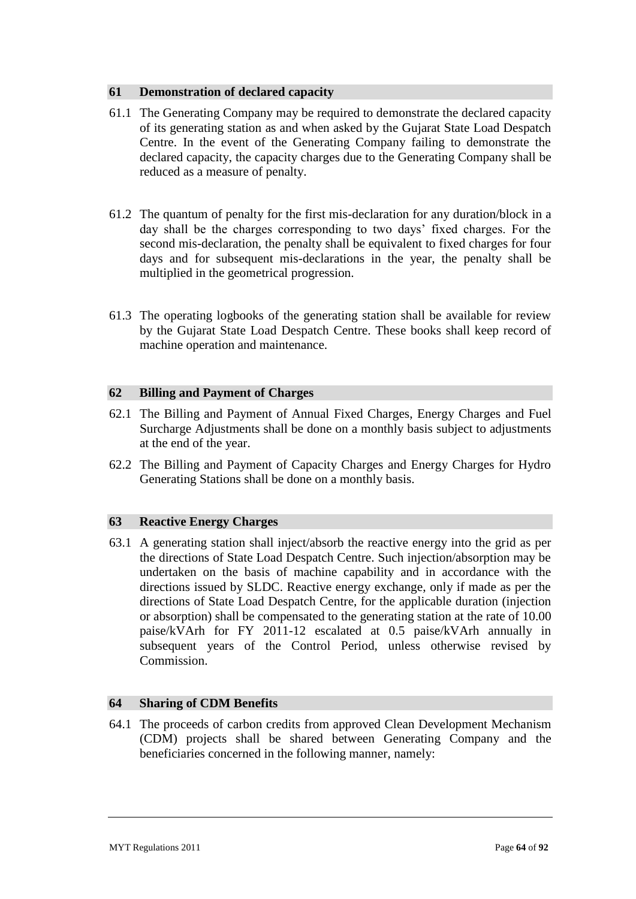## 61 Demonstration of declared capacity

61.1 The Generating Company may be required to demonstrate the declared capacity of its generating station as and when asked by the Gujarat State Load Despatch Centre. In the event of the Generating Company failing to demonstrate the declared capacity, the capacity charges due to the Generating Company shall be reduced as a measure of penalty.

61.2 The quantum of penalty for the first mis-declaration for any duration/block in a day shall be the charges corresponding to two days' fixed charges. For the second mis-declaration, the penalty shall be equivalent to fixed charges for four days and for subsequent mis-declarations in the year, the penalty shall be multiplied in the geometrical progression.

61.3 The operating logbooks of the generating station shall be available for review by the Gujarat State Load Despatch Centre. These books shall keep record of machine operation and maintenance.

## 62 Billing and Payment of Charges

62.1 The Billing and Payment of Annual Fixed Charges, Energy Charges and Fuel Surcharge Adjustments shall be done on a monthly basis subject to adjustments at the end of the year.

62.2 The Billing and Payment of Capacity Charges and Energy Charges for Hydro Generating Stations shall be done on a monthly basis.

## 63 Reactive Energy Charges

63.1 A generating station shall inject/absorb the reactive energy into the grid as per the directions of State Load Despatch Centre. Such injection/absorption may be undertaken on the basis of machine capability and in accordance with the directions issued by SLDC. Reactive energy exchange, only if made as per the directions of State Load Despatch Centre, for the applicable duration (injection or absorption) shall be compensated to the generating station at the rate of 10.00 paise/kVArh for FY 2011-12 escalated at 0.5 paise/kVArh annually in subsequent years of the Control Period, unless otherwise revised by Commission.

## 64 Sharing of CDM Benefits

64.1 The proceeds of carbon credits from approved Clean Development Mechanism (CDM) projects shall be shared between Generating Company and the beneficiaries concerned in the following manner, namely: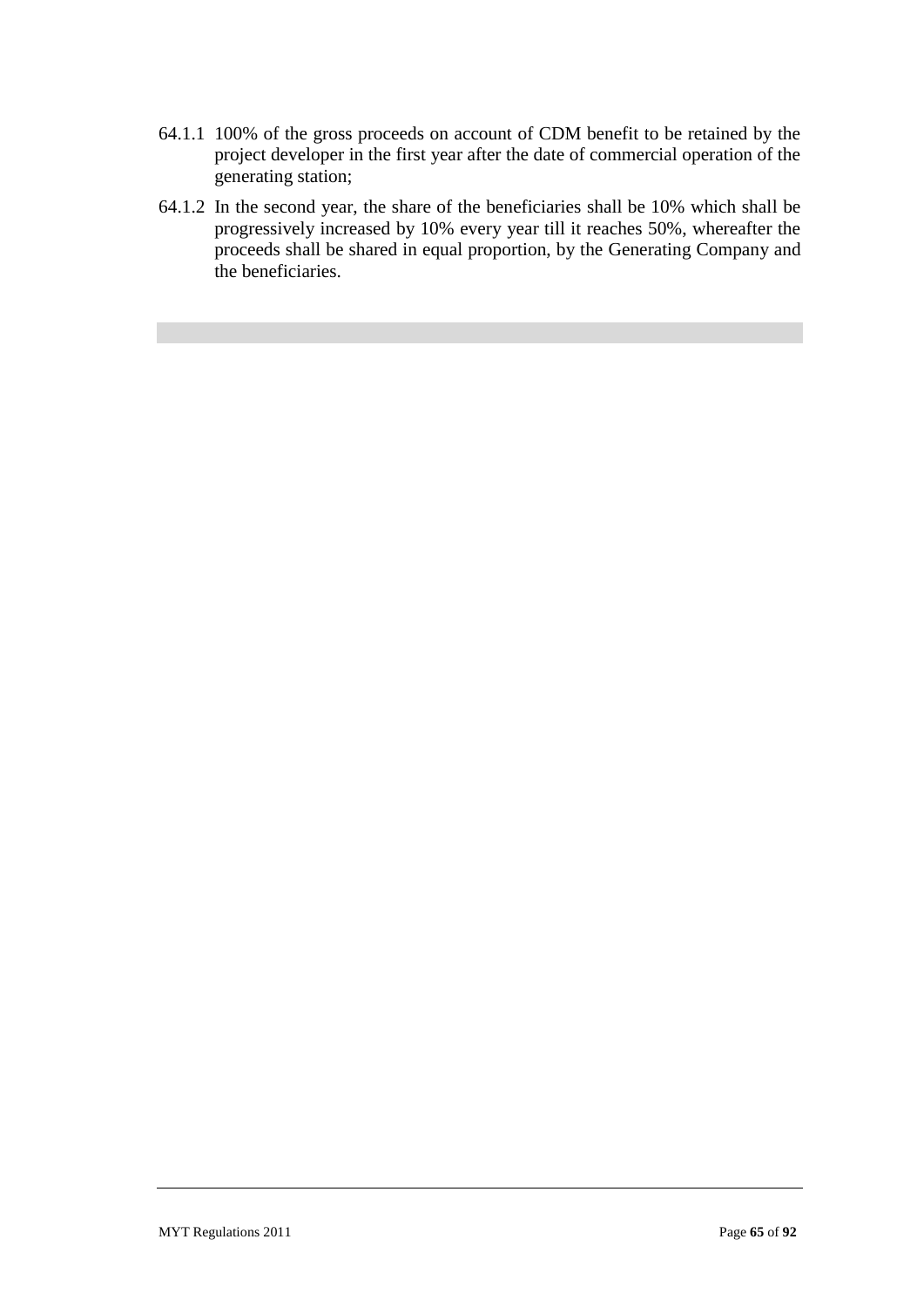64.1.1 100% of the gross proceeds on account of CDM benefit to be retained by the project developer in the first year after the date of commercial operation of the generating station;

64.1.2 In the second year, the share of the beneficiaries shall be 10% which shall be progressively increased by 10% every year till it reaches 50%, whereafter the proceeds shall be shared in equal proportion, by the Generating Company and the beneficiaries.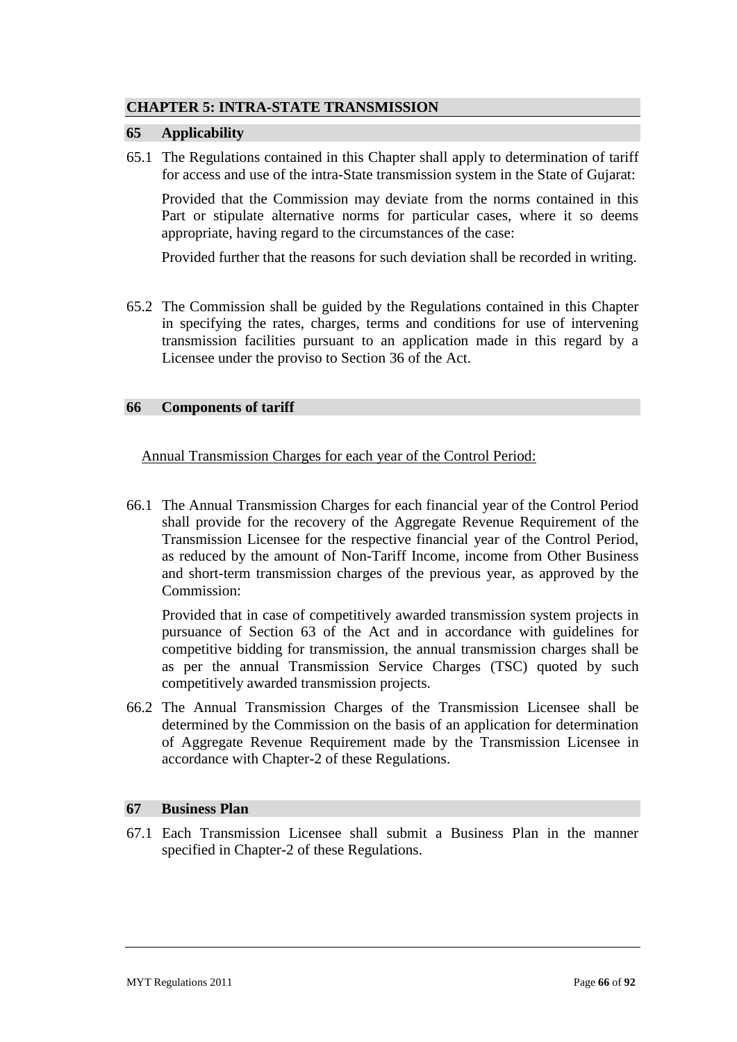## CHAPTER 5: INTRA-STATE TRANSMISSION

### 65 Applicability

65.1 The Regulations contained in this Chapter shall apply to determination of tariff for access and use of the intra-State transmission system in the State of Gujarat:

Provided that the Commission may deviate from the norms contained in this Part or stipulate alternative norms for particular cases, where it so deems appropriate, having regard to the circumstances of the case:

Provided further that the reasons for such deviation shall be recorded in writing.

65.2 The Commission shall be guided by the Regulations contained in this Chapter in specifying the rates, charges, terms and conditions for use of intervening transmission facilities pursuant to an application made in this regard by a Licensee under the proviso to Section 36 of the Act.

### 66 Components of tariff

Annual Transmission Charges for each year of the Control Period:

66.1 The Annual Transmission Charges for each financial year of the Control Period shall provide for the recovery of the Aggregate Revenue Requirement of the Transmission Licensee for the respective financial year of the Control Period, as reduced by the amount of Non-Tariff Income, income from Other Business and short-term transmission charges of the previous year, as approved by the Commission:

Provided that in case of competitively awarded transmission system projects in pursuance of Section 63 of the Act and in accordance with guidelines for competitive bidding for transmission, the annual transmission charges shall be as per the annual Transmission Service Charges (TSC) quoted by such competitively awarded transmission projects.

66.2 The Annual Transmission Charges of the Transmission Licensee shall be determined by the Commission on the basis of an application for determination of Aggregate Revenue Requirement made by the Transmission Licensee in accordance with Chapter-2 of these Regulations.

### 67 Business Plan

67.1 Each Transmission Licensee shall submit a Business Plan in the manner specified in Chapter-2 of these Regulations.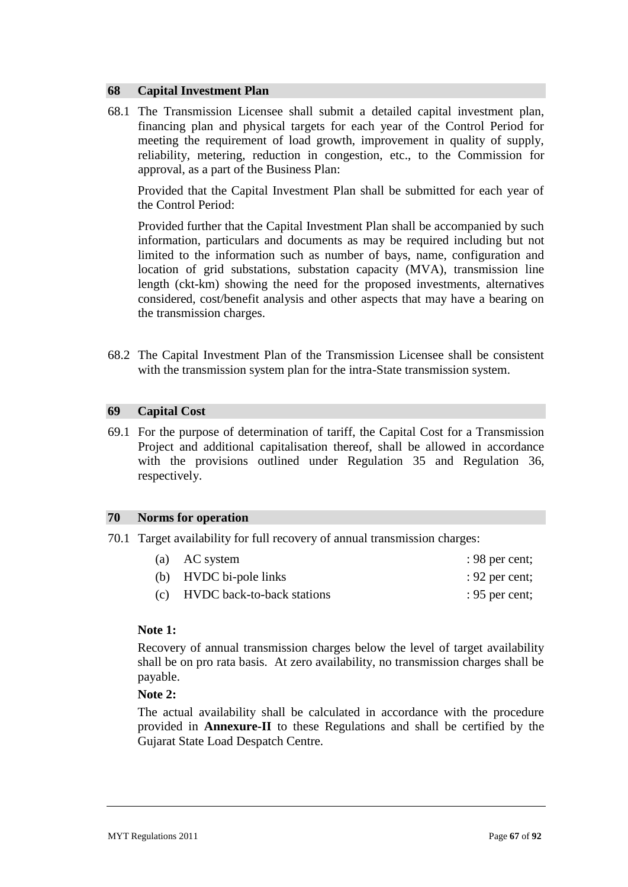## 68 Capital Investment Plan

68.1 The Transmission Licensee shall submit a detailed capital investment plan, financing plan and physical targets for each year of the Control Period for meeting the requirement of load growth, improvement in quality of supply, reliability, metering, reduction in congestion, etc., to the Commission for approval, as a part of the Business Plan:

Provided that the Capital Investment Plan shall be submitted for each year of the Control Period:

Provided further that the Capital Investment Plan shall be accompanied by such information, particulars and documents as may be required including but not limited to the information such as number of bays, name, configuration and location of grid substations, substation capacity (MVA), transmission line length (ckt-km) showing the need for the proposed investments, alternatives considered, cost/benefit analysis and other aspects that may have a bearing on the transmission charges.

68.2 The Capital Investment Plan of the Transmission Licensee shall be consistent with the transmission system plan for the intra-State transmission system.

## 69 Capital Cost

69.1 For the purpose of determination of tariff, the Capital Cost for a Transmission Project and additional capitalisation thereof, shall be allowed in accordance with the provisions outlined under Regulation 35 and Regulation 36, respectively.

## 70 Norms for operation

70.1 Target availability for full recovery of annual transmission charges:

(a) AC system : 98 per cent;

(b) HVDC bi-pole links : 92 per cent;

(c) HVDC back-to-back stations : 95 per cent;

**Note 1:**

Recovery of annual transmission charges below the level of target availability shall be on pro rata basis. At zero availability, no transmission charges shall be payable.

**Note 2:**

The actual availability shall be calculated in accordance with the procedure provided in **Annexure-II** to these Regulations and shall be certified by the Gujarat State Load Despatch Centre.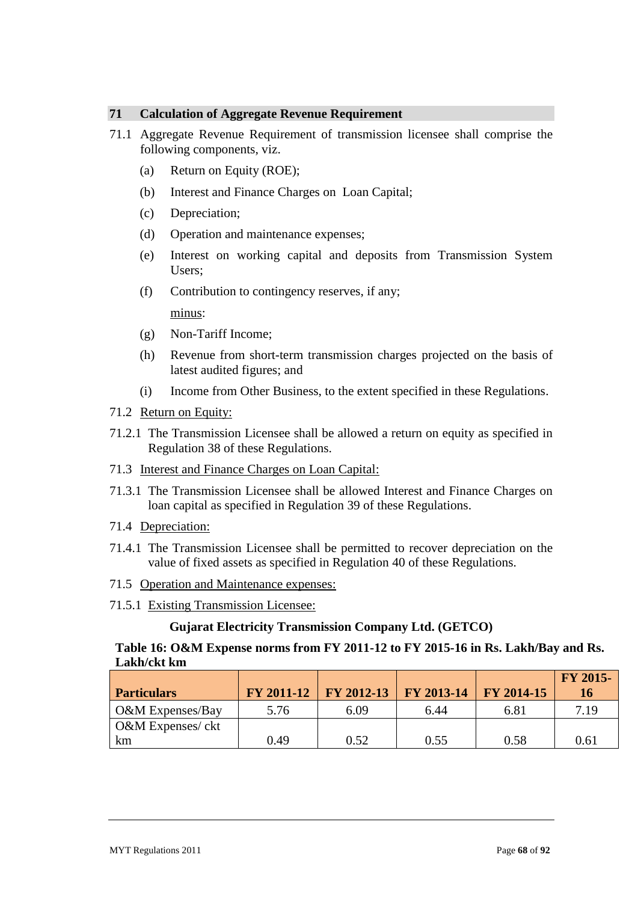## 71 Calculation of Aggregate Revenue Requirement

71.1 Aggregate Revenue Requirement of transmission licensee shall comprise the following components, viz.

(a) Return on Equity (ROE);

(b) Interest and Finance Charges on Loan Capital;

(c) Depreciation;

(d) Operation and maintenance expenses;

(e) Interest on working capital and deposits from Transmission System Users;

(f) Contribution to contingency reserves, if any;

minus:

(g) Non-Tariff Income;

(h) Revenue from short-term transmission charges projected on the basis of latest audited figures; and

(i) Income from Other Business, to the extent specified in these Regulations.

71.2 Return on Equity:

71.2.1 The Transmission Licensee shall be allowed a return on equity as specified in Regulation 38 of these Regulations.

71.3 Interest and Finance Charges on Loan Capital:

71.3.1 The Transmission Licensee shall be allowed Interest and Finance Charges on loan capital as specified in Regulation 39 of these Regulations.

71.4 Depreciation:

71.4.1 The Transmission Licensee shall be permitted to recover depreciation on the value of fixed assets as specified in Regulation 40 of these Regulations.

71.5 Operation and Maintenance expenses:

71.5.1 Existing Transmission Licensee:

**Gujarat Electricity Transmission Company Ltd. (GETCO)**

**Table 16: O&M Expense norms from FY 2011-12 to FY 2015-16 in Rs. Lakh/Bay and Rs. Lakh/ckt km**

| Particulars | FY 2011-12 | FY 2012-13 | FY 2013-14 | FY 2014-15 | FY 2015-16 |
|---|---|---|---|---|---|
| O&M Expenses/Bay | 5.76 | 6.09 | 6.44 | 6.81 | 7.19 |
| O&M Expenses/ ckt km | 0.49 | 0.52 | 0.55 | 0.58 | 0.61 |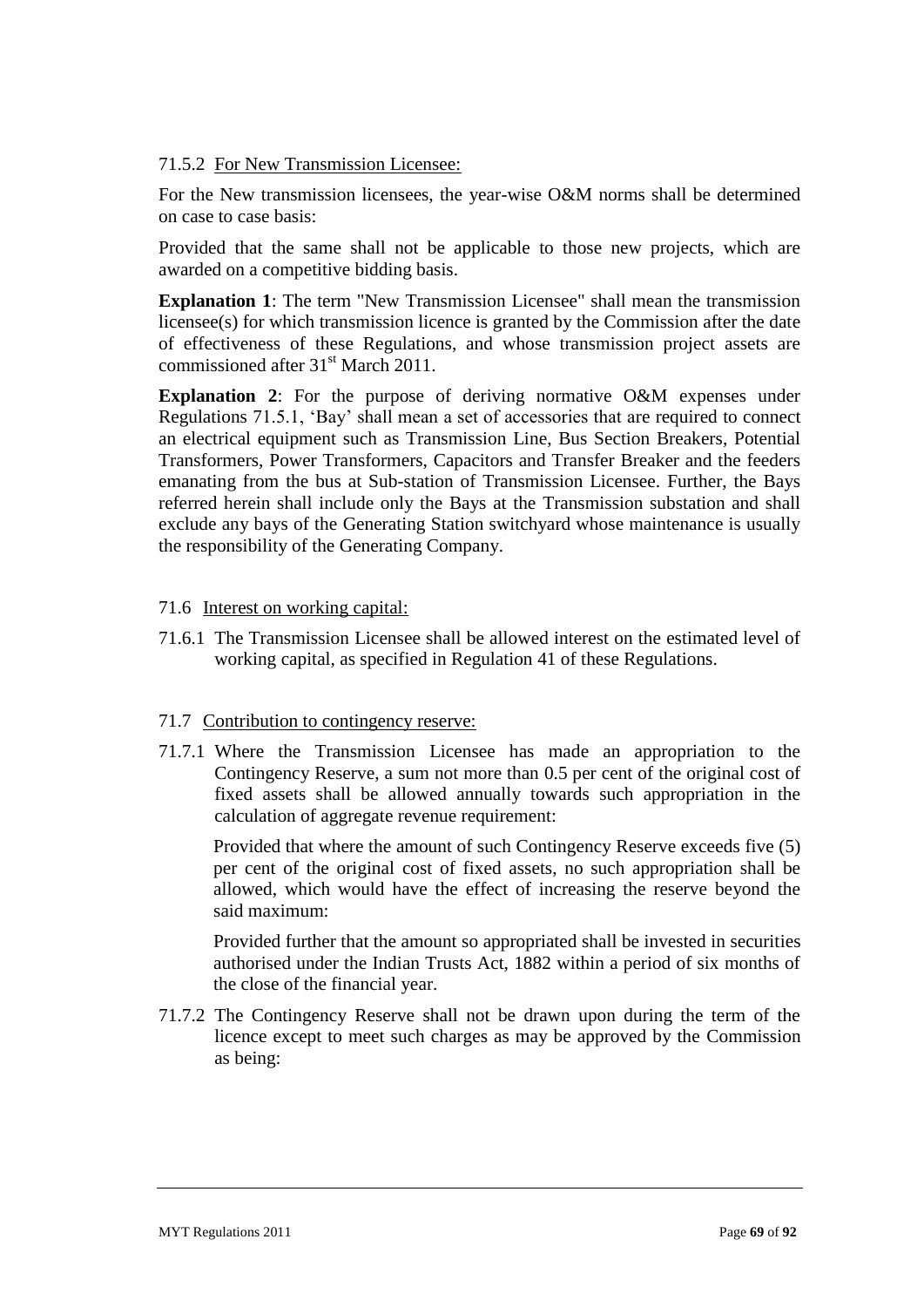71.5.2 <u>For New Transmission Licensee:</u>

For the New transmission licensees, the year-wise O&M norms shall be determined on case to case basis:

Provided that the same shall not be applicable to those new projects, which are awarded on a competitive bidding basis.

**Explanation 1**: The term "New Transmission Licensee" shall mean the transmission licensee(s) for which transmission licence is granted by the Commission after the date of effectiveness of these Regulations, and whose transmission project assets are commissioned after 31st March 2011.

**Explanation 2**: For the purpose of deriving normative O&M expenses under Regulations 71.5.1, 'Bay' shall mean a set of accessories that are required to connect an electrical equipment such as Transmission Line, Bus Section Breakers, Potential Transformers, Power Transformers, Capacitors and Transfer Breaker and the feeders emanating from the bus at Sub-station of Transmission Licensee. Further, the Bays referred herein shall include only the Bays at the Transmission substation and shall exclude any bays of the Generating Station switchyard whose maintenance is usually the responsibility of the Generating Company.

71.6 <u>Interest on working capital:</u>

71.6.1 The Transmission Licensee shall be allowed interest on the estimated level of working capital, as specified in Regulation 41 of these Regulations.

71.7 <u>Contribution to contingency reserve:</u>

71.7.1 Where the Transmission Licensee has made an appropriation to the Contingency Reserve, a sum not more than 0.5 per cent of the original cost of fixed assets shall be allowed annually towards such appropriation in the calculation of aggregate revenue requirement:

Provided that where the amount of such Contingency Reserve exceeds five (5) per cent of the original cost of fixed assets, no such appropriation shall be allowed, which would have the effect of increasing the reserve beyond the said maximum:

Provided further that the amount so appropriated shall be invested in securities authorised under the Indian Trusts Act, 1882 within a period of six months of the close of the financial year.

71.7.2 The Contingency Reserve shall not be drawn upon during the term of the licence except to meet such charges as may be approved by the Commission as being: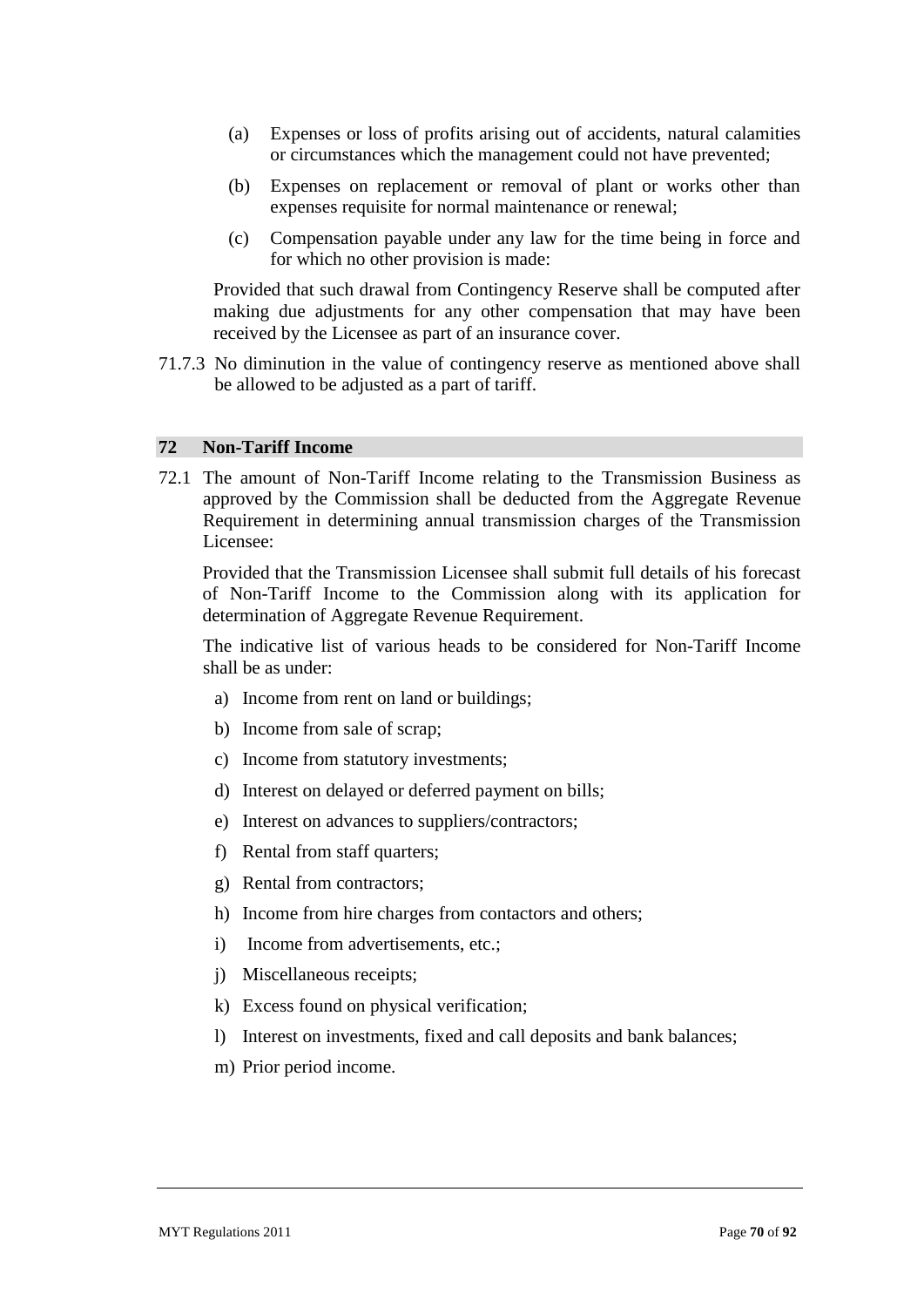(a) Expenses or loss of profits arising out of accidents, natural calamities or circumstances which the management could not have prevented;

(b) Expenses on replacement or removal of plant or works other than expenses requisite for normal maintenance or renewal;

(c) Compensation payable under any law for the time being in force and for which no other provision is made:

Provided that such drawal from Contingency Reserve shall be computed after making due adjustments for any other compensation that may have been received by the Licensee as part of an insurance cover.

71.7.3 No diminution in the value of contingency reserve as mentioned above shall be allowed to be adjusted as a part of tariff.

## 72 Non-Tariff Income

72.1 The amount of Non-Tariff Income relating to the Transmission Business as approved by the Commission shall be deducted from the Aggregate Revenue Requirement in determining annual transmission charges of the Transmission Licensee:

Provided that the Transmission Licensee shall submit full details of his forecast of Non-Tariff Income to the Commission along with its application for determination of Aggregate Revenue Requirement.

The indicative list of various heads to be considered for Non-Tariff Income shall be as under:

a) Income from rent on land or buildings;

b) Income from sale of scrap;

c) Income from statutory investments;

d) Interest on delayed or deferred payment on bills;

e) Interest on advances to suppliers/contractors;

f) Rental from staff quarters;

g) Rental from contractors;

h) Income from hire charges from contactors and others;

i) Income from advertisements, etc.;

j) Miscellaneous receipts;

k) Excess found on physical verification;

l) Interest on investments, fixed and call deposits and bank balances;

m) Prior period income.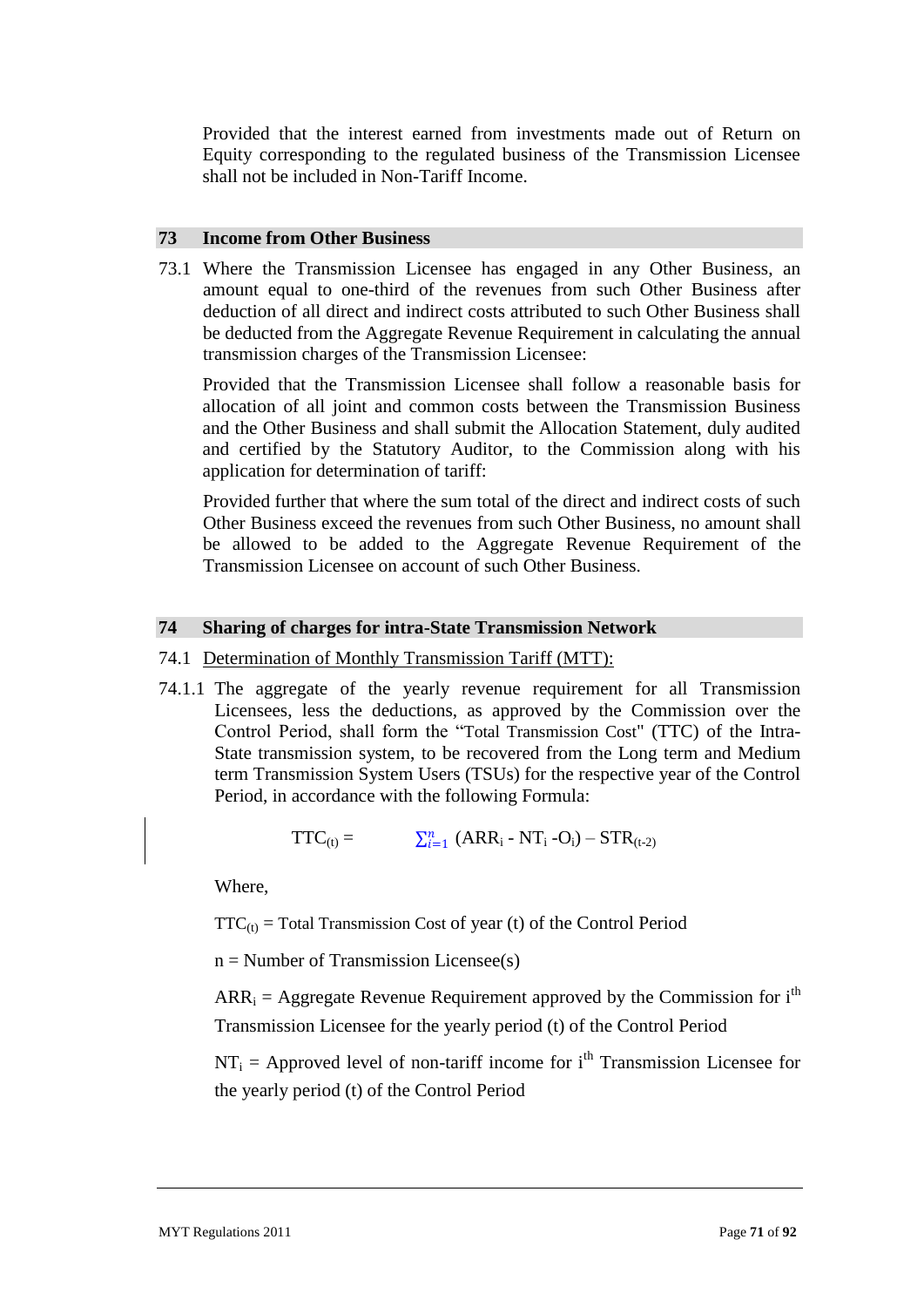Provided that the interest earned from investments made out of Return on Equity corresponding to the regulated business of the Transmission Licensee shall not be included in Non-Tariff Income.

## 73 Income from Other Business

73.1 Where the Transmission Licensee has engaged in any Other Business, an amount equal to one-third of the revenues from such Other Business after deduction of all direct and indirect costs attributed to such Other Business shall be deducted from the Aggregate Revenue Requirement in calculating the annual transmission charges of the Transmission Licensee:

Provided that the Transmission Licensee shall follow a reasonable basis for allocation of all joint and common costs between the Transmission Business and the Other Business and shall submit the Allocation Statement, duly audited and certified by the Statutory Auditor, to the Commission along with his application for determination of tariff:

Provided further that where the sum total of the direct and indirect costs of such Other Business exceed the revenues from such Other Business, no amount shall be allowed to be added to the Aggregate Revenue Requirement of the Transmission Licensee on account of such Other Business.

## 74 Sharing of charges for intra-State Transmission Network

74.1 Determination of Monthly Transmission Tariff (MTT):

74.1.1 The aggregate of the yearly revenue requirement for all Transmission Licensees, less the deductions, as approved by the Commission over the Control Period, shall form the "Total Transmission Cost" (TTC) of the Intra-State transmission system, to be recovered from the Long term and Medium term Transmission System Users (TSUs) for the respective year of the Control Period, in accordance with the following Formula:

$$TTC_{(t)} = \sum_{i=1}^{n} (ARR_i - NT_i - O_i) - STR_{(t-2)}$$

Where,

$TTC_{(t)}$ = Total Transmission Cost of year (t) of the Control Period

n = Number of Transmission Licensee(s)

$ARR_i$ = Aggregate Revenue Requirement approved by the Commission for $i^{th}$ Transmission Licensee for the yearly period (t) of the Control Period

$NT_i$ = Approved level of non-tariff income for $i^{th}$ Transmission Licensee for the yearly period (t) of the Control Period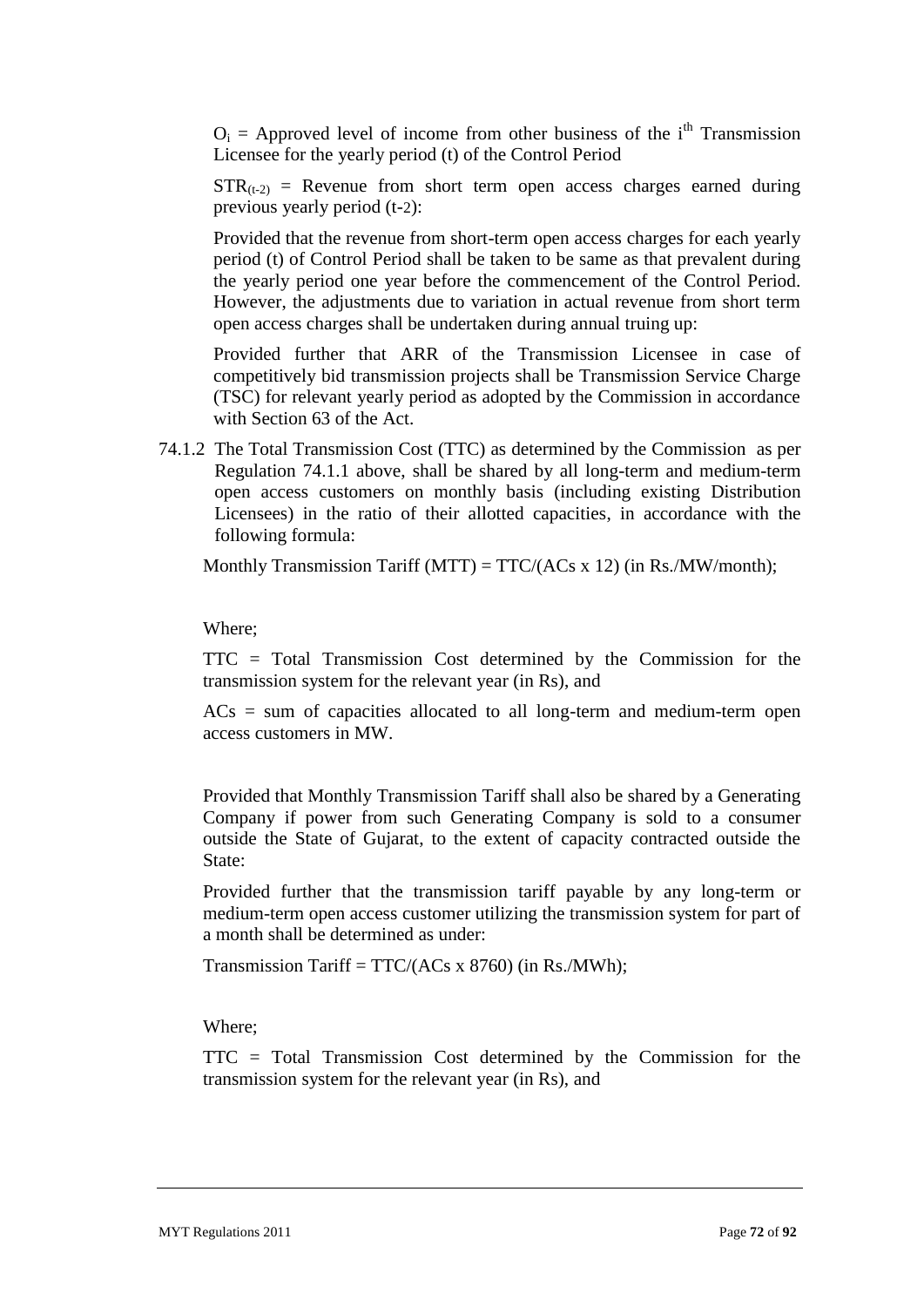$O_i$ = Approved level of income from other business of the $i^{th}$ Transmission Licensee for the yearly period (t) of the Control Period

$STR_{(t-2)}$ = Revenue from short term open access charges earned during previous yearly period (t-2):

Provided that the revenue from short-term open access charges for each yearly period (t) of Control Period shall be taken to be same as that prevalent during the yearly period one year before the commencement of the Control Period. However, the adjustments due to variation in actual revenue from short term open access charges shall be undertaken during annual truing up:

Provided further that ARR of the Transmission Licensee in case of competitively bid transmission projects shall be Transmission Service Charge (TSC) for relevant yearly period as adopted by the Commission in accordance with Section 63 of the Act.

74.1.2 The Total Transmission Cost (TTC) as determined by the Commission as per Regulation 74.1.1 above, shall be shared by all long-term and medium-term open access customers on monthly basis (including existing Distribution Licensees) in the ratio of their allotted capacities, in accordance with the following formula:

Monthly Transmission Tariff (MTT) = TTC/(ACs x 12) (in Rs./MW/month);

Where;

TTC = Total Transmission Cost determined by the Commission for the transmission system for the relevant year (in Rs), and

ACs = sum of capacities allocated to all long-term and medium-term open access customers in MW.

Provided that Monthly Transmission Tariff shall also be shared by a Generating Company if power from such Generating Company is sold to a consumer outside the State of Gujarat, to the extent of capacity contracted outside the State:

Provided further that the transmission tariff payable by any long-term or medium-term open access customer utilizing the transmission system for part of a month shall be determined as under:

Transmission Tariff = TTC/(ACs x 8760) (in Rs./MWh);

Where;

TTC = Total Transmission Cost determined by the Commission for the transmission system for the relevant year (in Rs), and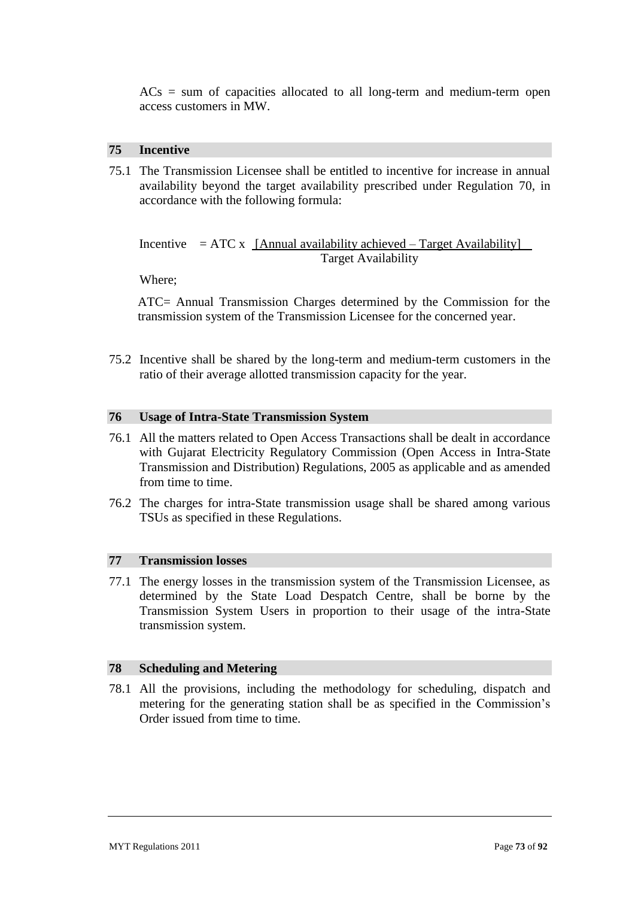ACs = sum of capacities allocated to all long-term and medium-term open access customers in MW.

## 75 Incentive

75.1 The Transmission Licensee shall be entitled to incentive for increase in annual availability beyond the target availability prescribed under Regulation 70, in accordance with the following formula:

$$\text{Incentive} = \text{ATC} \times \frac{[\text{Annual availability achieved} - \text{Target Availability}]}{\text{Target Availability}}$$

Where;

ATC= Annual Transmission Charges determined by the Commission for the transmission system of the Transmission Licensee for the concerned year.

75.2 Incentive shall be shared by the long-term and medium-term customers in the ratio of their average allotted transmission capacity for the year.

## 76 Usage of Intra-State Transmission System

76.1 All the matters related to Open Access Transactions shall be dealt in accordance with Gujarat Electricity Regulatory Commission (Open Access in Intra-State Transmission and Distribution) Regulations, 2005 as applicable and as amended from time to time.

76.2 The charges for intra-State transmission usage shall be shared among various TSUs as specified in these Regulations.

## 77 Transmission losses

77.1 The energy losses in the transmission system of the Transmission Licensee, as determined by the State Load Despatch Centre, shall be borne by the Transmission System Users in proportion to their usage of the intra-State transmission system.

## 78 Scheduling and Metering

78.1 All the provisions, including the methodology for scheduling, dispatch and metering for the generating station shall be as specified in the Commission's Order issued from time to time.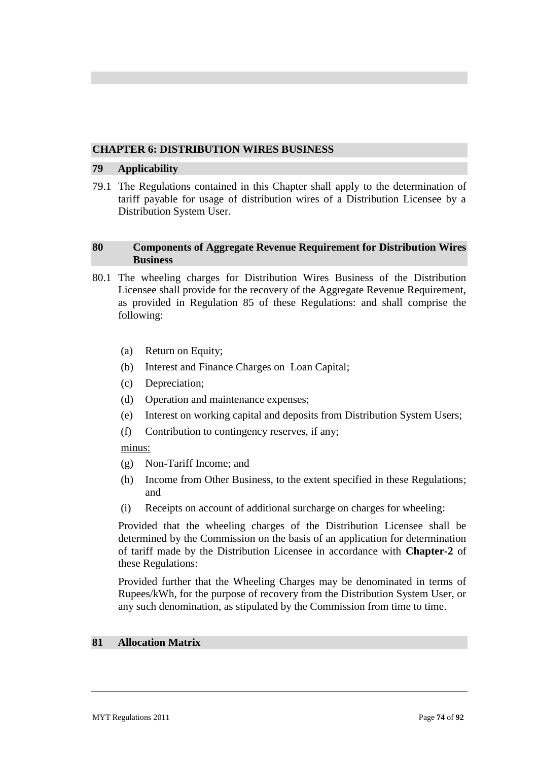## CHAPTER 6: DISTRIBUTION WIRES BUSINESS

### 79 Applicability

79.1 The Regulations contained in this Chapter shall apply to the determination of tariff payable for usage of distribution wires of a Distribution Licensee by a Distribution System User.

### 80 Components of Aggregate Revenue Requirement for Distribution Wires Business

80.1 The wheeling charges for Distribution Wires Business of the Distribution Licensee shall provide for the recovery of the Aggregate Revenue Requirement, as provided in Regulation 85 of these Regulations: and shall comprise the following:

(a) Return on Equity;

(b) Interest and Finance Charges on Loan Capital;

(c) Depreciation;

(d) Operation and maintenance expenses;

(e) Interest on working capital and deposits from Distribution System Users;

(f) Contribution to contingency reserves, if any;

minus:

(g) Non-Tariff Income; and

(h) Income from Other Business, to the extent specified in these Regulations; and

(i) Receipts on account of additional surcharge on charges for wheeling:

Provided that the wheeling charges of the Distribution Licensee shall be determined by the Commission on the basis of an application for determination of tariff made by the Distribution Licensee in accordance with **Chapter-2** of these Regulations:

Provided further that the Wheeling Charges may be denominated in terms of Rupees/kWh, for the purpose of recovery from the Distribution System User, or any such denomination, as stipulated by the Commission from time to time.

### 81 Allocation Matrix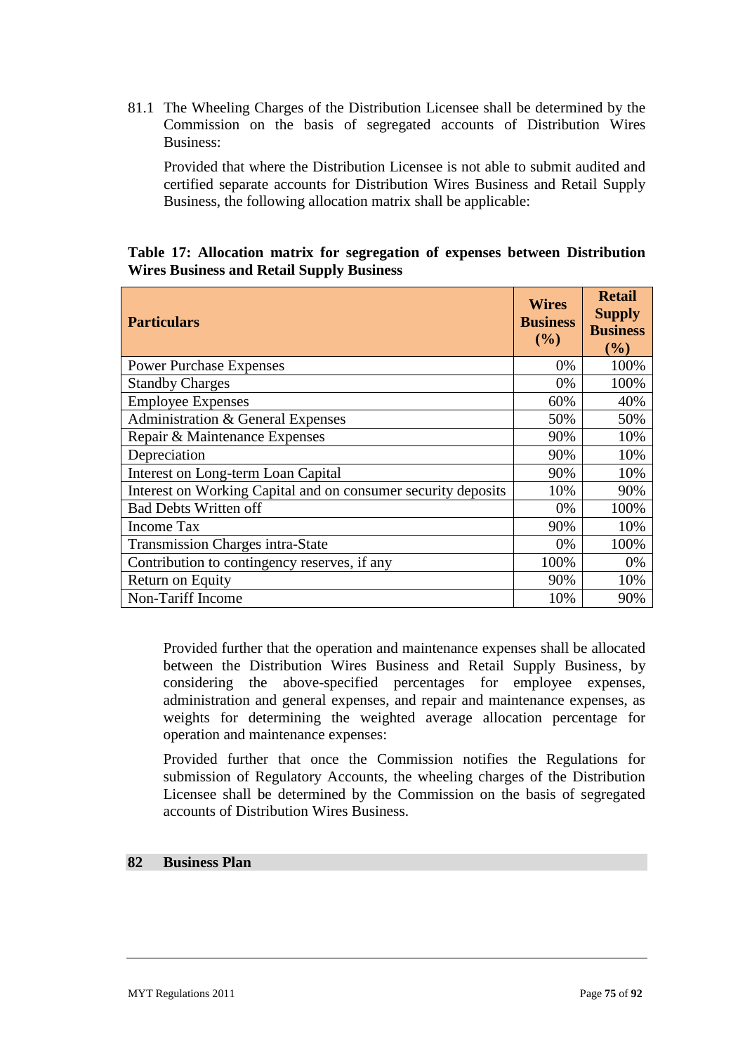81.1 The Wheeling Charges of the Distribution Licensee shall be determined by the Commission on the basis of segregated accounts of Distribution Wires Business:

Provided that where the Distribution Licensee is not able to submit audited and certified separate accounts for Distribution Wires Business and Retail Supply Business, the following allocation matrix shall be applicable:

**Table 17: Allocation matrix for segregation of expenses between Distribution Wires Business and Retail Supply Business**

| Particulars | Wires Business (%) | Retail Supply Business (%) |
|---|---|---|
| Power Purchase Expenses | 0% | 100% |
| Standby Charges | 0% | 100% |
| Employee Expenses | 60% | 40% |
| Administration & General Expenses | 50% | 50% |
| Repair & Maintenance Expenses | 90% | 10% |
| Depreciation | 90% | 10% |
| Interest on Long-term Loan Capital | 90% | 10% |
| Interest on Working Capital and on consumer security deposits | 10% | 90% |
| Bad Debts Written off | 0% | 100% |
| Income Tax | 90% | 10% |
| Transmission Charges intra-State | 0% | 100% |
| Contribution to contingency reserves, if any | 100% | 0% |
| Return on Equity | 90% | 10% |
| Non-Tariff Income | 10% | 90% |

Provided further that the operation and maintenance expenses shall be allocated between the Distribution Wires Business and Retail Supply Business, by considering the above-specified percentages for employee expenses, administration and general expenses, and repair and maintenance expenses, as weights for determining the weighted average allocation percentage for operation and maintenance expenses:

Provided further that once the Commission notifies the Regulations for submission of Regulatory Accounts, the wheeling charges of the Distribution Licensee shall be determined by the Commission on the basis of segregated accounts of Distribution Wires Business.

## 82 Business Plan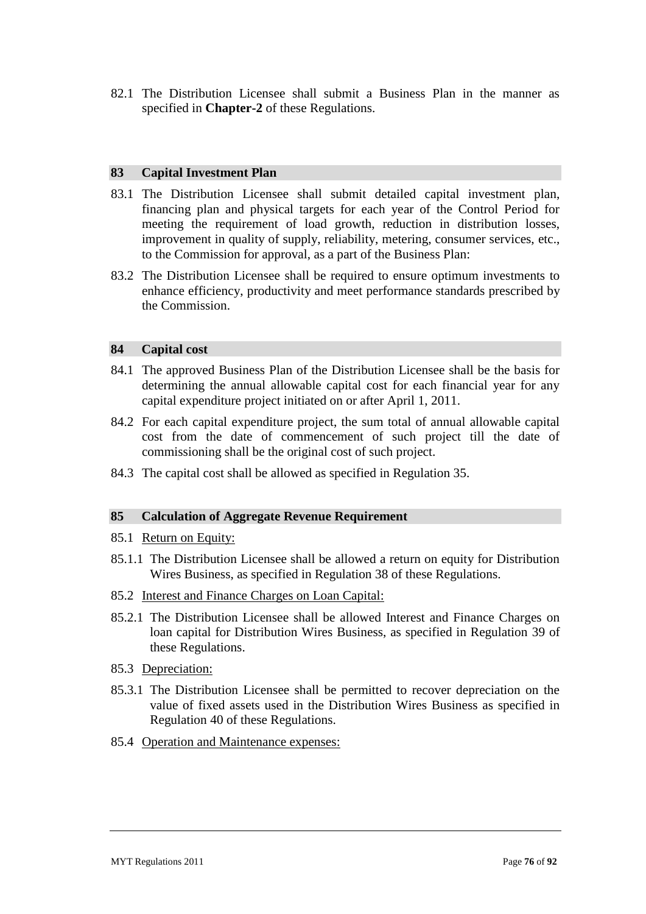82.1 The Distribution Licensee shall submit a Business Plan in the manner as specified in **Chapter-2** of these Regulations.

## 83 Capital Investment Plan

83.1 The Distribution Licensee shall submit detailed capital investment plan, financing plan and physical targets for each year of the Control Period for meeting the requirement of load growth, reduction in distribution losses, improvement in quality of supply, reliability, metering, consumer services, etc., to the Commission for approval, as a part of the Business Plan:

83.2 The Distribution Licensee shall be required to ensure optimum investments to enhance efficiency, productivity and meet performance standards prescribed by the Commission.

## 84 Capital cost

84.1 The approved Business Plan of the Distribution Licensee shall be the basis for determining the annual allowable capital cost for each financial year for any capital expenditure project initiated on or after April 1, 2011.

84.2 For each capital expenditure project, the sum total of annual allowable capital cost from the date of commencement of such project till the date of commissioning shall be the original cost of such project.

84.3 The capital cost shall be allowed as specified in Regulation 35.

## 85 Calculation of Aggregate Revenue Requirement

85.1 Return on Equity:

85.1.1 The Distribution Licensee shall be allowed a return on equity for Distribution Wires Business, as specified in Regulation 38 of these Regulations.

85.2 Interest and Finance Charges on Loan Capital:

85.2.1 The Distribution Licensee shall be allowed Interest and Finance Charges on loan capital for Distribution Wires Business, as specified in Regulation 39 of these Regulations.

85.3 Depreciation:

85.3.1 The Distribution Licensee shall be permitted to recover depreciation on the value of fixed assets used in the Distribution Wires Business as specified in Regulation 40 of these Regulations.

85.4 Operation and Maintenance expenses: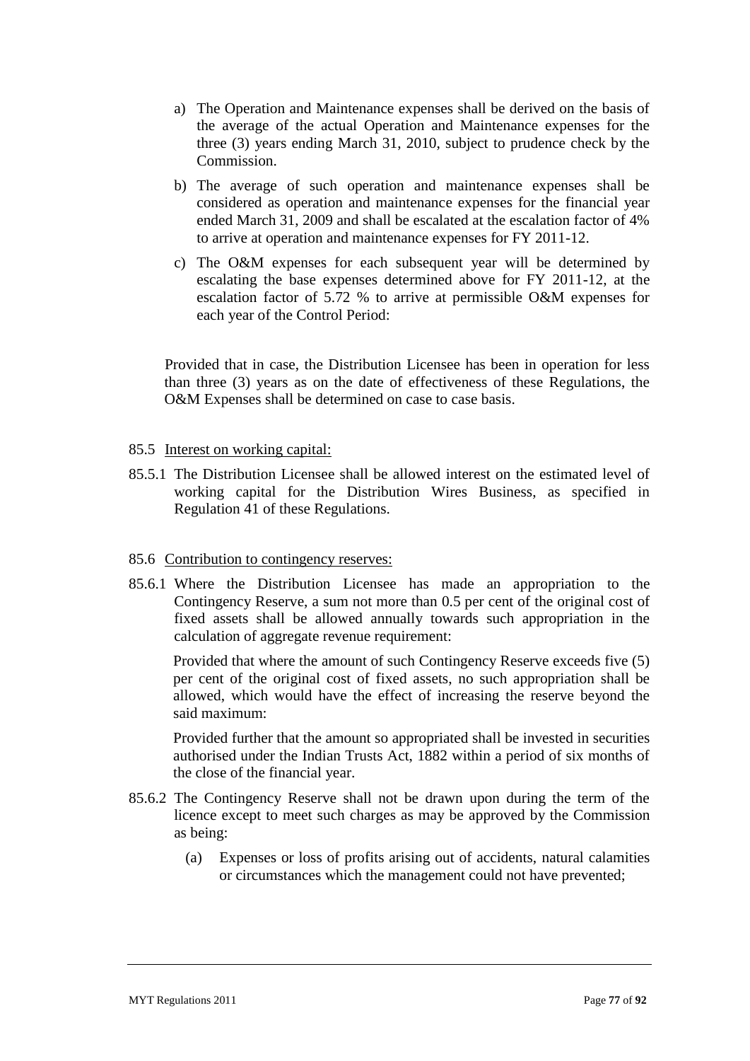a) The Operation and Maintenance expenses shall be derived on the basis of the average of the actual Operation and Maintenance expenses for the three (3) years ending March 31, 2010, subject to prudence check by the Commission.

b) The average of such operation and maintenance expenses shall be considered as operation and maintenance expenses for the financial year ended March 31, 2009 and shall be escalated at the escalation factor of 4% to arrive at operation and maintenance expenses for FY 2011-12.

c) The O&M expenses for each subsequent year will be determined by escalating the base expenses determined above for FY 2011-12, at the escalation factor of 5.72 % to arrive at permissible O&M expenses for each year of the Control Period:

Provided that in case, the Distribution Licensee has been in operation for less than three (3) years as on the date of effectiveness of these Regulations, the O&M Expenses shall be determined on case to case basis.

85.5 Interest on working capital:

85.5.1 The Distribution Licensee shall be allowed interest on the estimated level of working capital for the Distribution Wires Business, as specified in Regulation 41 of these Regulations.

85.6 Contribution to contingency reserves:

85.6.1 Where the Distribution Licensee has made an appropriation to the Contingency Reserve, a sum not more than 0.5 per cent of the original cost of fixed assets shall be allowed annually towards such appropriation in the calculation of aggregate revenue requirement:

Provided that where the amount of such Contingency Reserve exceeds five (5) per cent of the original cost of fixed assets, no such appropriation shall be allowed, which would have the effect of increasing the reserve beyond the said maximum:

Provided further that the amount so appropriated shall be invested in securities authorised under the Indian Trusts Act, 1882 within a period of six months of the close of the financial year.

85.6.2 The Contingency Reserve shall not be drawn upon during the term of the licence except to meet such charges as may be approved by the Commission as being:

(a) Expenses or loss of profits arising out of accidents, natural calamities or circumstances which the management could not have prevented;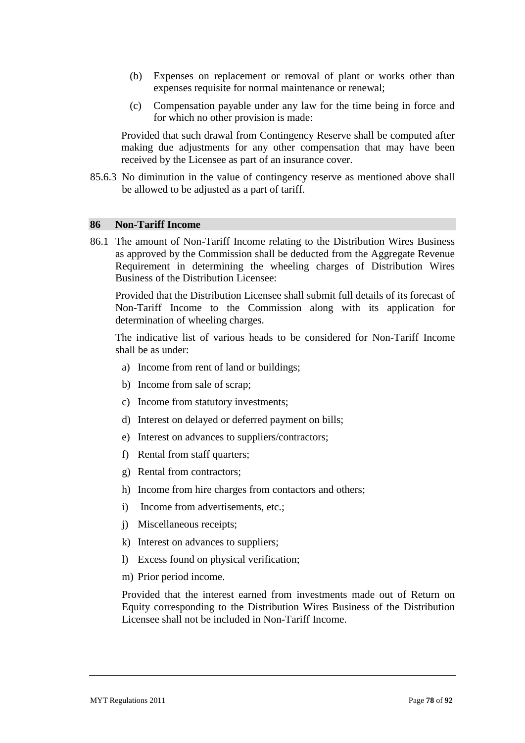(b) Expenses on replacement or removal of plant or works other than expenses requisite for normal maintenance or renewal;

(c) Compensation payable under any law for the time being in force and for which no other provision is made:

Provided that such drawal from Contingency Reserve shall be computed after making due adjustments for any other compensation that may have been received by the Licensee as part of an insurance cover.

85.6.3 No diminution in the value of contingency reserve as mentioned above shall be allowed to be adjusted as a part of tariff.

## 86 Non-Tariff Income

86.1 The amount of Non-Tariff Income relating to the Distribution Wires Business as approved by the Commission shall be deducted from the Aggregate Revenue Requirement in determining the wheeling charges of Distribution Wires Business of the Distribution Licensee:

Provided that the Distribution Licensee shall submit full details of its forecast of Non-Tariff Income to the Commission along with its application for determination of wheeling charges.

The indicative list of various heads to be considered for Non-Tariff Income shall be as under:

a) Income from rent of land or buildings;

b) Income from sale of scrap;

c) Income from statutory investments;

d) Interest on delayed or deferred payment on bills;

e) Interest on advances to suppliers/contractors;

f) Rental from staff quarters;

g) Rental from contractors;

h) Income from hire charges from contactors and others;

i) Income from advertisements, etc.;

j) Miscellaneous receipts;

k) Interest on advances to suppliers;

l) Excess found on physical verification;

m) Prior period income.

Provided that the interest earned from investments made out of Return on Equity corresponding to the Distribution Wires Business of the Distribution Licensee shall not be included in Non-Tariff Income.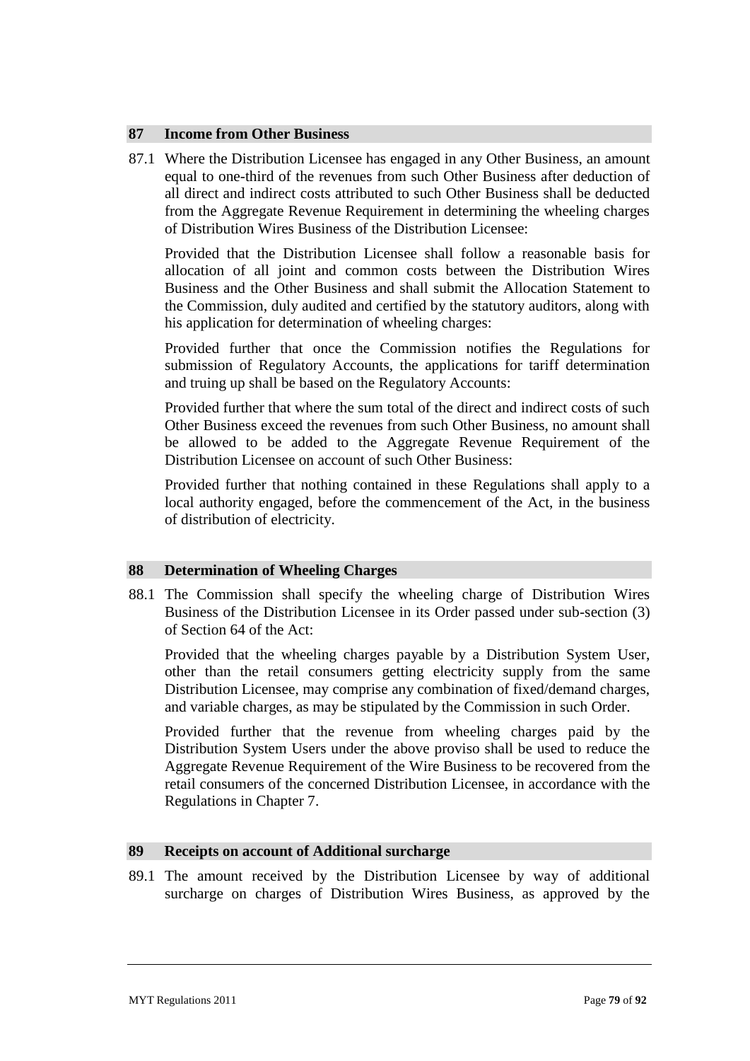## 87 Income from Other Business

87.1 Where the Distribution Licensee has engaged in any Other Business, an amount equal to one-third of the revenues from such Other Business after deduction of all direct and indirect costs attributed to such Other Business shall be deducted from the Aggregate Revenue Requirement in determining the wheeling charges of Distribution Wires Business of the Distribution Licensee:

Provided that the Distribution Licensee shall follow a reasonable basis for allocation of all joint and common costs between the Distribution Wires Business and the Other Business and shall submit the Allocation Statement to the Commission, duly audited and certified by the statutory auditors, along with his application for determination of wheeling charges:

Provided further that once the Commission notifies the Regulations for submission of Regulatory Accounts, the applications for tariff determination and truing up shall be based on the Regulatory Accounts:

Provided further that where the sum total of the direct and indirect costs of such Other Business exceed the revenues from such Other Business, no amount shall be allowed to be added to the Aggregate Revenue Requirement of the Distribution Licensee on account of such Other Business:

Provided further that nothing contained in these Regulations shall apply to a local authority engaged, before the commencement of the Act, in the business of distribution of electricity.

## 88 Determination of Wheeling Charges

88.1 The Commission shall specify the wheeling charge of Distribution Wires Business of the Distribution Licensee in its Order passed under sub-section (3) of Section 64 of the Act:

Provided that the wheeling charges payable by a Distribution System User, other than the retail consumers getting electricity supply from the same Distribution Licensee, may comprise any combination of fixed/demand charges, and variable charges, as may be stipulated by the Commission in such Order.

Provided further that the revenue from wheeling charges paid by the Distribution System Users under the above proviso shall be used to reduce the Aggregate Revenue Requirement of the Wire Business to be recovered from the retail consumers of the concerned Distribution Licensee, in accordance with the Regulations in Chapter 7.

## 89 Receipts on account of Additional surcharge

89.1 The amount received by the Distribution Licensee by way of additional surcharge on charges of Distribution Wires Business, as approved by the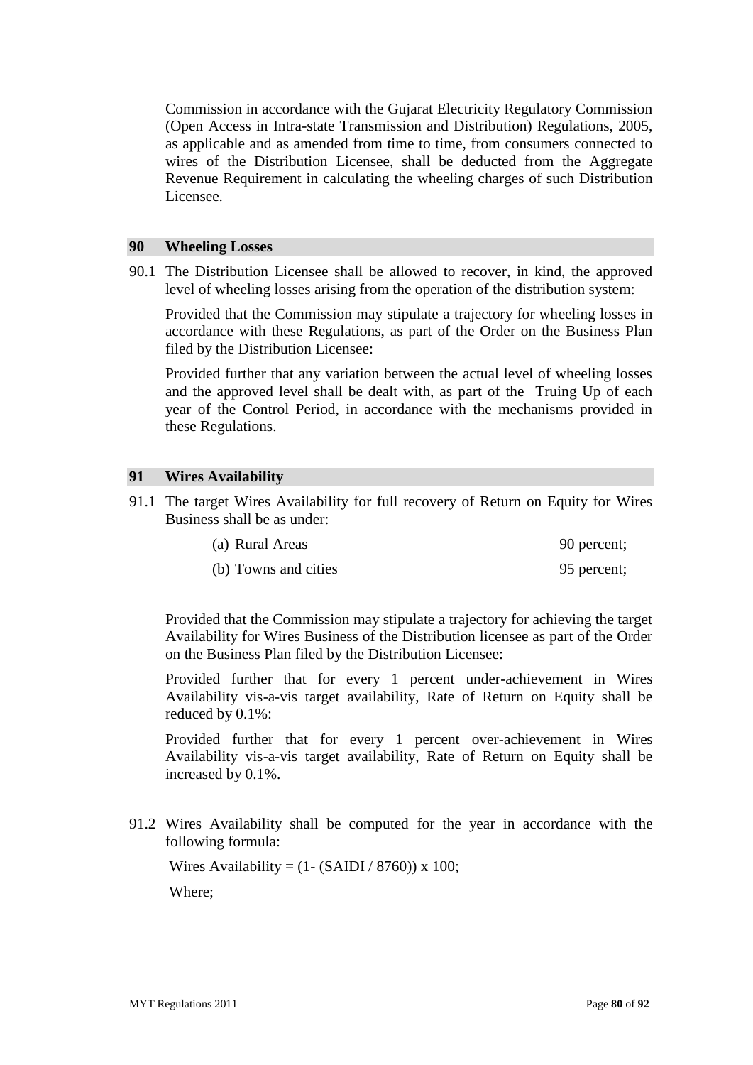Commission in accordance with the Gujarat Electricity Regulatory Commission (Open Access in Intra-state Transmission and Distribution) Regulations, 2005, as applicable and as amended from time to time, from consumers connected to wires of the Distribution Licensee, shall be deducted from the Aggregate Revenue Requirement in calculating the wheeling charges of such Distribution Licensee.

## 90 Wheeling Losses

90.1 The Distribution Licensee shall be allowed to recover, in kind, the approved level of wheeling losses arising from the operation of the distribution system:

Provided that the Commission may stipulate a trajectory for wheeling losses in accordance with these Regulations, as part of the Order on the Business Plan filed by the Distribution Licensee:

Provided further that any variation between the actual level of wheeling losses and the approved level shall be dealt with, as part of the Truing Up of each year of the Control Period, in accordance with the mechanisms provided in these Regulations.

## 91 Wires Availability

91.1 The target Wires Availability for full recovery of Return on Equity for Wires Business shall be as under:

| | |
|---|---|
| (a) Rural Areas | 90 percent; |
| (b) Towns and cities | 95 percent; |

Provided that the Commission may stipulate a trajectory for achieving the target Availability for Wires Business of the Distribution licensee as part of the Order on the Business Plan filed by the Distribution Licensee:

Provided further that for every 1 percent under-achievement in Wires Availability vis-a-vis target availability, Rate of Return on Equity shall be reduced by 0.1%:

Provided further that for every 1 percent over-achievement in Wires Availability vis-a-vis target availability, Rate of Return on Equity shall be increased by 0.1%.

91.2 Wires Availability shall be computed for the year in accordance with the following formula:

$$\text{Wires Availability} = (1 - (\text{SAIDI} / 8760)) \times 100;$$

Where;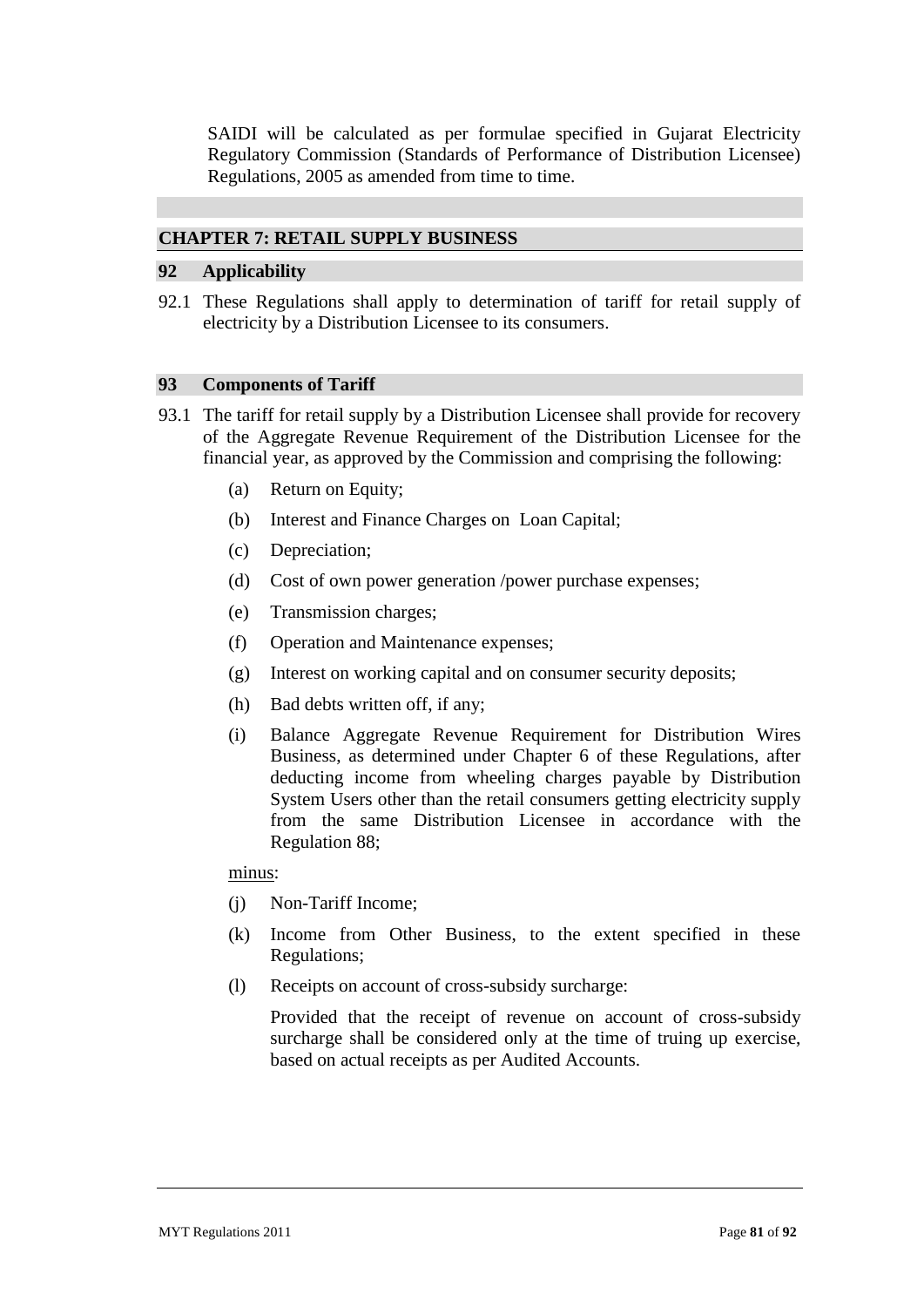SAIDI will be calculated as per formulae specified in Gujarat Electricity Regulatory Commission (Standards of Performance of Distribution Licensee) Regulations, 2005 as amended from time to time.

## CHAPTER 7: RETAIL SUPPLY BUSINESS

### 92 Applicability

92.1 These Regulations shall apply to determination of tariff for retail supply of electricity by a Distribution Licensee to its consumers.

### 93 Components of Tariff

93.1 The tariff for retail supply by a Distribution Licensee shall provide for recovery of the Aggregate Revenue Requirement of the Distribution Licensee for the financial year, as approved by the Commission and comprising the following:

(a) Return on Equity;

(b) Interest and Finance Charges on Loan Capital;

(c) Depreciation;

(d) Cost of own power generation /power purchase expenses;

(e) Transmission charges;

(f) Operation and Maintenance expenses;

(g) Interest on working capital and on consumer security deposits;

(h) Bad debts written off, if any;

(i) Balance Aggregate Revenue Requirement for Distribution Wires Business, as determined under Chapter 6 of these Regulations, after deducting income from wheeling charges payable by Distribution System Users other than the retail consumers getting electricity supply from the same Distribution Licensee in accordance with the Regulation 88;

<u>minus</u>:

(j) Non-Tariff Income;

(k) Income from Other Business, to the extent specified in these Regulations;

(l) Receipts on account of cross-subsidy surcharge:

Provided that the receipt of revenue on account of cross-subsidy surcharge shall be considered only at the time of truing up exercise, based on actual receipts as per Audited Accounts.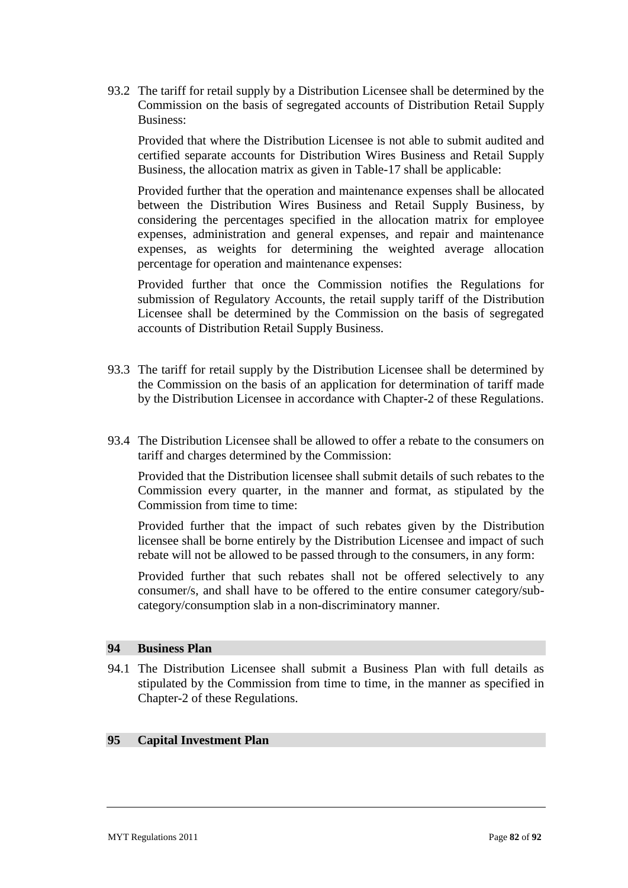93.2 The tariff for retail supply by a Distribution Licensee shall be determined by the Commission on the basis of segregated accounts of Distribution Retail Supply Business:

Provided that where the Distribution Licensee is not able to submit audited and certified separate accounts for Distribution Wires Business and Retail Supply Business, the allocation matrix as given in Table-17 shall be applicable:

Provided further that the operation and maintenance expenses shall be allocated between the Distribution Wires Business and Retail Supply Business, by considering the percentages specified in the allocation matrix for employee expenses, administration and general expenses, and repair and maintenance expenses, as weights for determining the weighted average allocation percentage for operation and maintenance expenses:

Provided further that once the Commission notifies the Regulations for submission of Regulatory Accounts, the retail supply tariff of the Distribution Licensee shall be determined by the Commission on the basis of segregated accounts of Distribution Retail Supply Business.

93.3 The tariff for retail supply by the Distribution Licensee shall be determined by the Commission on the basis of an application for determination of tariff made by the Distribution Licensee in accordance with Chapter-2 of these Regulations.

93.4 The Distribution Licensee shall be allowed to offer a rebate to the consumers on tariff and charges determined by the Commission:

Provided that the Distribution licensee shall submit details of such rebates to the Commission every quarter, in the manner and format, as stipulated by the Commission from time to time:

Provided further that the impact of such rebates given by the Distribution licensee shall be borne entirely by the Distribution Licensee and impact of such rebate will not be allowed to be passed through to the consumers, in any form:

Provided further that such rebates shall not be offered selectively to any consumer/s, and shall have to be offered to the entire consumer category/sub-category/consumption slab in a non-discriminatory manner.

## 94 Business Plan

94.1 The Distribution Licensee shall submit a Business Plan with full details as stipulated by the Commission from time to time, in the manner as specified in Chapter-2 of these Regulations.

## 95 Capital Investment Plan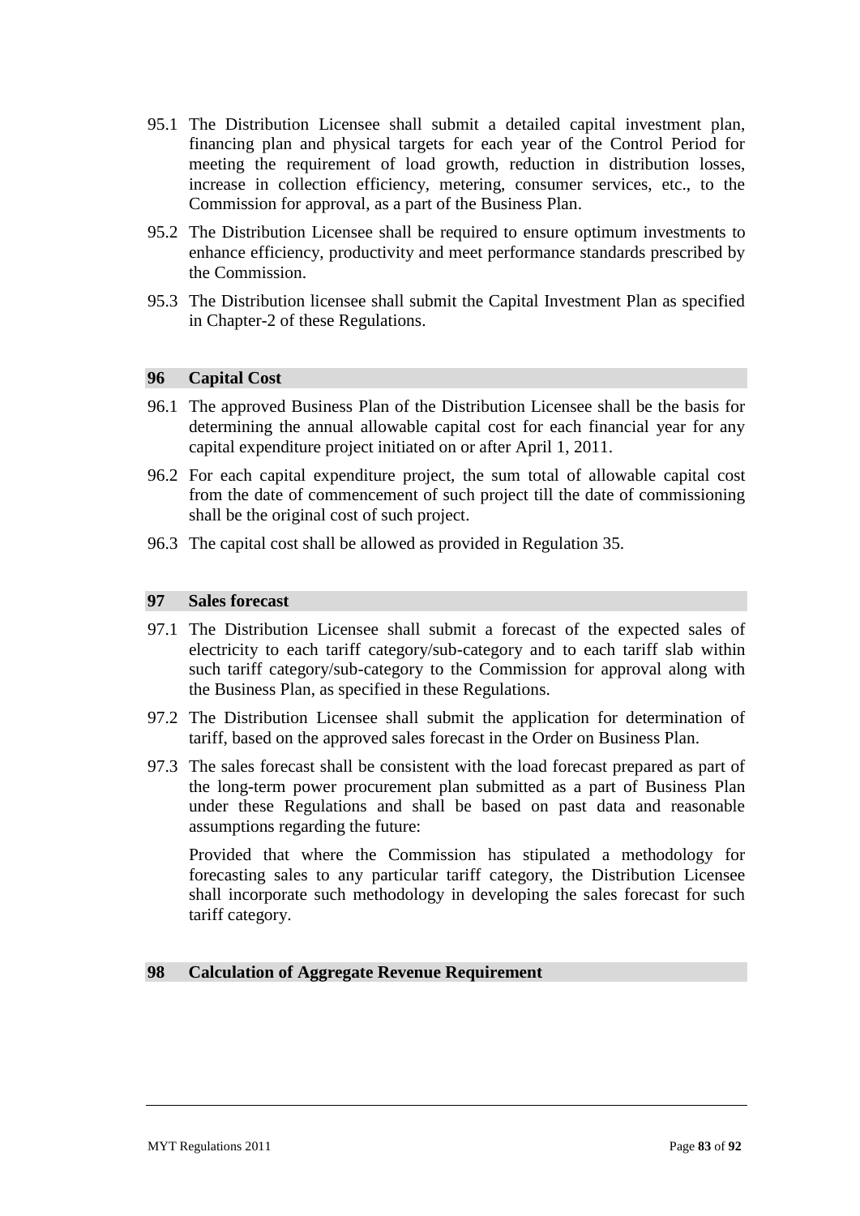95.1 The Distribution Licensee shall submit a detailed capital investment plan, financing plan and physical targets for each year of the Control Period for meeting the requirement of load growth, reduction in distribution losses, increase in collection efficiency, metering, consumer services, etc., to the Commission for approval, as a part of the Business Plan.

95.2 The Distribution Licensee shall be required to ensure optimum investments to enhance efficiency, productivity and meet performance standards prescribed by the Commission.

95.3 The Distribution licensee shall submit the Capital Investment Plan as specified in Chapter-2 of these Regulations.

## 96 Capital Cost

96.1 The approved Business Plan of the Distribution Licensee shall be the basis for determining the annual allowable capital cost for each financial year for any capital expenditure project initiated on or after April 1, 2011.

96.2 For each capital expenditure project, the sum total of allowable capital cost from the date of commencement of such project till the date of commissioning shall be the original cost of such project.

96.3 The capital cost shall be allowed as provided in Regulation 35.

## 97 Sales forecast

97.1 The Distribution Licensee shall submit a forecast of the expected sales of electricity to each tariff category/sub-category and to each tariff slab within such tariff category/sub-category to the Commission for approval along with the Business Plan, as specified in these Regulations.

97.2 The Distribution Licensee shall submit the application for determination of tariff, based on the approved sales forecast in the Order on Business Plan.

97.3 The sales forecast shall be consistent with the load forecast prepared as part of the long-term power procurement plan submitted as a part of Business Plan under these Regulations and shall be based on past data and reasonable assumptions regarding the future:

Provided that where the Commission has stipulated a methodology for forecasting sales to any particular tariff category, the Distribution Licensee shall incorporate such methodology in developing the sales forecast for such tariff category.

## 98 Calculation of Aggregate Revenue Requirement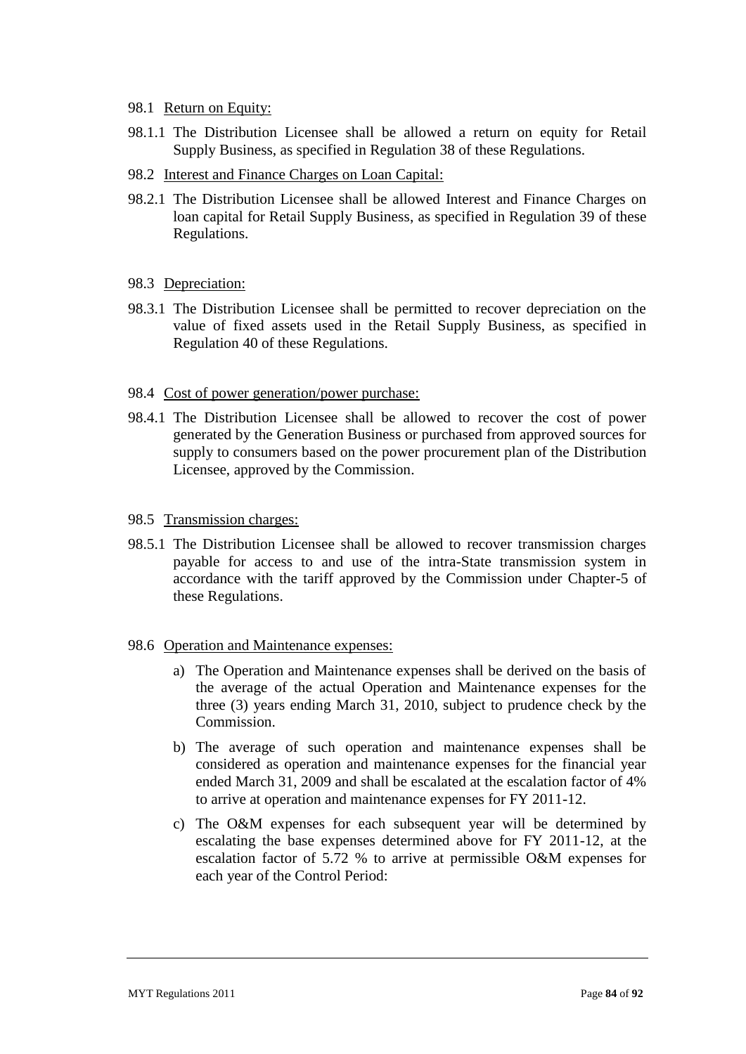98.1 <u>Return on Equity:</u>

98.1.1 The Distribution Licensee shall be allowed a return on equity for Retail Supply Business, as specified in Regulation 38 of these Regulations.

98.2 <u>Interest and Finance Charges on Loan Capital:</u>

98.2.1 The Distribution Licensee shall be allowed Interest and Finance Charges on loan capital for Retail Supply Business, as specified in Regulation 39 of these Regulations.

98.3 <u>Depreciation:</u>

98.3.1 The Distribution Licensee shall be permitted to recover depreciation on the value of fixed assets used in the Retail Supply Business, as specified in Regulation 40 of these Regulations.

98.4 <u>Cost of power generation/power purchase:</u>

98.4.1 The Distribution Licensee shall be allowed to recover the cost of power generated by the Generation Business or purchased from approved sources for supply to consumers based on the power procurement plan of the Distribution Licensee, approved by the Commission.

98.5 <u>Transmission charges:</u>

98.5.1 The Distribution Licensee shall be allowed to recover transmission charges payable for access to and use of the intra-State transmission system in accordance with the tariff approved by the Commission under Chapter-5 of these Regulations.

98.6 <u>Operation and Maintenance expenses:</u>

a) The Operation and Maintenance expenses shall be derived on the basis of the average of the actual Operation and Maintenance expenses for the three (3) years ending March 31, 2010, subject to prudence check by the Commission.

b) The average of such operation and maintenance expenses shall be considered as operation and maintenance expenses for the financial year ended March 31, 2009 and shall be escalated at the escalation factor of 4% to arrive at operation and maintenance expenses for FY 2011-12.

c) The O&M expenses for each subsequent year will be determined by escalating the base expenses determined above for FY 2011-12, at the escalation factor of 5.72 % to arrive at permissible O&M expenses for each year of the Control Period: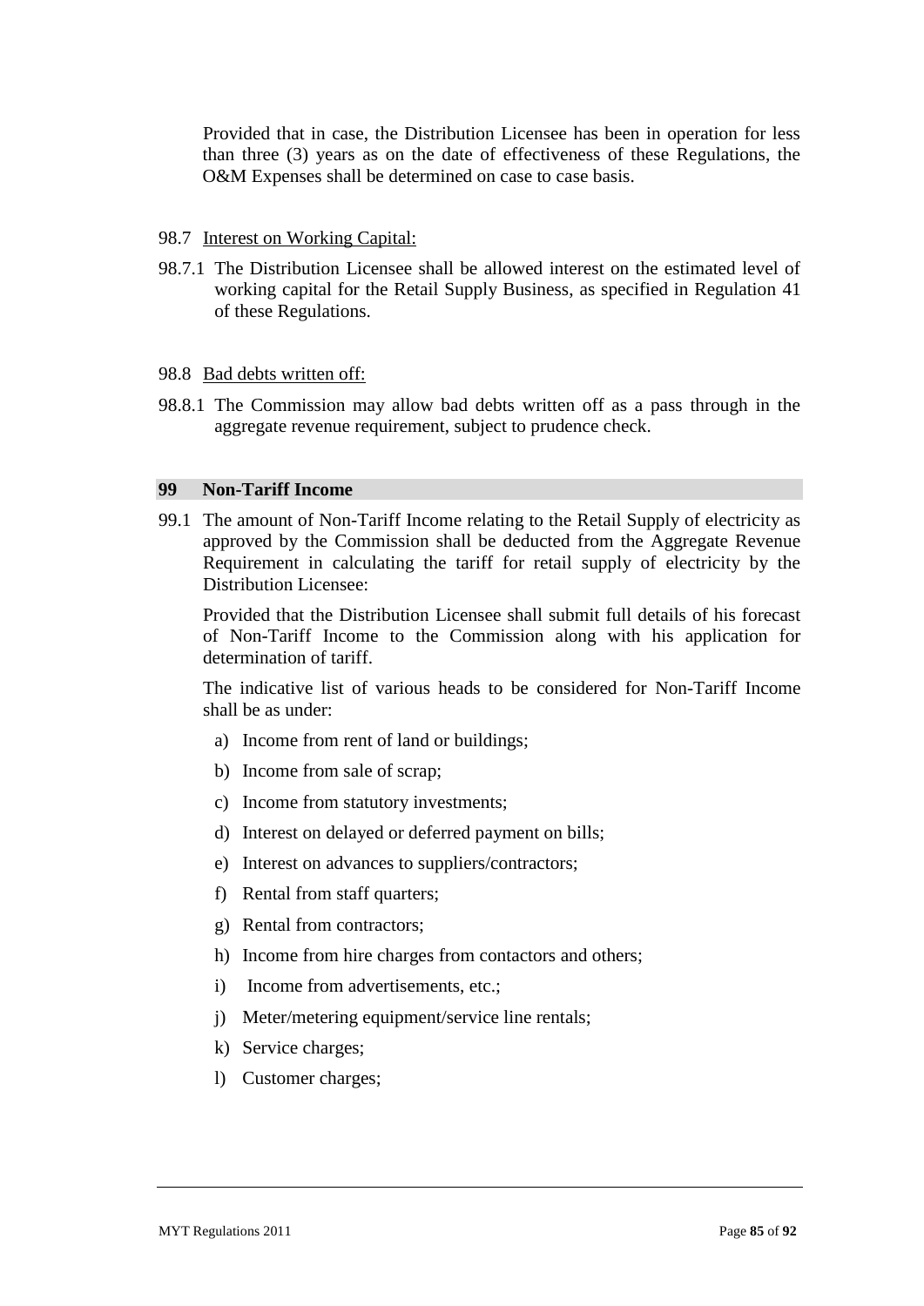Provided that in case, the Distribution Licensee has been in operation for less than three (3) years as on the date of effectiveness of these Regulations, the O&M Expenses shall be determined on case to case basis.

98.7 Interest on Working Capital:

98.7.1 The Distribution Licensee shall be allowed interest on the estimated level of working capital for the Retail Supply Business, as specified in Regulation 41 of these Regulations.

98.8 Bad debts written off:

98.8.1 The Commission may allow bad debts written off as a pass through in the aggregate revenue requirement, subject to prudence check.

## 99 Non-Tariff Income

99.1 The amount of Non-Tariff Income relating to the Retail Supply of electricity as approved by the Commission shall be deducted from the Aggregate Revenue Requirement in calculating the tariff for retail supply of electricity by the Distribution Licensee:

Provided that the Distribution Licensee shall submit full details of his forecast of Non-Tariff Income to the Commission along with his application for determination of tariff.

The indicative list of various heads to be considered for Non-Tariff Income shall be as under:

a) Income from rent of land or buildings;

b) Income from sale of scrap;

c) Income from statutory investments;

d) Interest on delayed or deferred payment on bills;

e) Interest on advances to suppliers/contractors;

f) Rental from staff quarters;

g) Rental from contractors;

h) Income from hire charges from contactors and others;

i) Income from advertisements, etc.;

j) Meter/metering equipment/service line rentals;

k) Service charges;

l) Customer charges;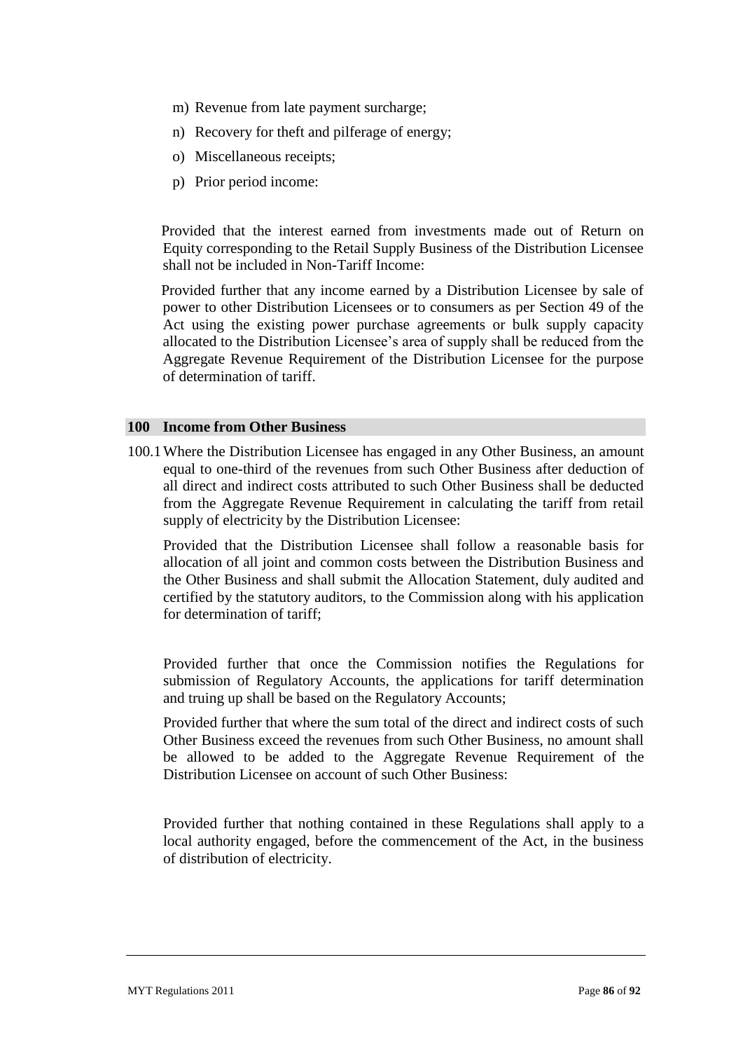m) Revenue from late payment surcharge;

n) Recovery for theft and pilferage of energy;

o) Miscellaneous receipts;

p) Prior period income:

Provided that the interest earned from investments made out of Return on Equity corresponding to the Retail Supply Business of the Distribution Licensee shall not be included in Non-Tariff Income:

Provided further that any income earned by a Distribution Licensee by sale of power to other Distribution Licensees or to consumers as per Section 49 of the Act using the existing power purchase agreements or bulk supply capacity allocated to the Distribution Licensee's area of supply shall be reduced from the Aggregate Revenue Requirement of the Distribution Licensee for the purpose of determination of tariff.

## 100 Income from Other Business

100.1 Where the Distribution Licensee has engaged in any Other Business, an amount equal to one-third of the revenues from such Other Business after deduction of all direct and indirect costs attributed to such Other Business shall be deducted from the Aggregate Revenue Requirement in calculating the tariff from retail supply of electricity by the Distribution Licensee:

Provided that the Distribution Licensee shall follow a reasonable basis for allocation of all joint and common costs between the Distribution Business and the Other Business and shall submit the Allocation Statement, duly audited and certified by the statutory auditors, to the Commission along with his application for determination of tariff;

Provided further that once the Commission notifies the Regulations for submission of Regulatory Accounts, the applications for tariff determination and truing up shall be based on the Regulatory Accounts;

Provided further that where the sum total of the direct and indirect costs of such Other Business exceed the revenues from such Other Business, no amount shall be allowed to be added to the Aggregate Revenue Requirement of the Distribution Licensee on account of such Other Business:

Provided further that nothing contained in these Regulations shall apply to a local authority engaged, before the commencement of the Act, in the business of distribution of electricity.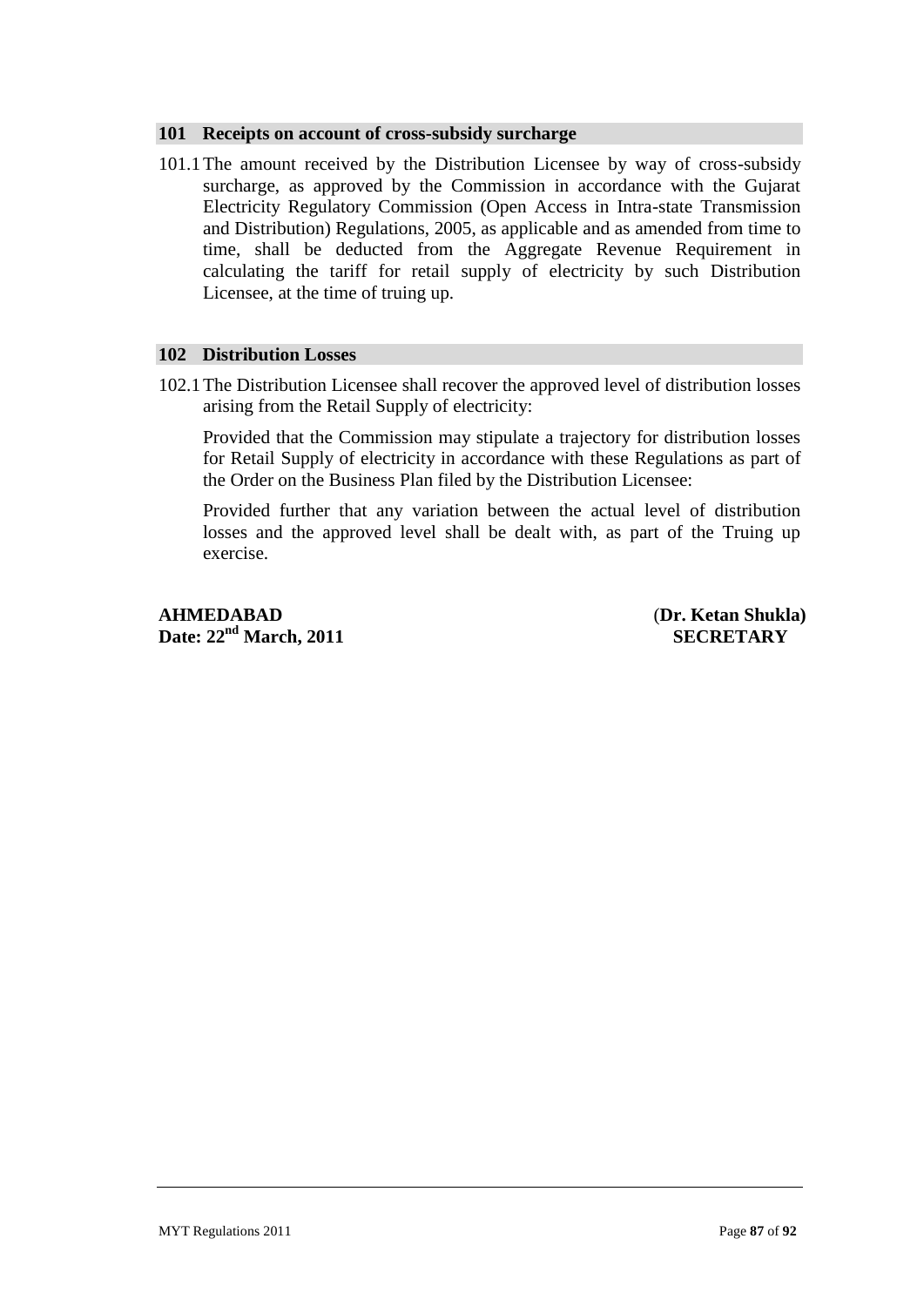## 101 Receipts on account of cross-subsidy surcharge

101.1 The amount received by the Distribution Licensee by way of cross-subsidy surcharge, as approved by the Commission in accordance with the Gujarat Electricity Regulatory Commission (Open Access in Intra-state Transmission and Distribution) Regulations, 2005, as applicable and as amended from time to time, shall be deducted from the Aggregate Revenue Requirement in calculating the tariff for retail supply of electricity by such Distribution Licensee, at the time of truing up.

## 102 Distribution Losses

102.1 The Distribution Licensee shall recover the approved level of distribution losses arising from the Retail Supply of electricity:

Provided that the Commission may stipulate a trajectory for distribution losses for Retail Supply of electricity in accordance with these Regulations as part of the Order on the Business Plan filed by the Distribution Licensee:

Provided further that any variation between the actual level of distribution losses and the approved level shall be dealt with, as part of the Truing up exercise.

**AHMEDABAD**
**Date: 22nd March, 2011**

**(Dr. Ketan Shukla)**
**SECRETARY**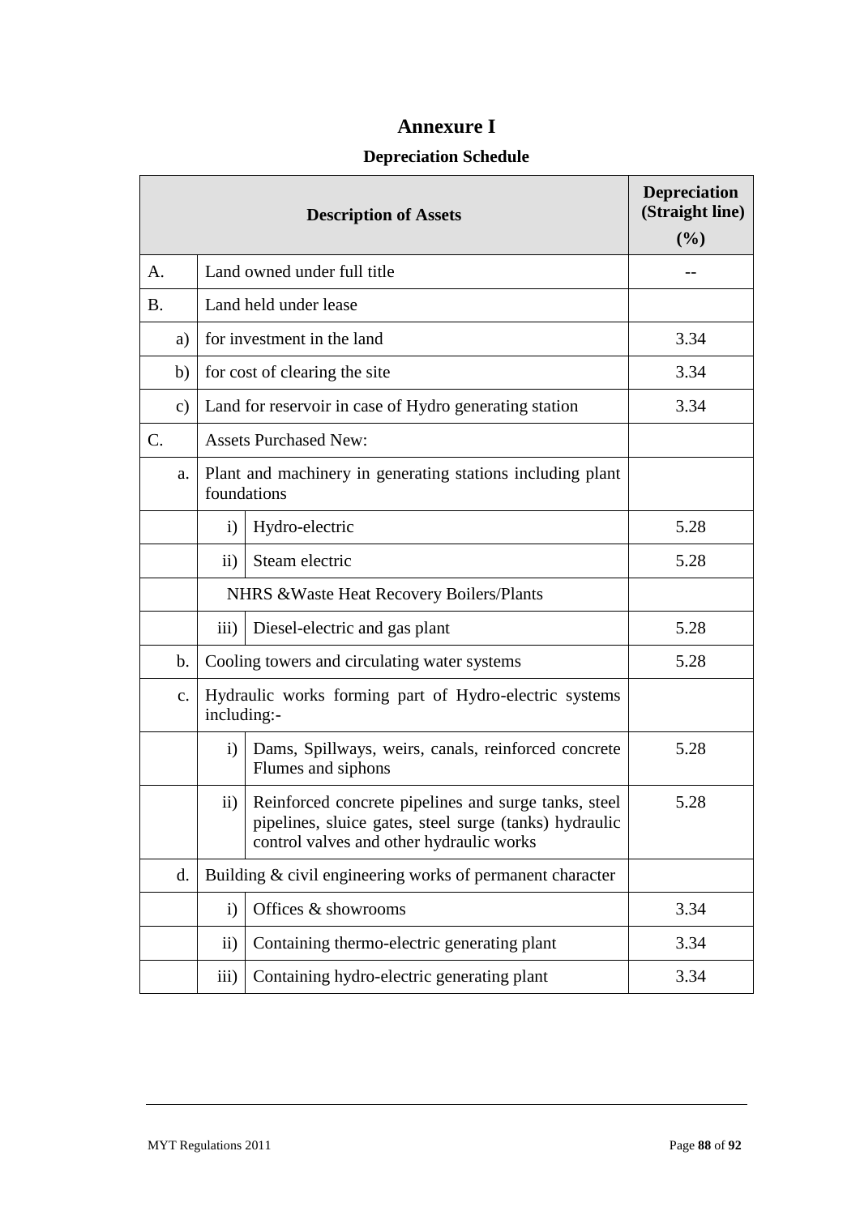# Annexure I

## Depreciation Schedule

| Description of Assets | | | Depreciation (Straight line) (%) |
|---|---|---|---|
| A. | Land owned under full title | | -- |
| B. | Land held under lease | | |
| a) | for investment in the land | | 3.34 |
| b) | for cost of clearing the site | | 3.34 |
| c) | Land for reservoir in case of Hydro generating station | | 3.34 |
| C. | Assets Purchased New: | | |
| a. | Plant and machinery in generating stations including plant foundations | | |
| | i) | Hydro-electric | 5.28 |
| | ii) | Steam electric | 5.28 |
| | NHRS &Waste Heat Recovery Boilers/Plants | | |
| | iii) | Diesel-electric and gas plant | 5.28 |
| b. | Cooling towers and circulating water systems | | 5.28 |
| c. | Hydraulic works forming part of Hydro-electric systems including:- | | |
| | i) | Dams, Spillways, weirs, canals, reinforced concrete Flumes and siphons | 5.28 |
| | ii) | Reinforced concrete pipelines and surge tanks, steel pipelines, sluice gates, steel surge (tanks) hydraulic control valves and other hydraulic works | 5.28 |
| d. | Building & civil engineering works of permanent character | | |
| | i) | Offices & showrooms | 3.34 |
| | ii) | Containing thermo-electric generating plant | 3.34 |
| | iii) | Containing hydro-electric generating plant | 3.34 |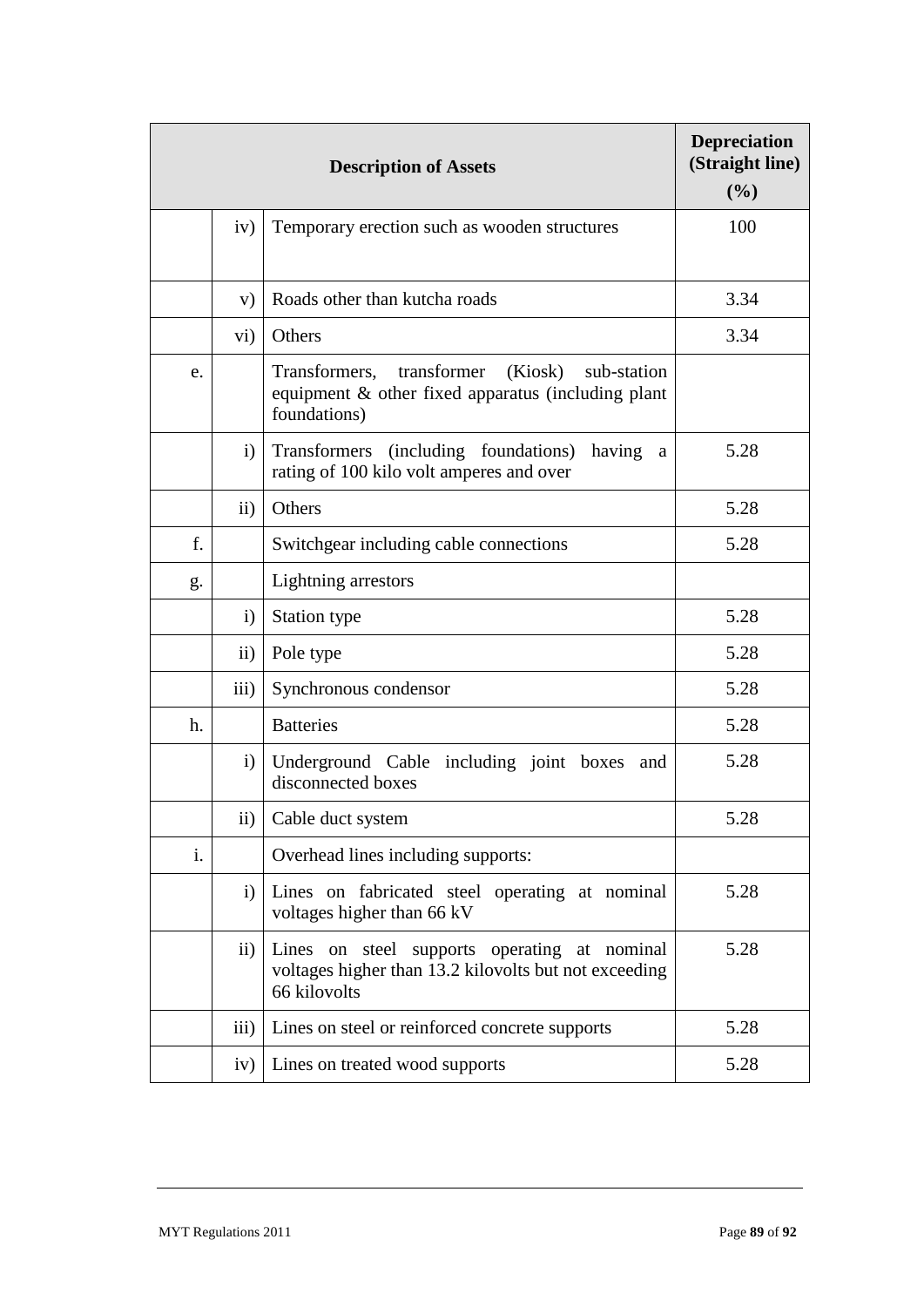| Description of Assets | | | Depreciation (Straight line) (%) |
|---|---|---|---|
| | iv) | Temporary erection such as wooden structures | 100 |
| | v) | Roads other than kutcha roads | 3.34 |
| | vi) | Others | 3.34 |
| e. | | Transformers, transformer (Kiosk) sub-station equipment & other fixed apparatus (including plant foundations) | |
| | i) | Transformers (including foundations) having a rating of 100 kilo volt amperes and over | 5.28 |
| | ii) | Others | 5.28 |
| f. | | Switchgear including cable connections | 5.28 |
| g. | | Lightning arrestors | |
| | i) | Station type | 5.28 |
| | ii) | Pole type | 5.28 |
| | iii) | Synchronous condensor | 5.28 |
| h. | | Batteries | 5.28 |
| | i) | Underground Cable including joint boxes and disconnected boxes | 5.28 |
| | ii) | Cable duct system | 5.28 |
| i. | | Overhead lines including supports: | |
| | i) | Lines on fabricated steel operating at nominal voltages higher than 66 kV | 5.28 |
| | ii) | Lines on steel supports operating at nominal voltages higher than 13.2 kilovolts but not exceeding 66 kilovolts | 5.28 |
| | iii) | Lines on steel or reinforced concrete supports | 5.28 |
| | iv) | Lines on treated wood supports | 5.28 |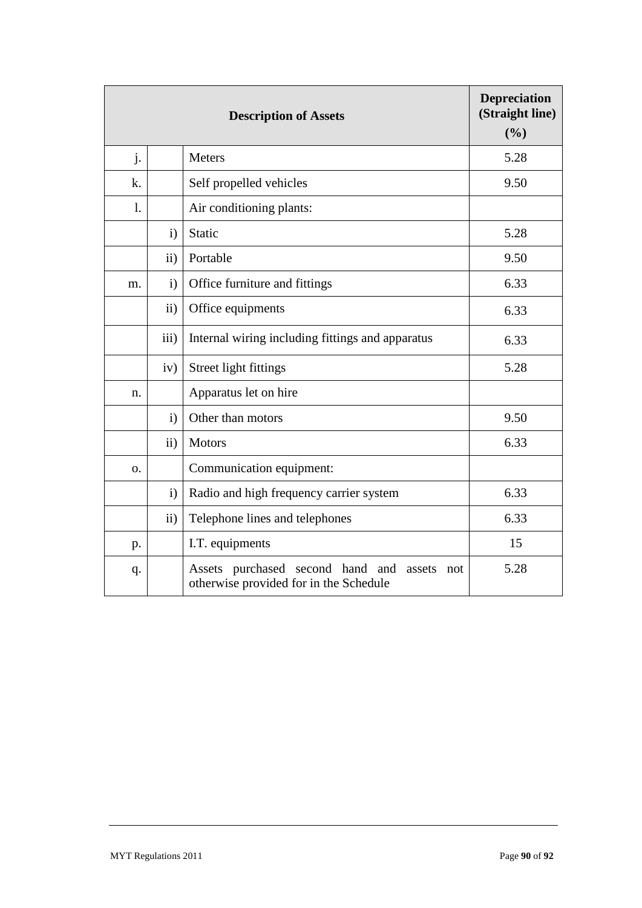| Description of Assets | | | Depreciation (Straight line) (%) |
|---|---|---|---|
| j. | | Meters | 5.28 |
| k. | | Self propelled vehicles | 9.50 |
| l. | | Air conditioning plants: | |
| | i) | Static | 5.28 |
| | ii) | Portable | 9.50 |
| m. | i) | Office furniture and fittings | 6.33 |
| | ii) | Office equipments | 6.33 |
| | iii) | Internal wiring including fittings and apparatus | 6.33 |
| | iv) | Street light fittings | 5.28 |
| n. | | Apparatus let on hire | |
| | i) | Other than motors | 9.50 |
| | ii) | Motors | 6.33 |
| o. | | Communication equipment: | |
| | i) | Radio and high frequency carrier system | 6.33 |
| | ii) | Telephone lines and telephones | 6.33 |
| p. | | I.T. equipments | 15 |
| q. | | Assets purchased second hand and assets not otherwise provided for in the Schedule | 5.28 |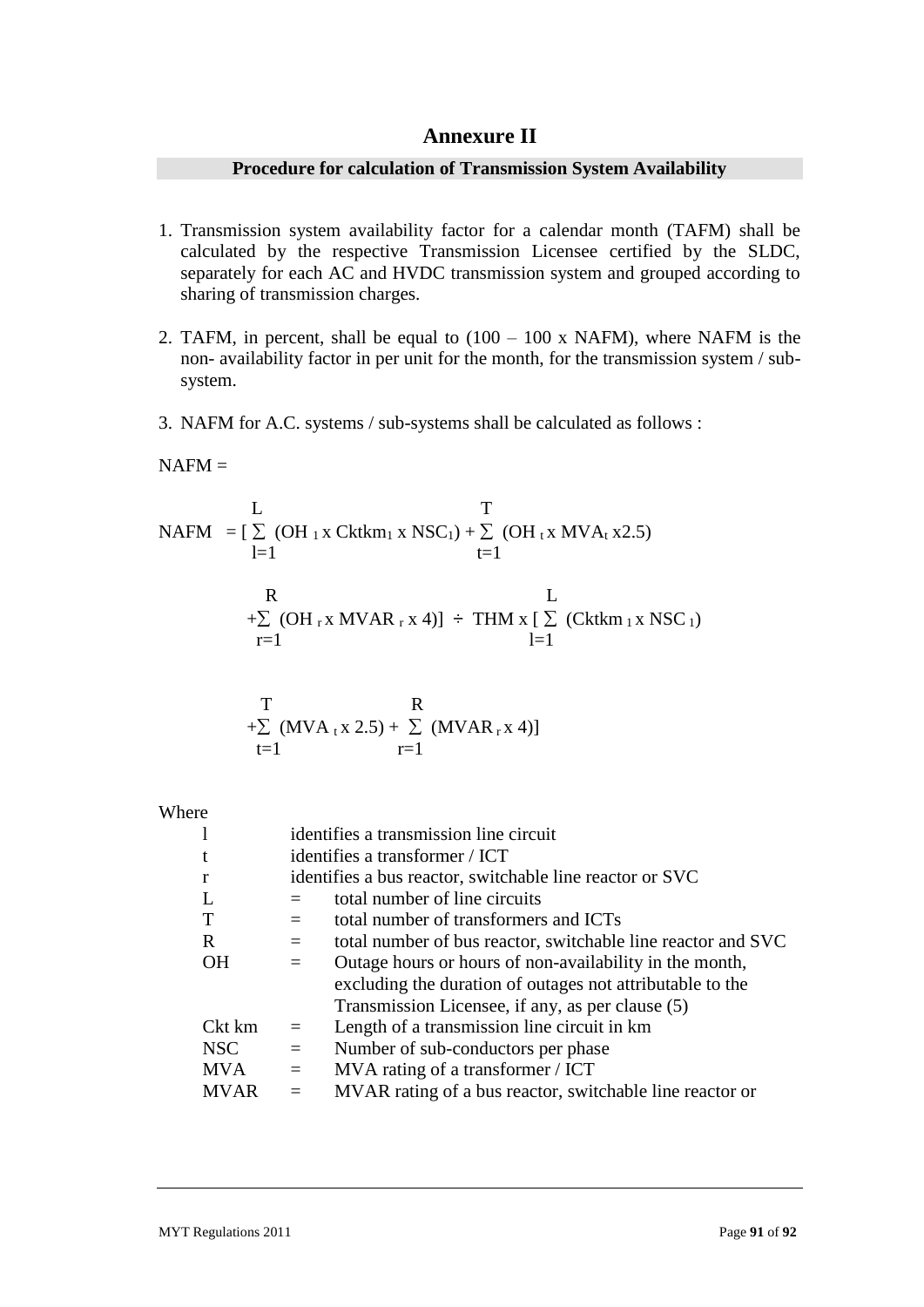# Annexure II

## Procedure for calculation of Transmission System Availability

1. Transmission system availability factor for a calendar month (TAFM) shall be calculated by the respective Transmission Licensee certified by the SLDC, separately for each AC and HVDC transmission system and grouped according to sharing of transmission charges.

2. TAFM, in percent, shall be equal to (100 – 100 x NAFM), where NAFM is the non- availability factor in per unit for the month, for the transmission system / sub-system.

3. NAFM for A.C. systems / sub-systems shall be calculated as follows :

NAFM =

$$NAFM = \left[ \sum_{l=1}^{L} (OH_l \times Cktkm_l \times NSC_l) + \sum_{t=1}^{T} (OH_t \times MVA_t \times 2.5) + \sum_{r=1}^{R} (OH_r \times MVAR_r \times 4) \right] \div THM \times \left[ \sum_{l=1}^{L} (Cktkm_l \times NSC_l) + \sum_{t=1}^{T} (MVA_t \times 2.5) + \sum_{r=1}^{R} (MVAR_r \times 4) \right]$$

Where

| | | |
|---|---|---|
| l | | identifies a transmission line circuit |
| t | | identifies a transformer / ICT |
| r | | identifies a bus reactor, switchable line reactor or SVC |
| L | = | total number of line circuits |
| T | = | total number of transformers and ICTs |
| R | = | total number of bus reactor, switchable line reactor and SVC |
| OH | = | Outage hours or hours of non-availability in the month, excluding the duration of outages not attributable to the Transmission Licensee, if any, as per clause (5) |
| Ckt km | = | Length of a transmission line circuit in km |
| NSC | = | Number of sub-conductors per phase |
| MVA | = | MVA rating of a transformer / ICT |
| MVAR | = | MVAR rating of a bus reactor, switchable line reactor or |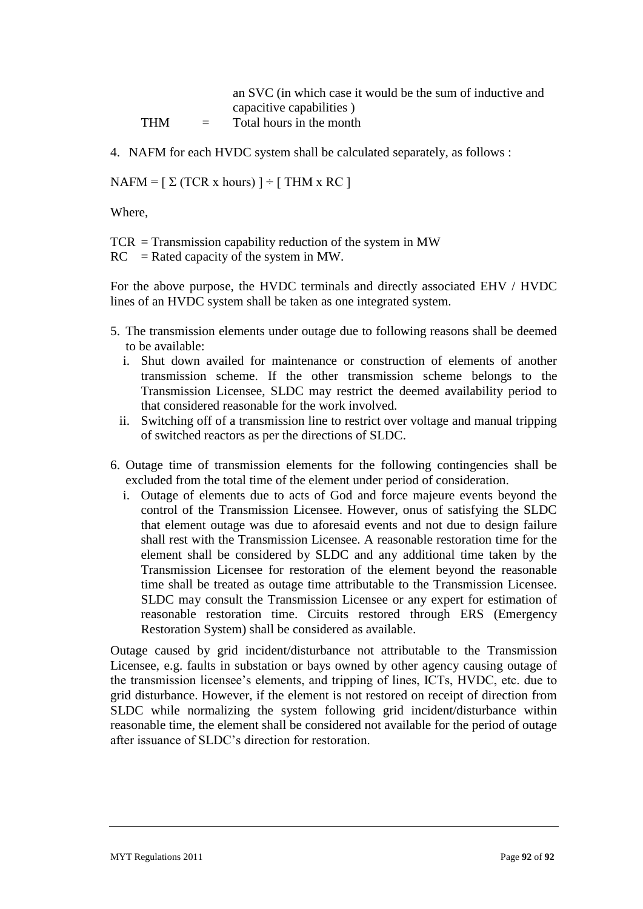an SVC (in which case it would be the sum of inductive and capacitive capabilities )

THM = Total hours in the month

4. NAFM for each HVDC system shall be calculated separately, as follows :

$$NAFM = [\ \Sigma\ (TCR \times hours)\ ] \div [\ THM \times RC\ ]$$

Where,

TCR = Transmission capability reduction of the system in MW

RC = Rated capacity of the system in MW.

For the above purpose, the HVDC terminals and directly associated EHV / HVDC lines of an HVDC system shall be taken as one integrated system.

5. The transmission elements under outage due to following reasons shall be deemed to be available:
   i. Shut down availed for maintenance or construction of elements of another transmission scheme. If the other transmission scheme belongs to the Transmission Licensee, SLDC may restrict the deemed availability period to that considered reasonable for the work involved.
   ii. Switching off of a transmission line to restrict over voltage and manual tripping of switched reactors as per the directions of SLDC.

6. Outage time of transmission elements for the following contingencies shall be excluded from the total time of the element under period of consideration.
   i. Outage of elements due to acts of God and force majeure events beyond the control of the Transmission Licensee. However, onus of satisfying the SLDC that element outage was due to aforesaid events and not due to design failure shall rest with the Transmission Licensee. A reasonable restoration time for the element shall be considered by SLDC and any additional time taken by the Transmission Licensee for restoration of the element beyond the reasonable time shall be treated as outage time attributable to the Transmission Licensee. SLDC may consult the Transmission Licensee or any expert for estimation of reasonable restoration time. Circuits restored through ERS (Emergency Restoration System) shall be considered as available.

Outage caused by grid incident/disturbance not attributable to the Transmission Licensee, e.g. faults in substation or bays owned by other agency causing outage of the transmission licensee's elements, and tripping of lines, ICTs, HVDC, etc. due to grid disturbance. However, if the element is not restored on receipt of direction from SLDC while normalizing the system following grid incident/disturbance within reasonable time, the element shall be considered not available for the period of outage after issuance of SLDC's direction for restoration.